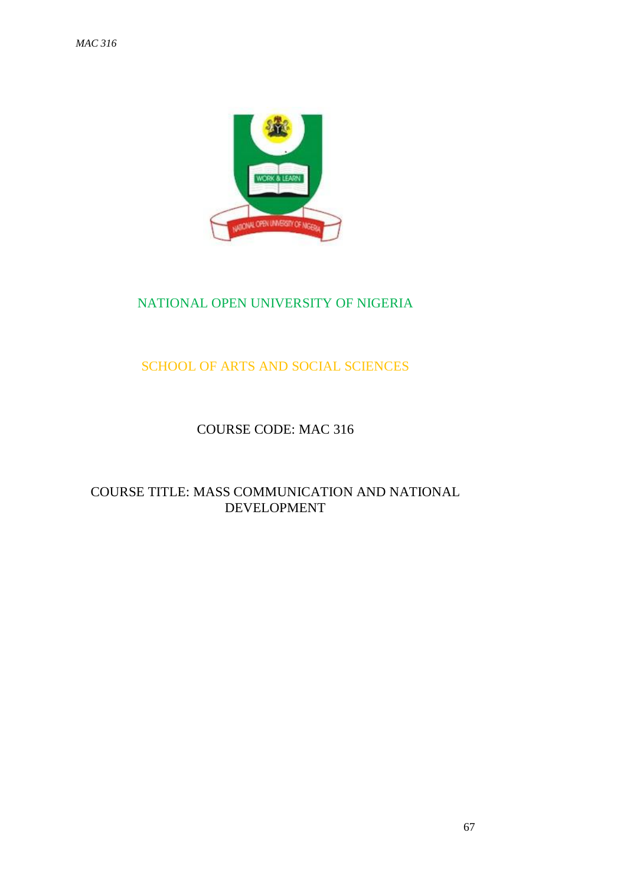NATIONAL OPEN UNIVERSITY OF NIGERIA

SCHOOL OF ARTS AND SOCIAL SCIENCES

COURSE CODE: MAC 316

COURSE TITLE: MASS COMMUNICATION AND NATIONAL DEVELOPMENT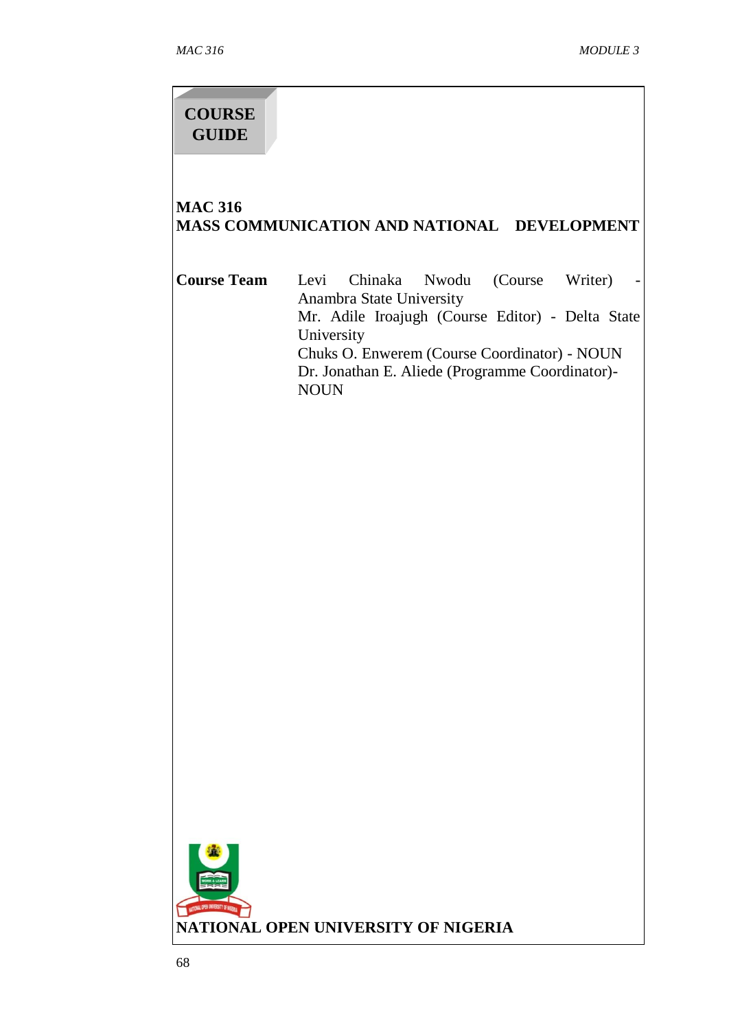**COURSE GUIDE**

# MAC 316
# MASS COMMUNICATION AND NATIONAL DEVELOPMENT

**Course Team**

Levi Chinaka Nwodu (Course Writer) - Anambra State University
Mr. Adile Iroajugh (Course Editor) - Delta State University
Chuks O. Enwerem (Course Coordinator) - NOUN
Dr. Jonathan E. Aliede (Programme Coordinator)- NOUN

**NATIONAL OPEN UNIVERSITY OF NIGERIA**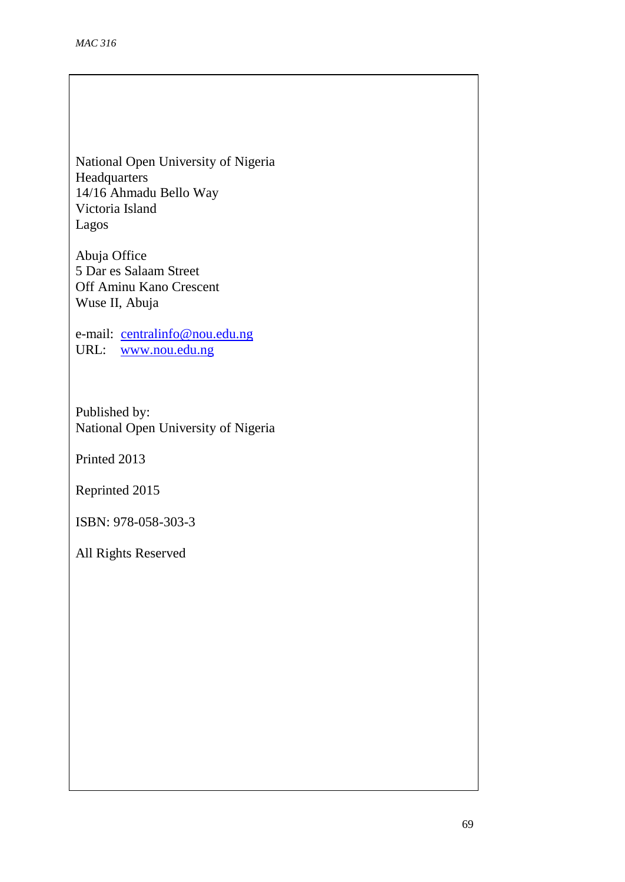National Open University of Nigeria
Headquarters
14/16 Ahmadu Bello Way
Victoria Island
Lagos

Abuja Office
5 Dar es Salaam Street
Off Aminu Kano Crescent
Wuse II, Abuja

e-mail: centralinfo@nou.edu.ng
URL: www.nou.edu.ng

Published by:
National Open University of Nigeria

Printed 2013

Reprinted 2015

ISBN: 978-058-303-3

All Rights Reserved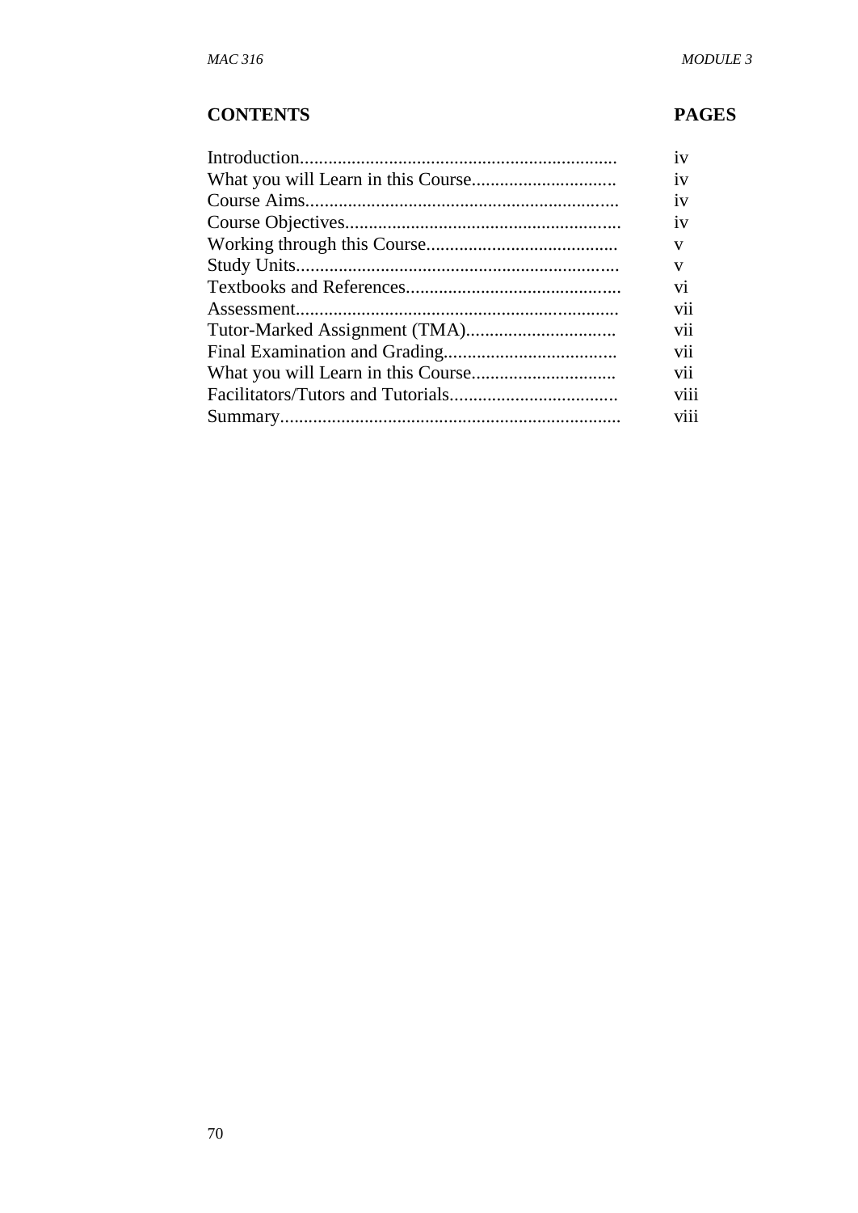| CONTENTS | PAGES |
|---|---|
| Introduction | iv |
| What you will Learn in this Course | iv |
| Course Aims | iv |
| Course Objectives | iv |
| Working through this Course | v |
| Study Units | v |
| Textbooks and References | vi |
| Assessment | vii |
| Tutor-Marked Assignment (TMA) | vii |
| Final Examination and Grading | vii |
| What you will Learn in this Course | vii |
| Facilitators/Tutors and Tutorials | viii |
| Summary | viii |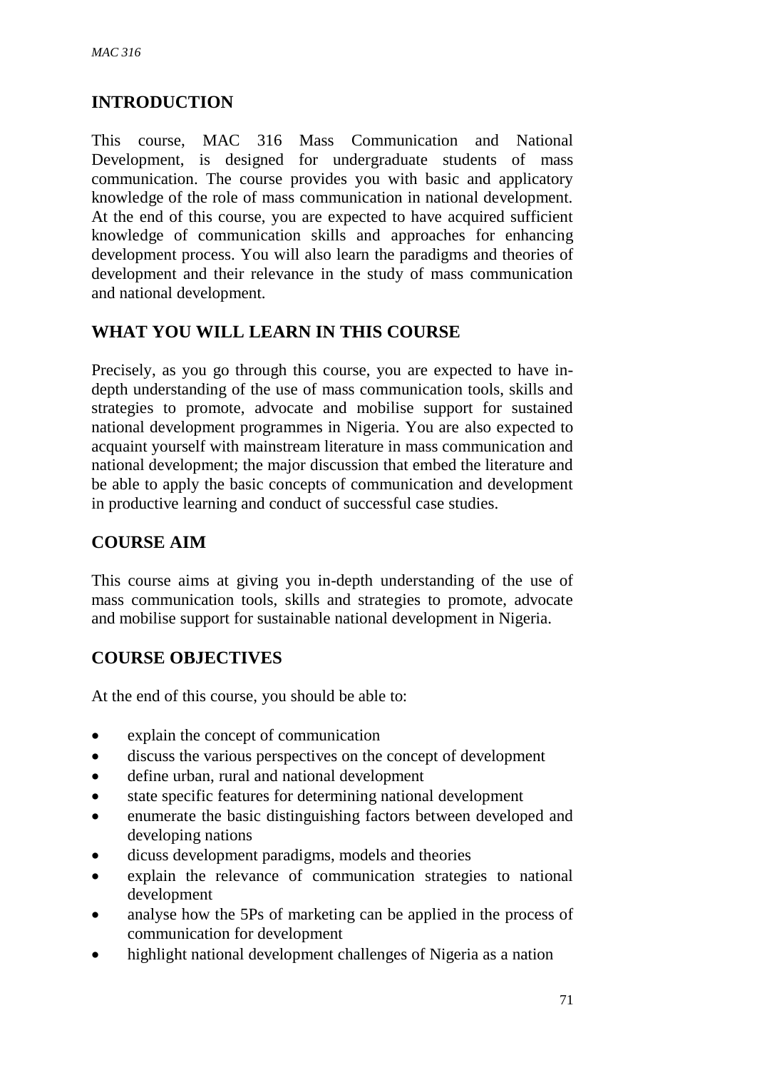## INTRODUCTION

This course, MAC 316 Mass Communication and National Development, is designed for undergraduate students of mass communication. The course provides you with basic and applicatory knowledge of the role of mass communication in national development. At the end of this course, you are expected to have acquired sufficient knowledge of communication skills and approaches for enhancing development process. You will also learn the paradigms and theories of development and their relevance in the study of mass communication and national development.

## WHAT YOU WILL LEARN IN THIS COURSE

Precisely, as you go through this course, you are expected to have in-depth understanding of the use of mass communication tools, skills and strategies to promote, advocate and mobilise support for sustained national development programmes in Nigeria. You are also expected to acquaint yourself with mainstream literature in mass communication and national development; the major discussion that embed the literature and be able to apply the basic concepts of communication and development in productive learning and conduct of successful case studies.

## COURSE AIM

This course aims at giving you in-depth understanding of the use of mass communication tools, skills and strategies to promote, advocate and mobilise support for sustainable national development in Nigeria.

## COURSE OBJECTIVES

At the end of this course, you should be able to:

- explain the concept of communication
- discuss the various perspectives on the concept of development
- define urban, rural and national development
- state specific features for determining national development
- enumerate the basic distinguishing factors between developed and developing nations
- dicuss development paradigms, models and theories
- explain the relevance of communication strategies to national development
- analyse how the 5Ps of marketing can be applied in the process of communication for development
- highlight national development challenges of Nigeria as a nation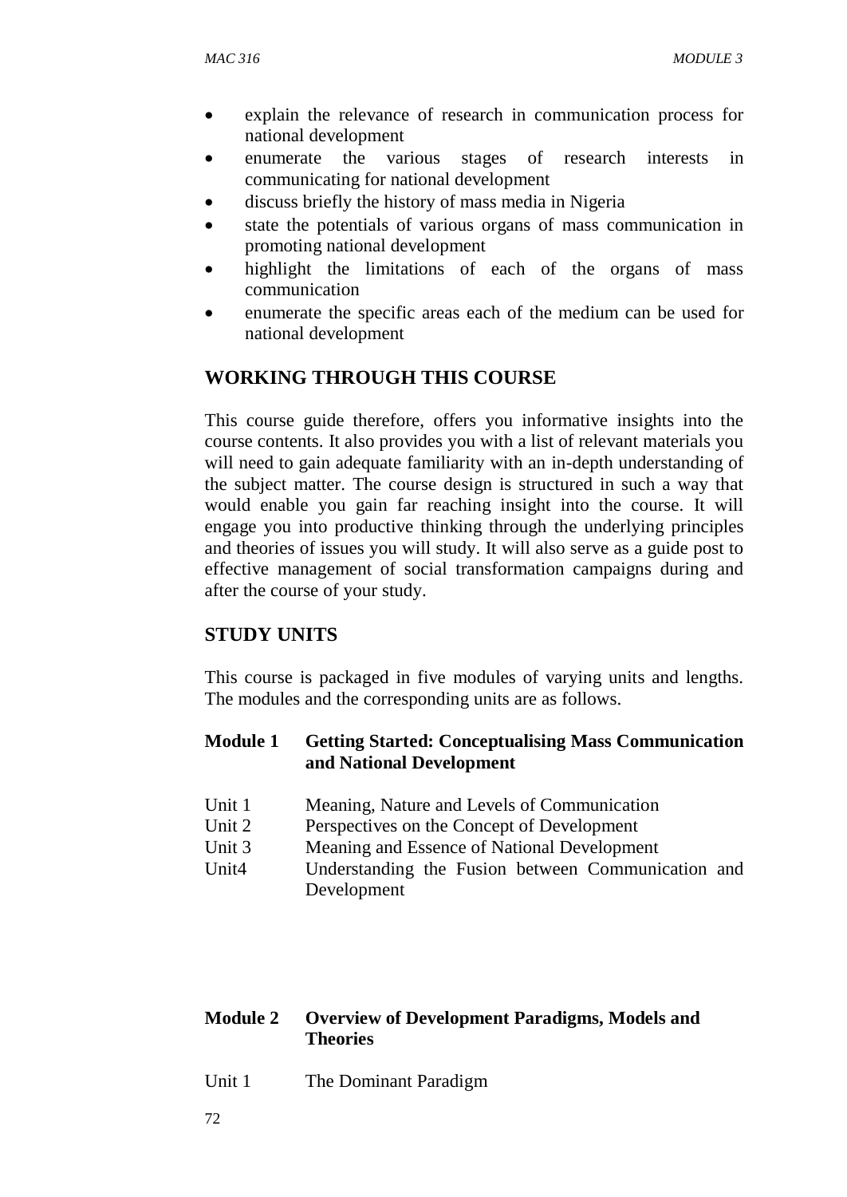- explain the relevance of research in communication process for national development
- enumerate the various stages of research interests in communicating for national development
- discuss briefly the history of mass media in Nigeria
- state the potentials of various organs of mass communication in promoting national development
- highlight the limitations of each of the organs of mass communication
- enumerate the specific areas each of the medium can be used for national development

## WORKING THROUGH THIS COURSE

This course guide therefore, offers you informative insights into the course contents. It also provides you with a list of relevant materials you will need to gain adequate familiarity with an in-depth understanding of the subject matter. The course design is structured in such a way that would enable you gain far reaching insight into the course. It will engage you into productive thinking through the underlying principles and theories of issues you will study. It will also serve as a guide post to effective management of social transformation campaigns during and after the course of your study.

## STUDY UNITS

This course is packaged in five modules of varying units and lengths. The modules and the corresponding units are as follows.

**Module 1 Getting Started: Conceptualising Mass Communication and National Development**

Unit 1 Meaning, Nature and Levels of Communication
Unit 2 Perspectives on the Concept of Development
Unit 3 Meaning and Essence of National Development
Unit4 Understanding the Fusion between Communication and Development

**Module 2 Overview of Development Paradigms, Models and Theories**

Unit 1 The Dominant Paradigm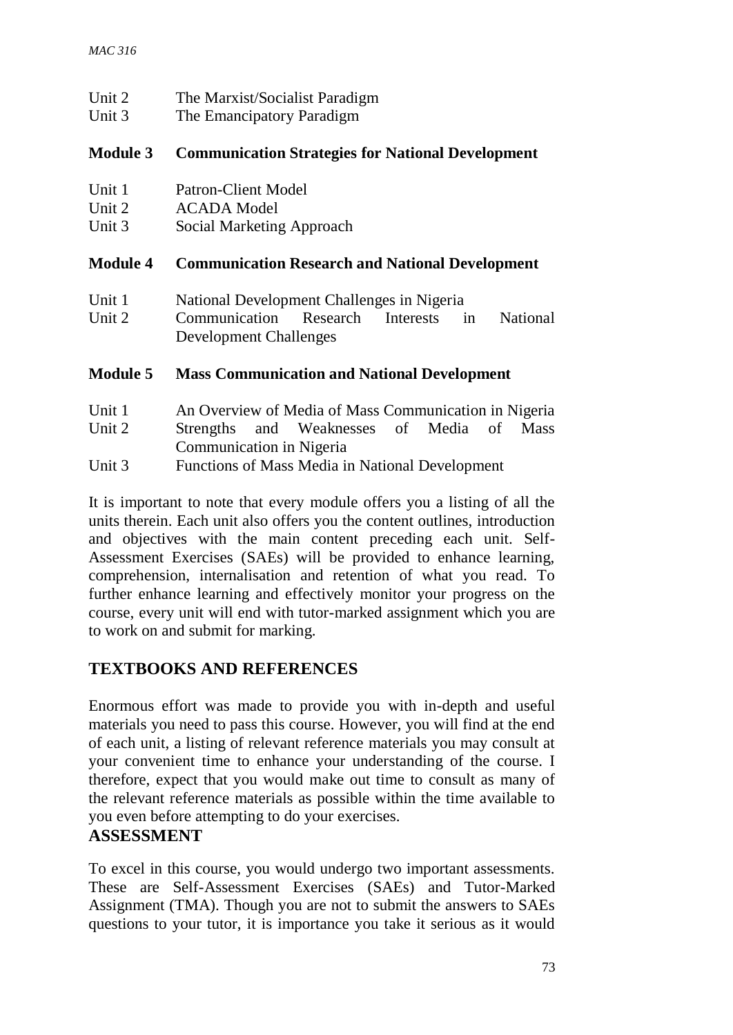Unit 2 The Marxist/Socialist Paradigm
Unit 3 The Emancipatory Paradigm

**Module 3 Communication Strategies for National Development**

Unit 1 Patron-Client Model
Unit 2 ACADA Model
Unit 3 Social Marketing Approach

**Module 4 Communication Research and National Development**

Unit 1 National Development Challenges in Nigeria
Unit 2 Communication Research Interests in National Development Challenges

**Module 5 Mass Communication and National Development**

Unit 1 An Overview of Media of Mass Communication in Nigeria
Unit 2 Strengths and Weaknesses of Media of Mass Communication in Nigeria
Unit 3 Functions of Mass Media in National Development

It is important to note that every module offers you a listing of all the units therein. Each unit also offers you the content outlines, introduction and objectives with the main content preceding each unit. Self-Assessment Exercises (SAEs) will be provided to enhance learning, comprehension, internalisation and retention of what you read. To further enhance learning and effectively monitor your progress on the course, every unit will end with tutor-marked assignment which you are to work on and submit for marking.

## TEXTBOOKS AND REFERENCES

Enormous effort was made to provide you with in-depth and useful materials you need to pass this course. However, you will find at the end of each unit, a listing of relevant reference materials you may consult at your convenient time to enhance your understanding of the course. I therefore, expect that you would make out time to consult as many of the relevant reference materials as possible within the time available to you even before attempting to do your exercises.

## ASSESSMENT

To excel in this course, you would undergo two important assessments. These are Self-Assessment Exercises (SAEs) and Tutor-Marked Assignment (TMA). Though you are not to submit the answers to SAEs questions to your tutor, it is importance you take it serious as it would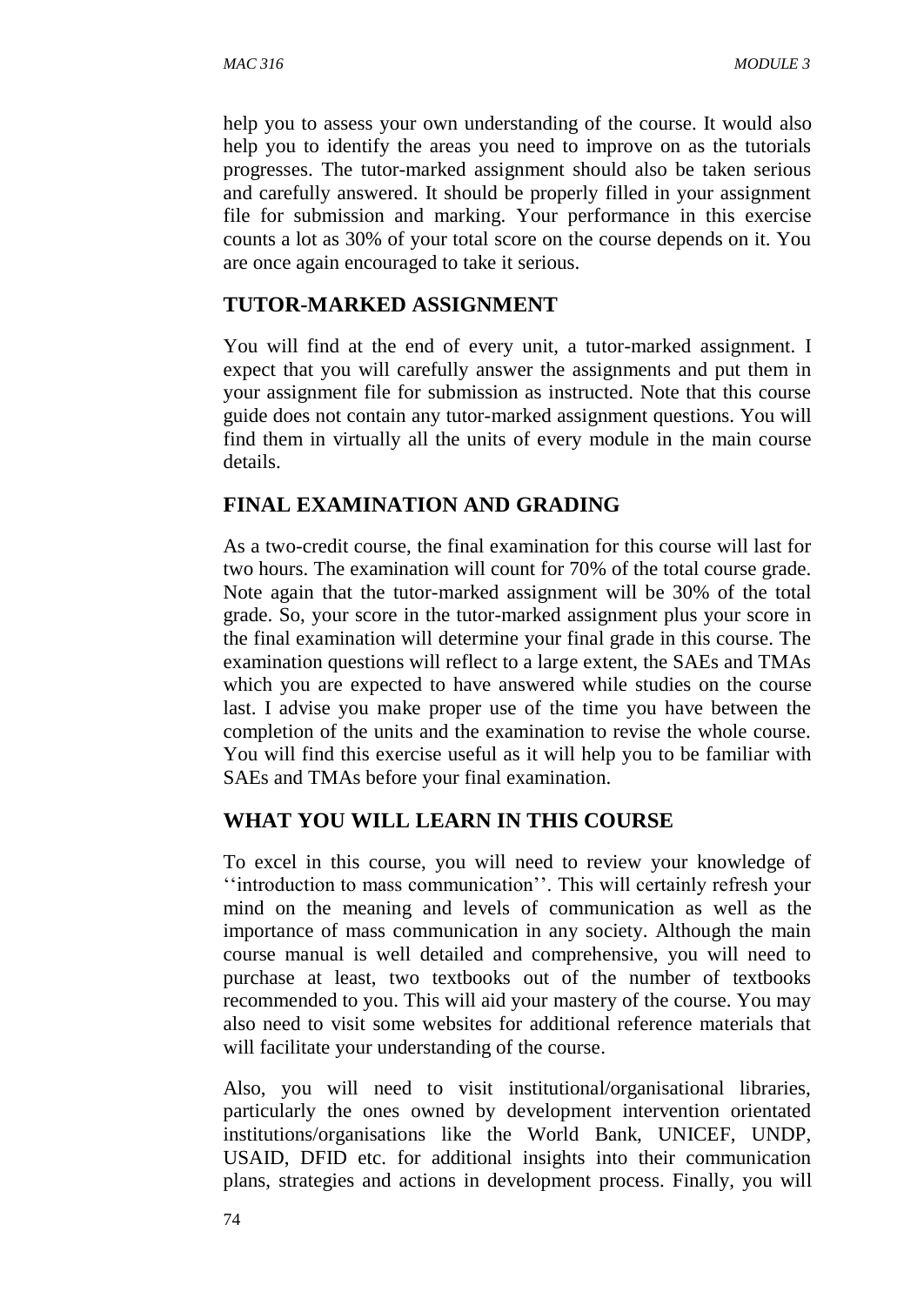help you to assess your own understanding of the course. It would also help you to identify the areas you need to improve on as the tutorials progresses. The tutor-marked assignment should also be taken serious and carefully answered. It should be properly filled in your assignment file for submission and marking. Your performance in this exercise counts a lot as 30% of your total score on the course depends on it. You are once again encouraged to take it serious.

## TUTOR-MARKED ASSIGNMENT

You will find at the end of every unit, a tutor-marked assignment. I expect that you will carefully answer the assignments and put them in your assignment file for submission as instructed. Note that this course guide does not contain any tutor-marked assignment questions. You will find them in virtually all the units of every module in the main course details.

## FINAL EXAMINATION AND GRADING

As a two-credit course, the final examination for this course will last for two hours. The examination will count for 70% of the total course grade. Note again that the tutor-marked assignment will be 30% of the total grade. So, your score in the tutor-marked assignment plus your score in the final examination will determine your final grade in this course. The examination questions will reflect to a large extent, the SAEs and TMAs which you are expected to have answered while studies on the course last. I advise you make proper use of the time you have between the completion of the units and the examination to revise the whole course. You will find this exercise useful as it will help you to be familiar with SAEs and TMAs before your final examination.

## WHAT YOU WILL LEARN IN THIS COURSE

To excel in this course, you will need to review your knowledge of ''introduction to mass communication''. This will certainly refresh your mind on the meaning and levels of communication as well as the importance of mass communication in any society. Although the main course manual is well detailed and comprehensive, you will need to purchase at least, two textbooks out of the number of textbooks recommended to you. This will aid your mastery of the course. You may also need to visit some websites for additional reference materials that will facilitate your understanding of the course.

Also, you will need to visit institutional/organisational libraries, particularly the ones owned by development intervention orientated institutions/organisations like the World Bank, UNICEF, UNDP, USAID, DFID etc. for additional insights into their communication plans, strategies and actions in development process. Finally, you will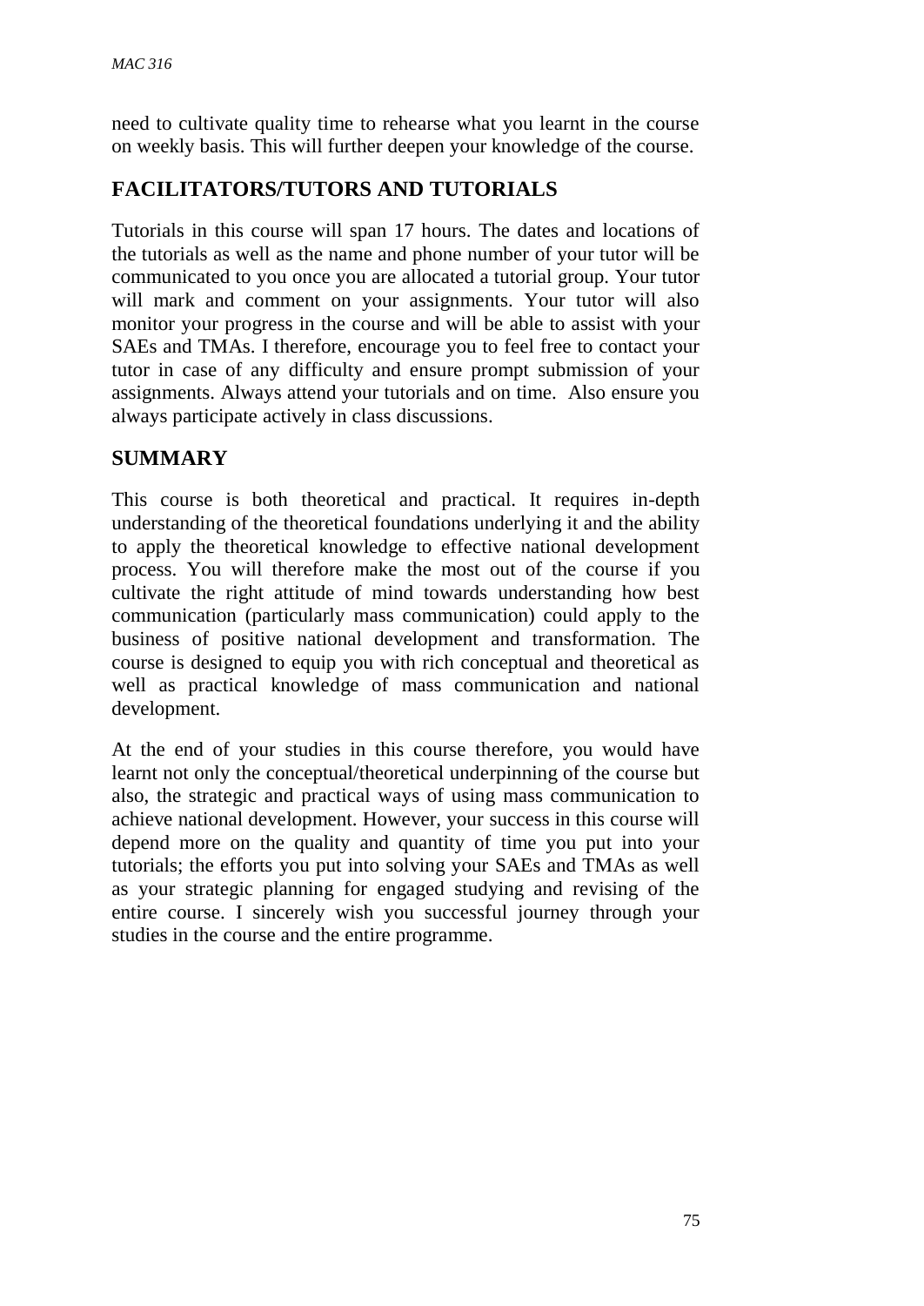need to cultivate quality time to rehearse what you learnt in the course on weekly basis. This will further deepen your knowledge of the course.

## FACILITATORS/TUTORS AND TUTORIALS

Tutorials in this course will span 17 hours. The dates and locations of the tutorials as well as the name and phone number of your tutor will be communicated to you once you are allocated a tutorial group. Your tutor will mark and comment on your assignments. Your tutor will also monitor your progress in the course and will be able to assist with your SAEs and TMAs. I therefore, encourage you to feel free to contact your tutor in case of any difficulty and ensure prompt submission of your assignments. Always attend your tutorials and on time. Also ensure you always participate actively in class discussions.

## SUMMARY

This course is both theoretical and practical. It requires in-depth understanding of the theoretical foundations underlying it and the ability to apply the theoretical knowledge to effective national development process. You will therefore make the most out of the course if you cultivate the right attitude of mind towards understanding how best communication (particularly mass communication) could apply to the business of positive national development and transformation. The course is designed to equip you with rich conceptual and theoretical as well as practical knowledge of mass communication and national development.

At the end of your studies in this course therefore, you would have learnt not only the conceptual/theoretical underpinning of the course but also, the strategic and practical ways of using mass communication to achieve national development. However, your success in this course will depend more on the quality and quantity of time you put into your tutorials; the efforts you put into solving your SAEs and TMAs as well as your strategic planning for engaged studying and revising of the entire course. I sincerely wish you successful journey through your studies in the course and the entire programme.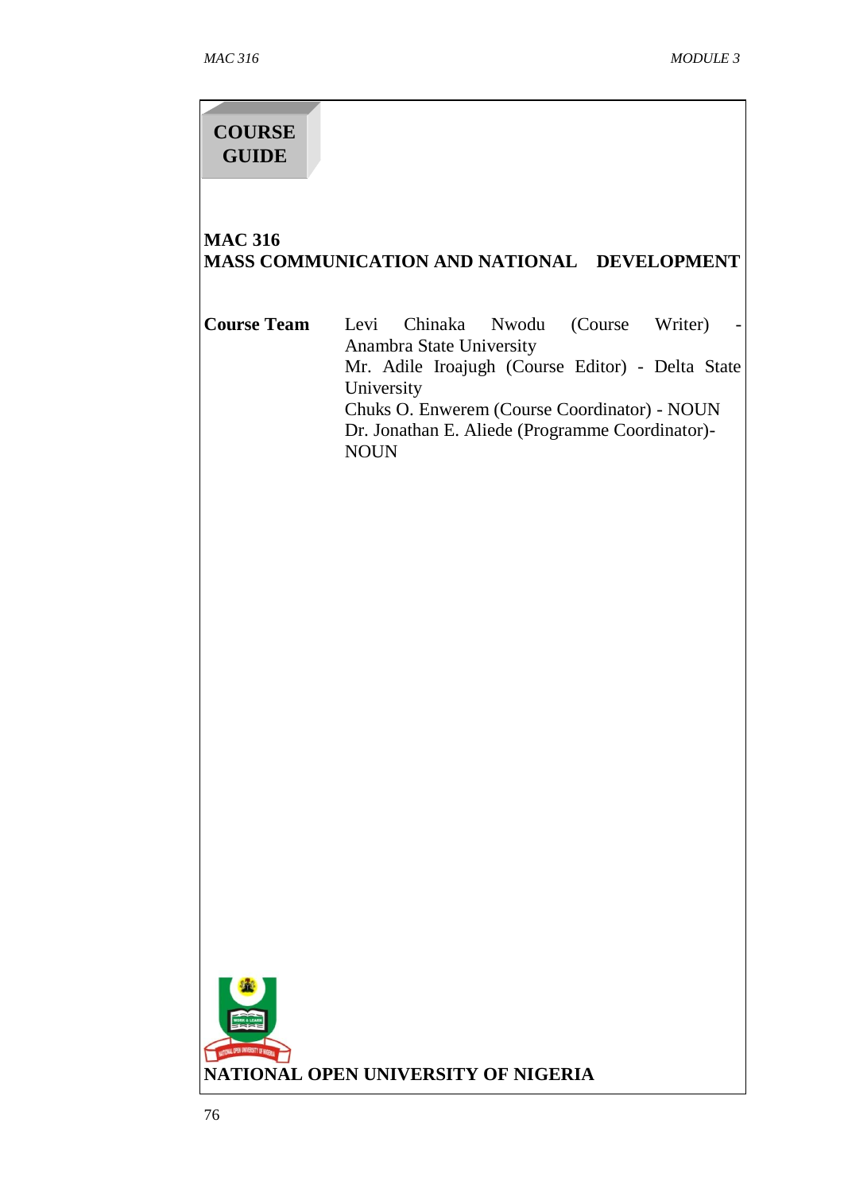# COURSE GUIDE

## MAC 316
## MASS COMMUNICATION AND NATIONAL DEVELOPMENT

**Course Team**

Levi Chinaka Nwodu (Course Writer) - Anambra State University

Mr. Adile Iroajugh (Course Editor) - Delta State University

Chuks O. Enwerem (Course Coordinator) - NOUN

Dr. Jonathan E. Aliede (Programme Coordinator)- NOUN

**NATIONAL OPEN UNIVERSITY OF NIGERIA**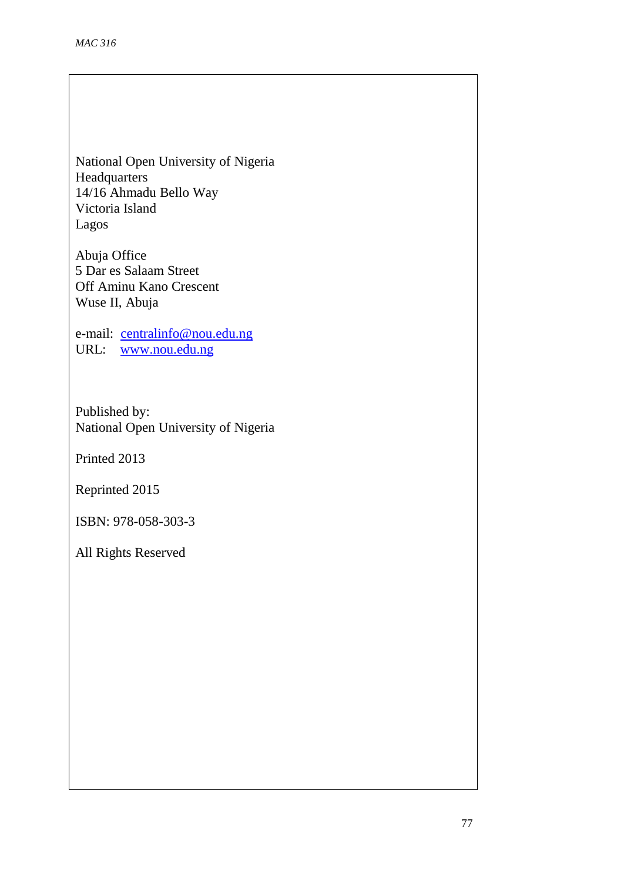National Open University of Nigeria
Headquarters
14/16 Ahmadu Bello Way
Victoria Island
Lagos

Abuja Office
5 Dar es Salaam Street
Off Aminu Kano Crescent
Wuse II, Abuja

e-mail: centralinfo@nou.edu.ng
URL: www.nou.edu.ng

Published by:
National Open University of Nigeria

Printed 2013

Reprinted 2015

ISBN: 978-058-303-3

All Rights Reserved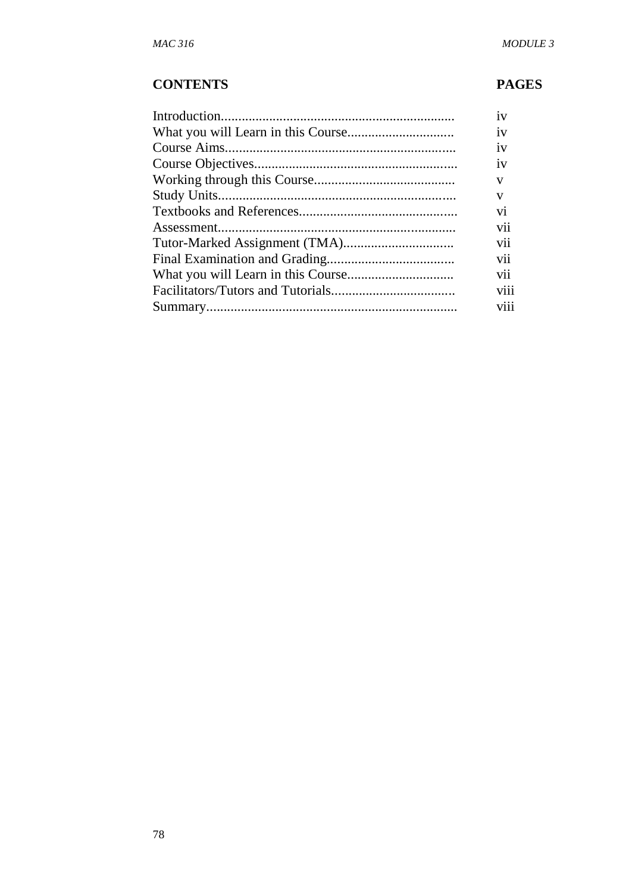| CONTENTS | PAGES |
|---|---|
| Introduction.................................................................... | iv |
| What you will Learn in this Course.............................. | iv |
| Course Aims.................................................................. | iv |
| Course Objectives.......................................................... | iv |
| Working through this Course......................................... | v |
| Study Units.................................................................... | v |
| Textbooks and References............................................. | vi |
| Assessment.................................................................... | vii |
| Tutor-Marked Assignment (TMA)................................ | vii |
| Final Examination and Grading.................................... | vii |
| What you will Learn in this Course.............................. | vii |
| Facilitators/Tutors and Tutorials................................... | viii |
| Summary........................................................................ | viii |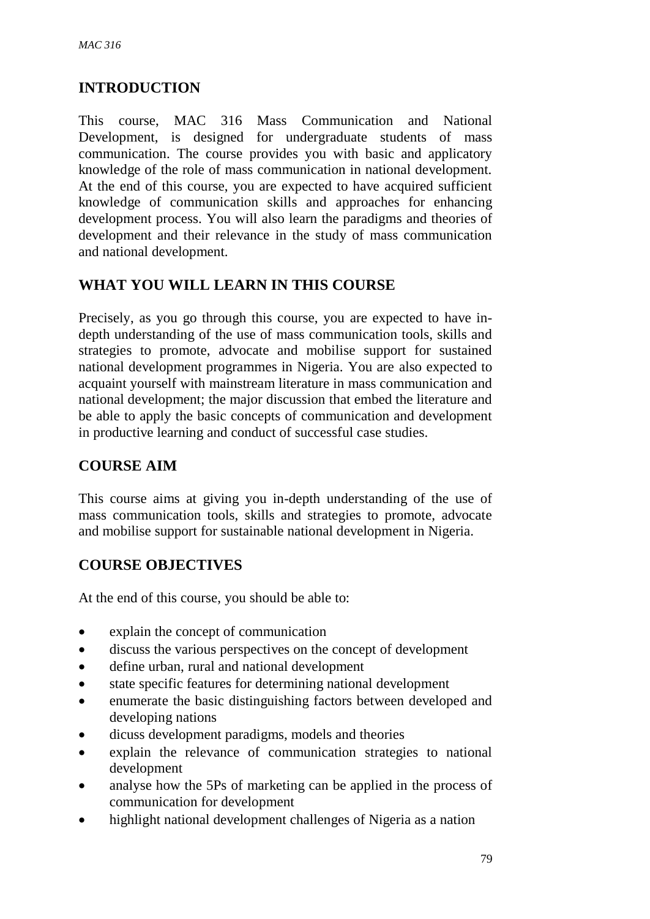## INTRODUCTION

This course, MAC 316 Mass Communication and National Development, is designed for undergraduate students of mass communication. The course provides you with basic and applicatory knowledge of the role of mass communication in national development. At the end of this course, you are expected to have acquired sufficient knowledge of communication skills and approaches for enhancing development process. You will also learn the paradigms and theories of development and their relevance in the study of mass communication and national development.

## WHAT YOU WILL LEARN IN THIS COURSE

Precisely, as you go through this course, you are expected to have in-depth understanding of the use of mass communication tools, skills and strategies to promote, advocate and mobilise support for sustained national development programmes in Nigeria. You are also expected to acquaint yourself with mainstream literature in mass communication and national development; the major discussion that embed the literature and be able to apply the basic concepts of communication and development in productive learning and conduct of successful case studies.

## COURSE AIM

This course aims at giving you in-depth understanding of the use of mass communication tools, skills and strategies to promote, advocate and mobilise support for sustainable national development in Nigeria.

## COURSE OBJECTIVES

At the end of this course, you should be able to:

- explain the concept of communication
- discuss the various perspectives on the concept of development
- define urban, rural and national development
- state specific features for determining national development
- enumerate the basic distinguishing factors between developed and developing nations
- dicuss development paradigms, models and theories
- explain the relevance of communication strategies to national development
- analyse how the 5Ps of marketing can be applied in the process of communication for development
- highlight national development challenges of Nigeria as a nation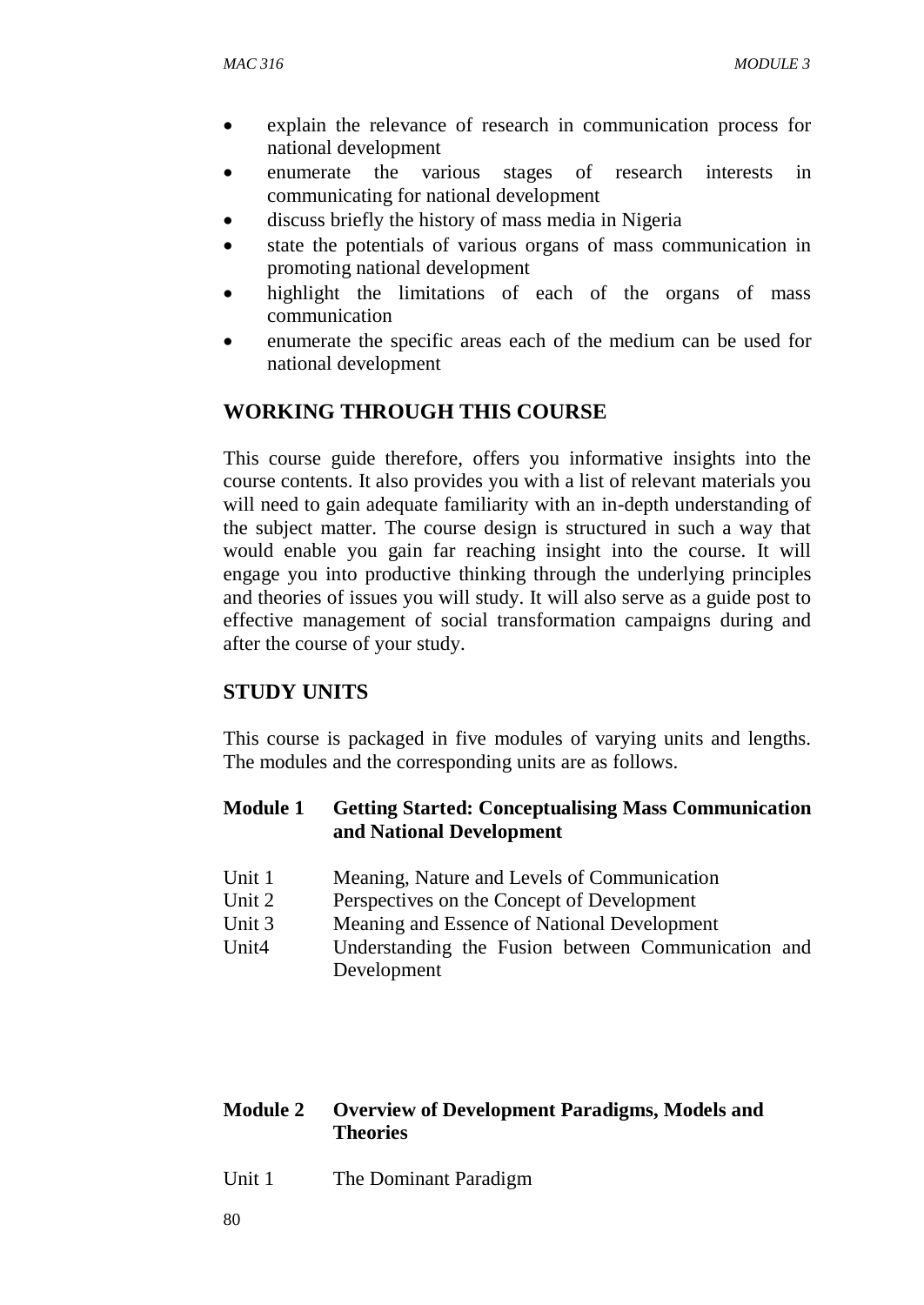- explain the relevance of research in communication process for national development
- enumerate the various stages of research interests in communicating for national development
- discuss briefly the history of mass media in Nigeria
- state the potentials of various organs of mass communication in promoting national development
- highlight the limitations of each of the organs of mass communication
- enumerate the specific areas each of the medium can be used for national development

## WORKING THROUGH THIS COURSE

This course guide therefore, offers you informative insights into the course contents. It also provides you with a list of relevant materials you will need to gain adequate familiarity with an in-depth understanding of the subject matter. The course design is structured in such a way that would enable you gain far reaching insight into the course. It will engage you into productive thinking through the underlying principles and theories of issues you will study. It will also serve as a guide post to effective management of social transformation campaigns during and after the course of your study.

## STUDY UNITS

This course is packaged in five modules of varying units and lengths. The modules and the corresponding units are as follows.

**Module 1 Getting Started: Conceptualising Mass Communication and National Development**

Unit 1 Meaning, Nature and Levels of Communication
Unit 2 Perspectives on the Concept of Development
Unit 3 Meaning and Essence of National Development
Unit4 Understanding the Fusion between Communication and Development

**Module 2 Overview of Development Paradigms, Models and Theories**

Unit 1 The Dominant Paradigm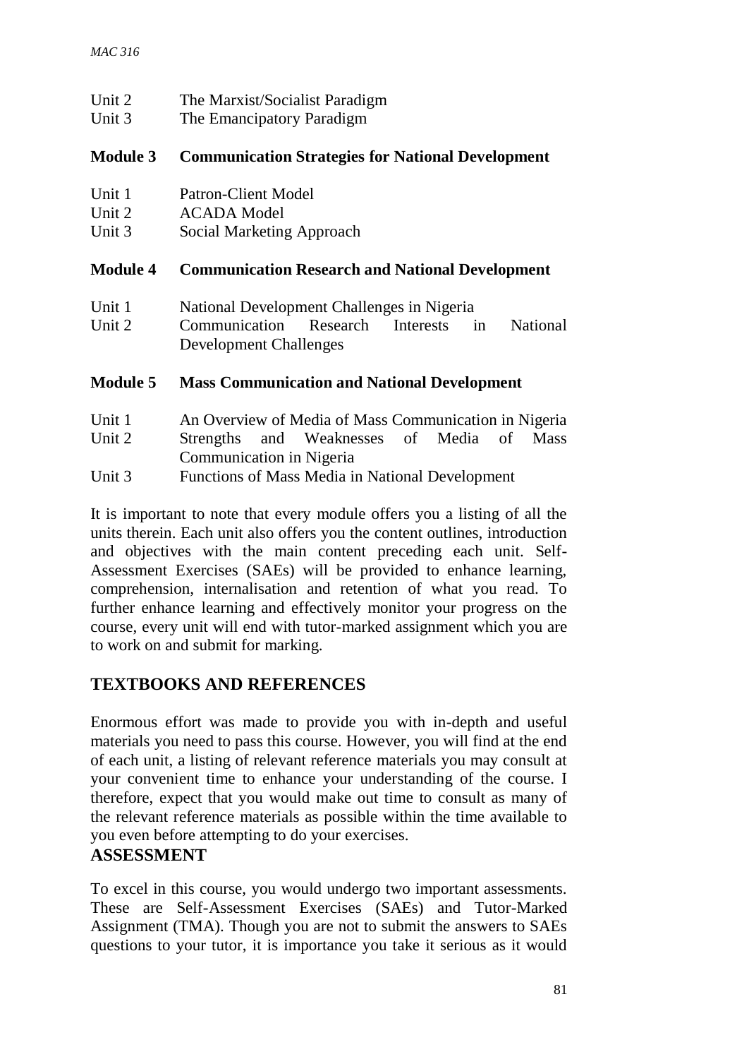Unit 2 The Marxist/Socialist Paradigm
Unit 3 The Emancipatory Paradigm

**Module 3 Communication Strategies for National Development**

Unit 1 Patron-Client Model
Unit 2 ACADA Model
Unit 3 Social Marketing Approach

**Module 4 Communication Research and National Development**

Unit 1 National Development Challenges in Nigeria
Unit 2 Communication Research Interests in National Development Challenges

**Module 5 Mass Communication and National Development**

Unit 1 An Overview of Media of Mass Communication in Nigeria
Unit 2 Strengths and Weaknesses of Media of Mass Communication in Nigeria
Unit 3 Functions of Mass Media in National Development

It is important to note that every module offers you a listing of all the units therein. Each unit also offers you the content outlines, introduction and objectives with the main content preceding each unit. Self-Assessment Exercises (SAEs) will be provided to enhance learning, comprehension, internalisation and retention of what you read. To further enhance learning and effectively monitor your progress on the course, every unit will end with tutor-marked assignment which you are to work on and submit for marking.

## TEXTBOOKS AND REFERENCES

Enormous effort was made to provide you with in-depth and useful materials you need to pass this course. However, you will find at the end of each unit, a listing of relevant reference materials you may consult at your convenient time to enhance your understanding of the course. I therefore, expect that you would make out time to consult as many of the relevant reference materials as possible within the time available to you even before attempting to do your exercises.

## ASSESSMENT

To excel in this course, you would undergo two important assessments. These are Self-Assessment Exercises (SAEs) and Tutor-Marked Assignment (TMA). Though you are not to submit the answers to SAEs questions to your tutor, it is importance you take it serious as it would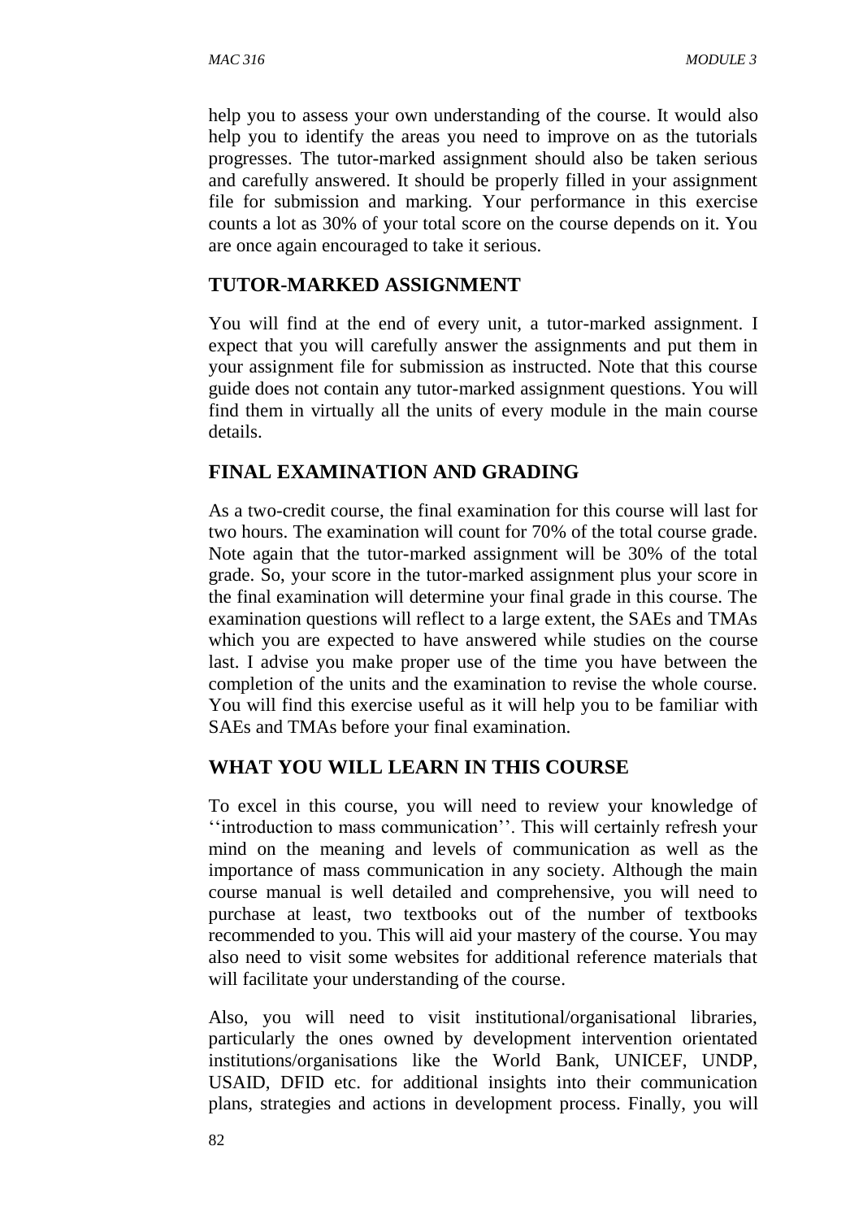help you to assess your own understanding of the course. It would also help you to identify the areas you need to improve on as the tutorials progresses. The tutor-marked assignment should also be taken serious and carefully answered. It should be properly filled in your assignment file for submission and marking. Your performance in this exercise counts a lot as 30% of your total score on the course depends on it. You are once again encouraged to take it serious.

## TUTOR-MARKED ASSIGNMENT

You will find at the end of every unit, a tutor-marked assignment. I expect that you will carefully answer the assignments and put them in your assignment file for submission as instructed. Note that this course guide does not contain any tutor-marked assignment questions. You will find them in virtually all the units of every module in the main course details.

## FINAL EXAMINATION AND GRADING

As a two-credit course, the final examination for this course will last for two hours. The examination will count for 70% of the total course grade. Note again that the tutor-marked assignment will be 30% of the total grade. So, your score in the tutor-marked assignment plus your score in the final examination will determine your final grade in this course. The examination questions will reflect to a large extent, the SAEs and TMAs which you are expected to have answered while studies on the course last. I advise you make proper use of the time you have between the completion of the units and the examination to revise the whole course. You will find this exercise useful as it will help you to be familiar with SAEs and TMAs before your final examination.

## WHAT YOU WILL LEARN IN THIS COURSE

To excel in this course, you will need to review your knowledge of ''introduction to mass communication''. This will certainly refresh your mind on the meaning and levels of communication as well as the importance of mass communication in any society. Although the main course manual is well detailed and comprehensive, you will need to purchase at least, two textbooks out of the number of textbooks recommended to you. This will aid your mastery of the course. You may also need to visit some websites for additional reference materials that will facilitate your understanding of the course.

Also, you will need to visit institutional/organisational libraries, particularly the ones owned by development intervention orientated institutions/organisations like the World Bank, UNICEF, UNDP, USAID, DFID etc. for additional insights into their communication plans, strategies and actions in development process. Finally, you will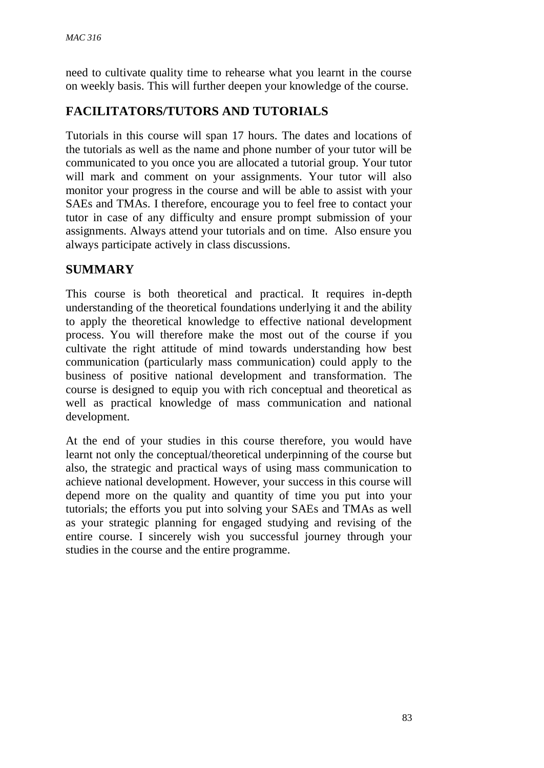need to cultivate quality time to rehearse what you learnt in the course on weekly basis. This will further deepen your knowledge of the course.

## FACILITATORS/TUTORS AND TUTORIALS

Tutorials in this course will span 17 hours. The dates and locations of the tutorials as well as the name and phone number of your tutor will be communicated to you once you are allocated a tutorial group. Your tutor will mark and comment on your assignments. Your tutor will also monitor your progress in the course and will be able to assist with your SAEs and TMAs. I therefore, encourage you to feel free to contact your tutor in case of any difficulty and ensure prompt submission of your assignments. Always attend your tutorials and on time. Also ensure you always participate actively in class discussions.

## SUMMARY

This course is both theoretical and practical. It requires in-depth understanding of the theoretical foundations underlying it and the ability to apply the theoretical knowledge to effective national development process. You will therefore make the most out of the course if you cultivate the right attitude of mind towards understanding how best communication (particularly mass communication) could apply to the business of positive national development and transformation. The course is designed to equip you with rich conceptual and theoretical as well as practical knowledge of mass communication and national development.

At the end of your studies in this course therefore, you would have learnt not only the conceptual/theoretical underpinning of the course but also, the strategic and practical ways of using mass communication to achieve national development. However, your success in this course will depend more on the quality and quantity of time you put into your tutorials; the efforts you put into solving your SAEs and TMAs as well as your strategic planning for engaged studying and revising of the entire course. I sincerely wish you successful journey through your studies in the course and the entire programme.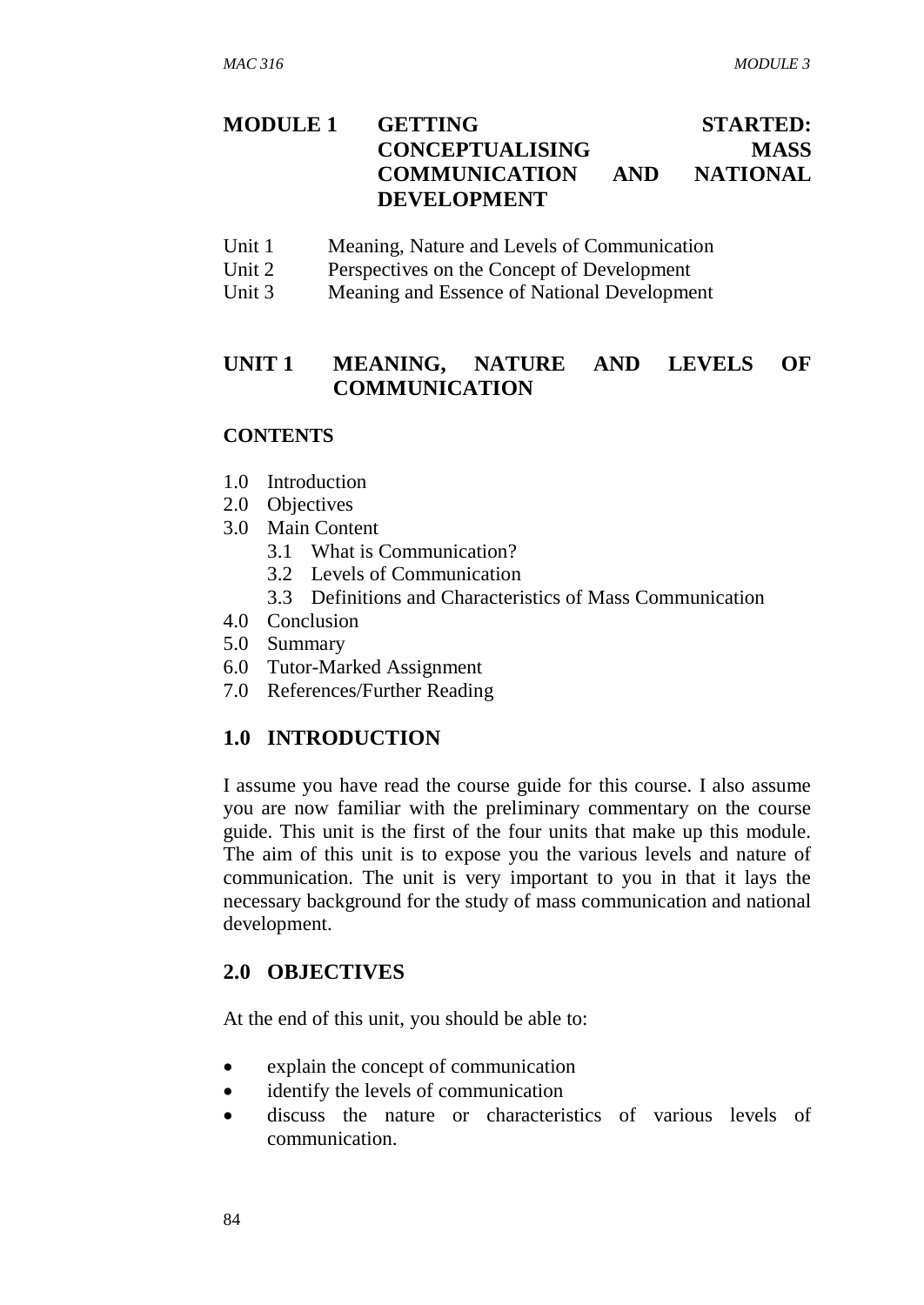# MODULE 1 GETTING STARTED: CONCEPTUALISING MASS COMMUNICATION AND NATIONAL DEVELOPMENT

Unit 1 Meaning, Nature and Levels of Communication
Unit 2 Perspectives on the Concept of Development
Unit 3 Meaning and Essence of National Development

## UNIT 1 MEANING, NATURE AND LEVELS OF COMMUNICATION

### CONTENTS

1.0 Introduction
2.0 Objectives
3.0 Main Content
   3.1 What is Communication?
   3.2 Levels of Communication
   3.3 Definitions and Characteristics of Mass Communication
4.0 Conclusion
5.0 Summary
6.0 Tutor-Marked Assignment
7.0 References/Further Reading

## 1.0 INTRODUCTION

I assume you have read the course guide for this course. I also assume you are now familiar with the preliminary commentary on the course guide. This unit is the first of the four units that make up this module. The aim of this unit is to expose you the various levels and nature of communication. The unit is very important to you in that it lays the necessary background for the study of mass communication and national development.

## 2.0 OBJECTIVES

At the end of this unit, you should be able to:

- explain the concept of communication
- identify the levels of communication
- discuss the nature or characteristics of various levels of communication.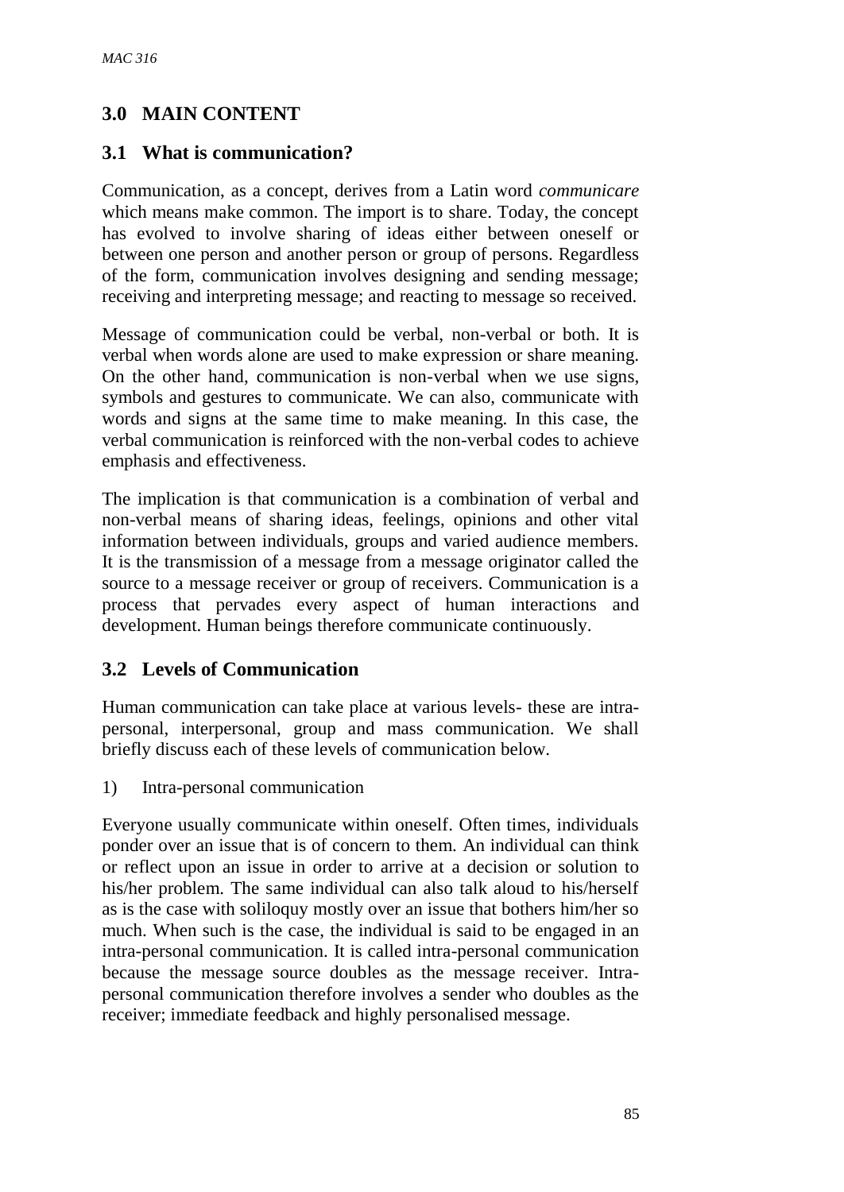## 3.0 MAIN CONTENT

### 3.1 What is communication?

Communication, as a concept, derives from a Latin word *communicare* which means make common. The import is to share. Today, the concept has evolved to involve sharing of ideas either between oneself or between one person and another person or group of persons. Regardless of the form, communication involves designing and sending message; receiving and interpreting message; and reacting to message so received.

Message of communication could be verbal, non-verbal or both. It is verbal when words alone are used to make expression or share meaning. On the other hand, communication is non-verbal when we use signs, symbols and gestures to communicate. We can also, communicate with words and signs at the same time to make meaning. In this case, the verbal communication is reinforced with the non-verbal codes to achieve emphasis and effectiveness.

The implication is that communication is a combination of verbal and non-verbal means of sharing ideas, feelings, opinions and other vital information between individuals, groups and varied audience members. It is the transmission of a message from a message originator called the source to a message receiver or group of receivers. Communication is a process that pervades every aspect of human interactions and development. Human beings therefore communicate continuously.

### 3.2 Levels of Communication

Human communication can take place at various levels- these are intra-personal, interpersonal, group and mass communication. We shall briefly discuss each of these levels of communication below.

1) Intra-personal communication

Everyone usually communicate within oneself. Often times, individuals ponder over an issue that is of concern to them. An individual can think or reflect upon an issue in order to arrive at a decision or solution to his/her problem. The same individual can also talk aloud to his/herself as is the case with soliloquy mostly over an issue that bothers him/her so much. When such is the case, the individual is said to be engaged in an intra-personal communication. It is called intra-personal communication because the message source doubles as the message receiver. Intra-personal communication therefore involves a sender who doubles as the receiver; immediate feedback and highly personalised message.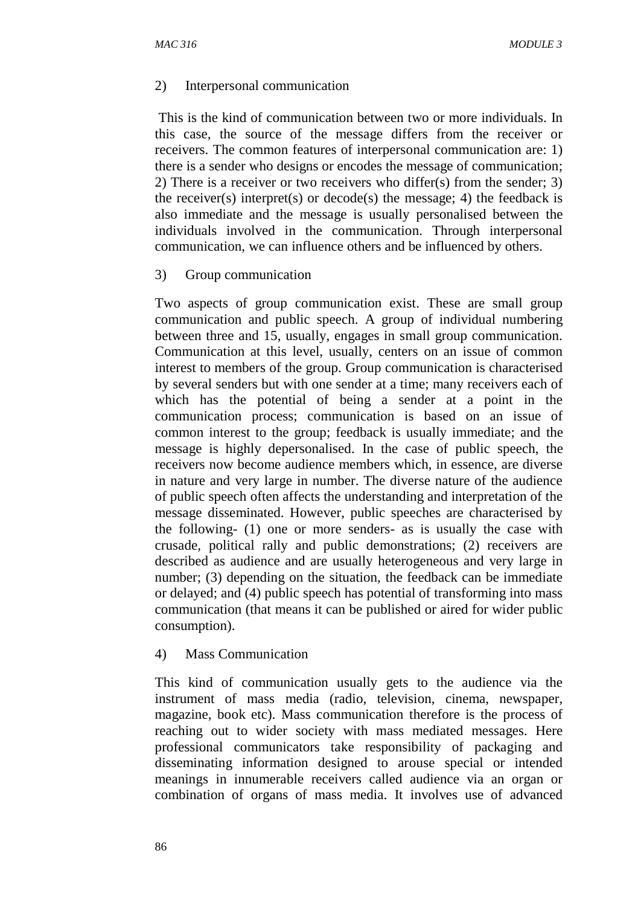2) Interpersonal communication

This is the kind of communication between two or more individuals. In this case, the source of the message differs from the receiver or receivers. The common features of interpersonal communication are: 1) there is a sender who designs or encodes the message of communication; 2) There is a receiver or two receivers who differ(s) from the sender; 3) the receiver(s) interpret(s) or decode(s) the message; 4) the feedback is also immediate and the message is usually personalised between the individuals involved in the communication. Through interpersonal communication, we can influence others and be influenced by others.

3) Group communication

Two aspects of group communication exist. These are small group communication and public speech. A group of individual numbering between three and 15, usually, engages in small group communication. Communication at this level, usually, centers on an issue of common interest to members of the group. Group communication is characterised by several senders but with one sender at a time; many receivers each of which has the potential of being a sender at a point in the communication process; communication is based on an issue of common interest to the group; feedback is usually immediate; and the message is highly depersonalised. In the case of public speech, the receivers now become audience members which, in essence, are diverse in nature and very large in number. The diverse nature of the audience of public speech often affects the understanding and interpretation of the message disseminated. However, public speeches are characterised by the following- (1) one or more senders- as is usually the case with crusade, political rally and public demonstrations; (2) receivers are described as audience and are usually heterogeneous and very large in number; (3) depending on the situation, the feedback can be immediate or delayed; and (4) public speech has potential of transforming into mass communication (that means it can be published or aired for wider public consumption).

4) Mass Communication

This kind of communication usually gets to the audience via the instrument of mass media (radio, television, cinema, newspaper, magazine, book etc). Mass communication therefore is the process of reaching out to wider society with mass mediated messages. Here professional communicators take responsibility of packaging and disseminating information designed to arouse special or intended meanings in innumerable receivers called audience via an organ or combination of organs of mass media. It involves use of advanced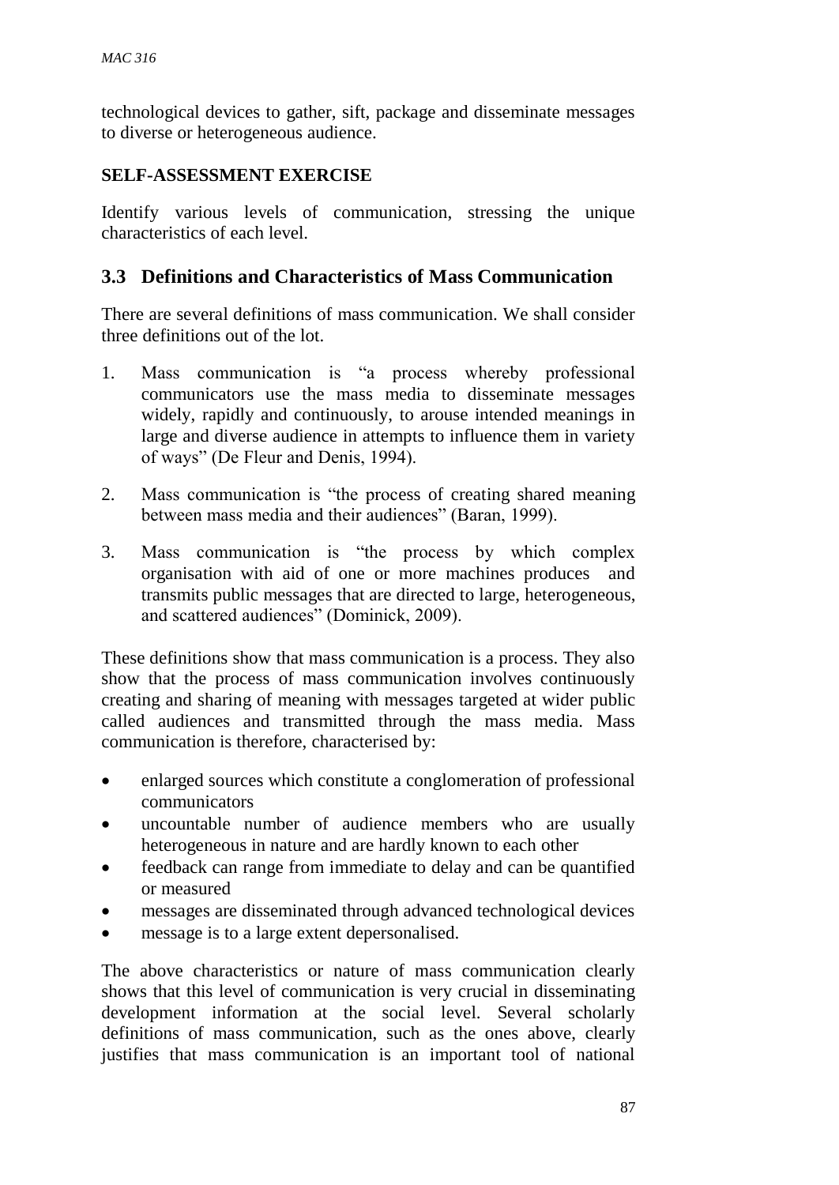technological devices to gather, sift, package and disseminate messages to diverse or heterogeneous audience.

**SELF-ASSESSMENT EXERCISE**

Identify various levels of communication, stressing the unique characteristics of each level.

## 3.3 Definitions and Characteristics of Mass Communication

There are several definitions of mass communication. We shall consider three definitions out of the lot.

1. Mass communication is "a process whereby professional communicators use the mass media to disseminate messages widely, rapidly and continuously, to arouse intended meanings in large and diverse audience in attempts to influence them in variety of ways" (De Fleur and Denis, 1994).

2. Mass communication is "the process of creating shared meaning between mass media and their audiences" (Baran, 1999).

3. Mass communication is "the process by which complex organisation with aid of one or more machines produces and transmits public messages that are directed to large, heterogeneous, and scattered audiences" (Dominick, 2009).

These definitions show that mass communication is a process. They also show that the process of mass communication involves continuously creating and sharing of meaning with messages targeted at wider public called audiences and transmitted through the mass media. Mass communication is therefore, characterised by:

- enlarged sources which constitute a conglomeration of professional communicators
- uncountable number of audience members who are usually heterogeneous in nature and are hardly known to each other
- feedback can range from immediate to delay and can be quantified or measured
- messages are disseminated through advanced technological devices
- message is to a large extent depersonalised.

The above characteristics or nature of mass communication clearly shows that this level of communication is very crucial in disseminating development information at the social level. Several scholarly definitions of mass communication, such as the ones above, clearly justifies that mass communication is an important tool of national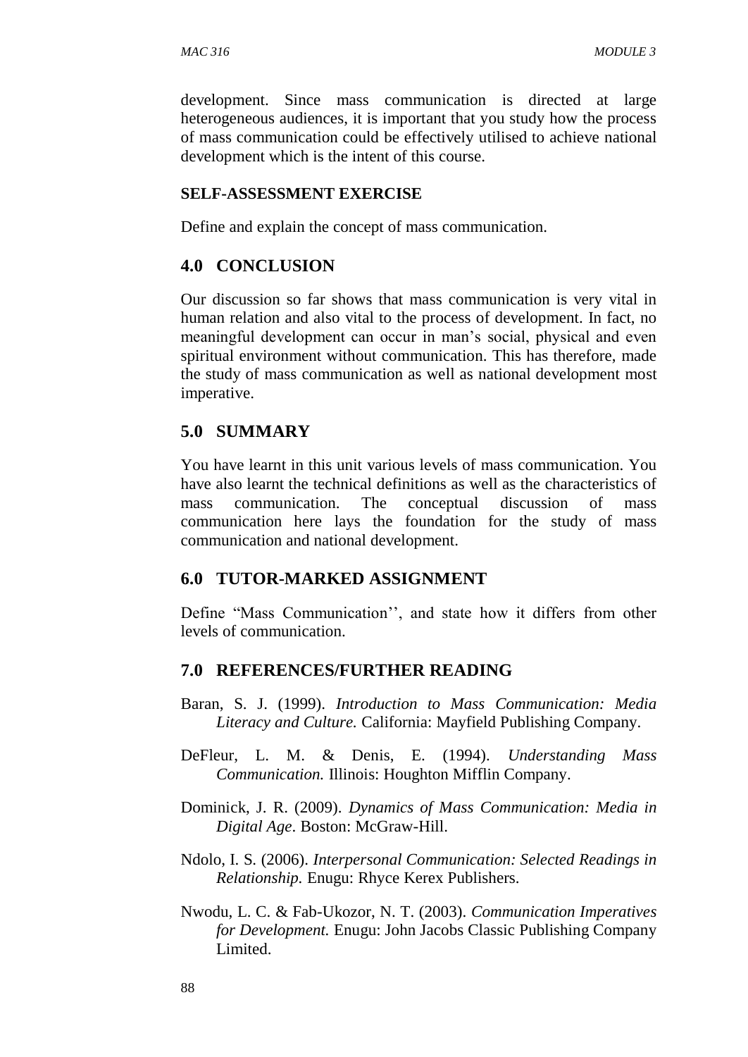development. Since mass communication is directed at large heterogeneous audiences, it is important that you study how the process of mass communication could be effectively utilised to achieve national development which is the intent of this course.

**SELF-ASSESSMENT EXERCISE**

Define and explain the concept of mass communication.

## 4.0 CONCLUSION

Our discussion so far shows that mass communication is very vital in human relation and also vital to the process of development. In fact, no meaningful development can occur in man's social, physical and even spiritual environment without communication. This has therefore, made the study of mass communication as well as national development most imperative.

## 5.0 SUMMARY

You have learnt in this unit various levels of mass communication. You have also learnt the technical definitions as well as the characteristics of mass communication. The conceptual discussion of mass communication here lays the foundation for the study of mass communication and national development.

## 6.0 TUTOR-MARKED ASSIGNMENT

Define "Mass Communication'', and state how it differs from other levels of communication.

## 7.0 REFERENCES/FURTHER READING

Baran, S. J. (1999). *Introduction to Mass Communication: Media Literacy and Culture.* California: Mayfield Publishing Company.

DeFleur, L. M. & Denis, E. (1994). *Understanding Mass Communication.* Illinois: Houghton Mifflin Company.

Dominick, J. R. (2009). *Dynamics of Mass Communication: Media in Digital Age*. Boston: McGraw-Hill.

Ndolo, I. S. (2006). *Interpersonal Communication: Selected Readings in Relationship.* Enugu: Rhyce Kerex Publishers.

Nwodu, L. C. & Fab-Ukozor, N. T. (2003). *Communication Imperatives for Development.* Enugu: John Jacobs Classic Publishing Company Limited.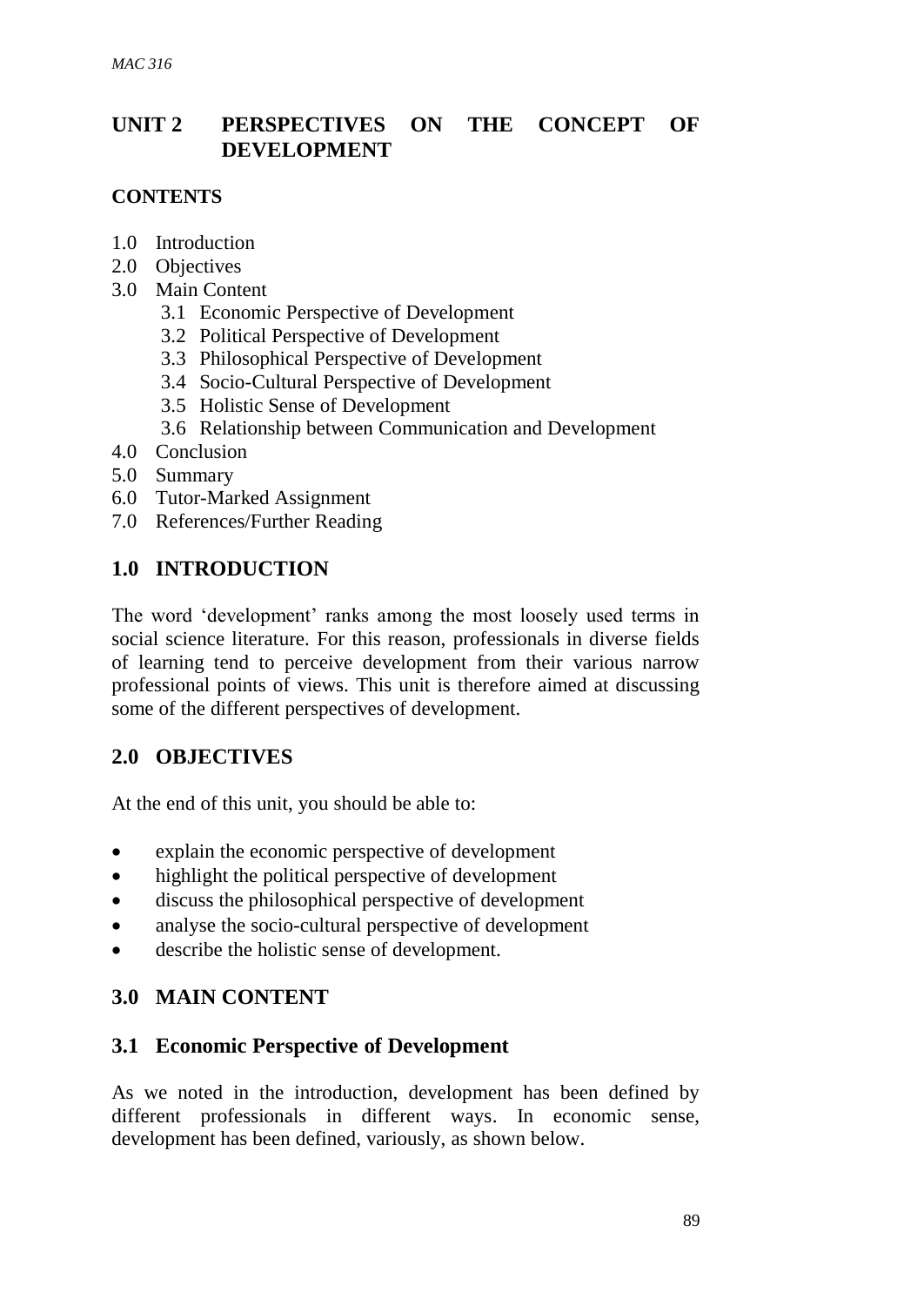## UNIT 2 PERSPECTIVES ON THE CONCEPT OF DEVELOPMENT

**CONTENTS**

- 1.0 Introduction
- 2.0 Objectives
- 3.0 Main Content
  - 3.1 Economic Perspective of Development
  - 3.2 Political Perspective of Development
  - 3.3 Philosophical Perspective of Development
  - 3.4 Socio-Cultural Perspective of Development
  - 3.5 Holistic Sense of Development
  - 3.6 Relationship between Communication and Development
- 4.0 Conclusion
- 5.0 Summary
- 6.0 Tutor-Marked Assignment
- 7.0 References/Further Reading

## 1.0 INTRODUCTION

The word 'development' ranks among the most loosely used terms in social science literature. For this reason, professionals in diverse fields of learning tend to perceive development from their various narrow professional points of views. This unit is therefore aimed at discussing some of the different perspectives of development.

## 2.0 OBJECTIVES

At the end of this unit, you should be able to:

- explain the economic perspective of development
- highlight the political perspective of development
- discuss the philosophical perspective of development
- analyse the socio-cultural perspective of development
- describe the holistic sense of development.

## 3.0 MAIN CONTENT

### 3.1 Economic Perspective of Development

As we noted in the introduction, development has been defined by different professionals in different ways. In economic sense, development has been defined, variously, as shown below.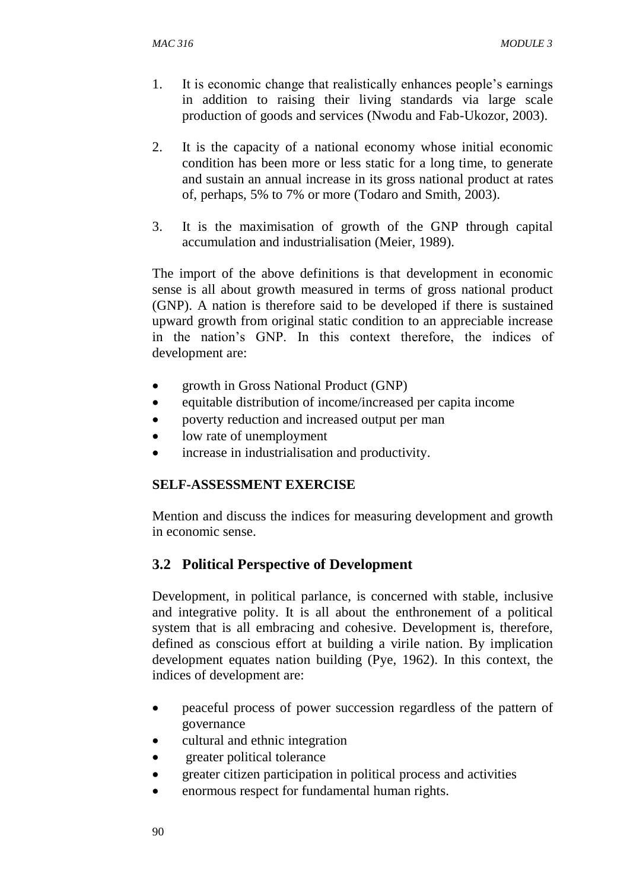1. It is economic change that realistically enhances people's earnings in addition to raising their living standards via large scale production of goods and services (Nwodu and Fab-Ukozor, 2003).

2. It is the capacity of a national economy whose initial economic condition has been more or less static for a long time, to generate and sustain an annual increase in its gross national product at rates of, perhaps, 5% to 7% or more (Todaro and Smith, 2003).

3. It is the maximisation of growth of the GNP through capital accumulation and industrialisation (Meier, 1989).

The import of the above definitions is that development in economic sense is all about growth measured in terms of gross national product (GNP). A nation is therefore said to be developed if there is sustained upward growth from original static condition to an appreciable increase in the nation's GNP. In this context therefore, the indices of development are:

- growth in Gross National Product (GNP)
- equitable distribution of income/increased per capita income
- poverty reduction and increased output per man
- low rate of unemployment
- increase in industrialisation and productivity.

**SELF-ASSESSMENT EXERCISE**

Mention and discuss the indices for measuring development and growth in economic sense.

## 3.2 Political Perspective of Development

Development, in political parlance, is concerned with stable, inclusive and integrative polity. It is all about the enthronement of a political system that is all embracing and cohesive. Development is, therefore, defined as conscious effort at building a virile nation. By implication development equates nation building (Pye, 1962). In this context, the indices of development are:

- peaceful process of power succession regardless of the pattern of governance
- cultural and ethnic integration
- greater political tolerance
- greater citizen participation in political process and activities
- enormous respect for fundamental human rights.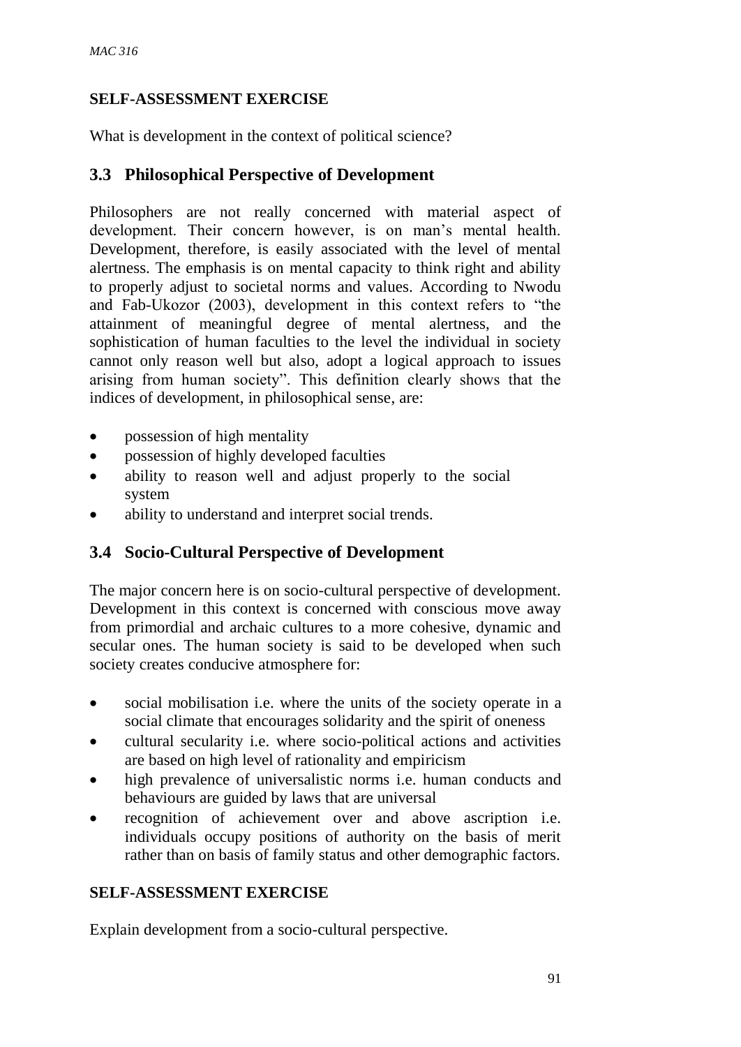**SELF-ASSESSMENT EXERCISE**

What is development in the context of political science?

## 3.3 Philosophical Perspective of Development

Philosophers are not really concerned with material aspect of development. Their concern however, is on man's mental health. Development, therefore, is easily associated with the level of mental alertness. The emphasis is on mental capacity to think right and ability to properly adjust to societal norms and values. According to Nwodu and Fab-Ukozor (2003), development in this context refers to "the attainment of meaningful degree of mental alertness, and the sophistication of human faculties to the level the individual in society cannot only reason well but also, adopt a logical approach to issues arising from human society". This definition clearly shows that the indices of development, in philosophical sense, are:

- possession of high mentality
- possession of highly developed faculties
- ability to reason well and adjust properly to the social system
- ability to understand and interpret social trends.

## 3.4 Socio-Cultural Perspective of Development

The major concern here is on socio-cultural perspective of development. Development in this context is concerned with conscious move away from primordial and archaic cultures to a more cohesive, dynamic and secular ones. The human society is said to be developed when such society creates conducive atmosphere for:

- social mobilisation i.e. where the units of the society operate in a social climate that encourages solidarity and the spirit of oneness
- cultural secularity i.e. where socio-political actions and activities are based on high level of rationality and empiricism
- high prevalence of universalistic norms i.e. human conducts and behaviours are guided by laws that are universal
- recognition of achievement over and above ascription i.e. individuals occupy positions of authority on the basis of merit rather than on basis of family status and other demographic factors.

**SELF-ASSESSMENT EXERCISE**

Explain development from a socio-cultural perspective.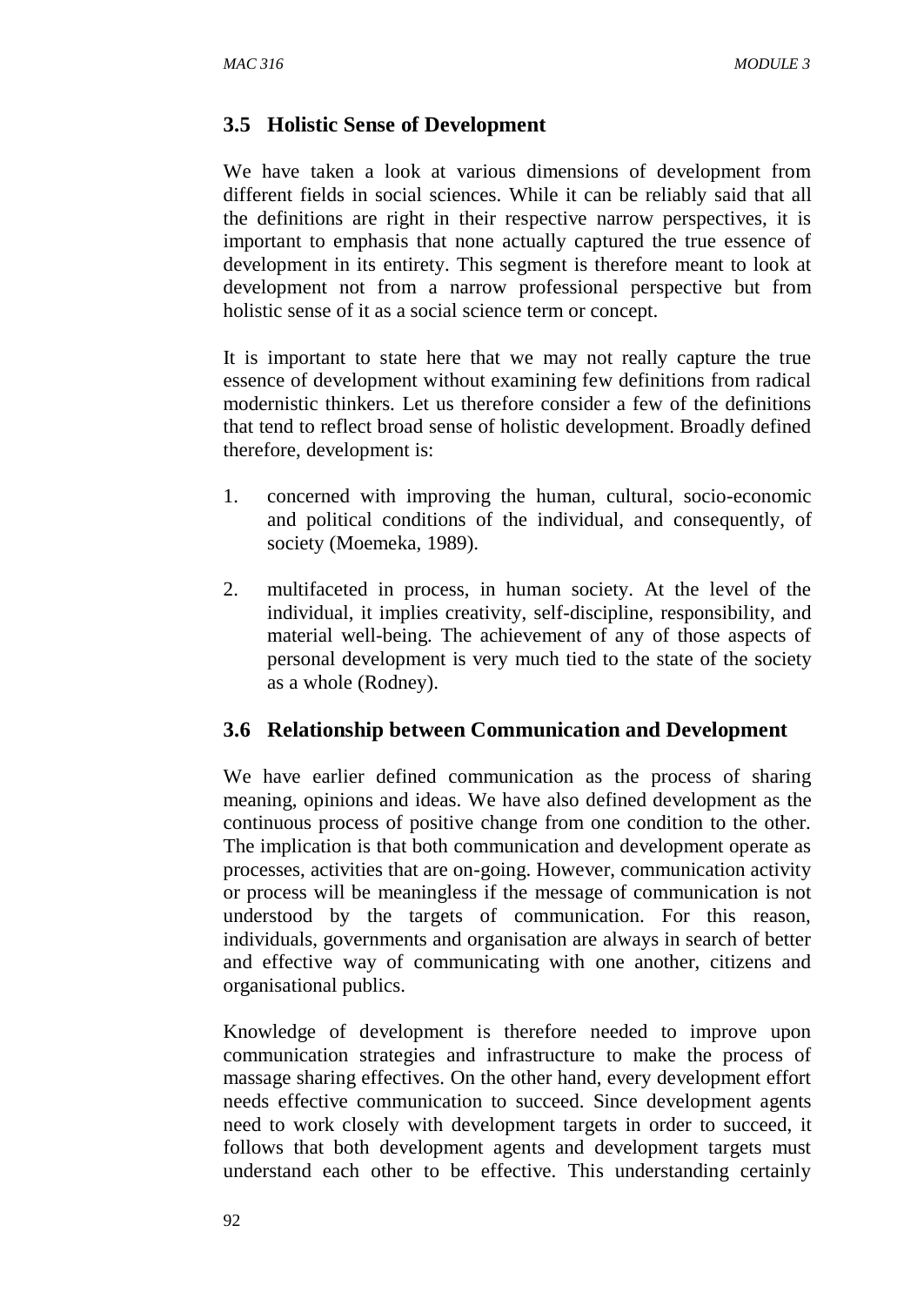## 3.5 Holistic Sense of Development

We have taken a look at various dimensions of development from different fields in social sciences. While it can be reliably said that all the definitions are right in their respective narrow perspectives, it is important to emphasis that none actually captured the true essence of development in its entirety. This segment is therefore meant to look at development not from a narrow professional perspective but from holistic sense of it as a social science term or concept.

It is important to state here that we may not really capture the true essence of development without examining few definitions from radical modernistic thinkers. Let us therefore consider a few of the definitions that tend to reflect broad sense of holistic development. Broadly defined therefore, development is:

1. concerned with improving the human, cultural, socio-economic and political conditions of the individual, and consequently, of society (Moemeka, 1989).

2. multifaceted in process, in human society. At the level of the individual, it implies creativity, self-discipline, responsibility, and material well-being. The achievement of any of those aspects of personal development is very much tied to the state of the society as a whole (Rodney).

## 3.6 Relationship between Communication and Development

We have earlier defined communication as the process of sharing meaning, opinions and ideas. We have also defined development as the continuous process of positive change from one condition to the other. The implication is that both communication and development operate as processes, activities that are on-going. However, communication activity or process will be meaningless if the message of communication is not understood by the targets of communication. For this reason, individuals, governments and organisation are always in search of better and effective way of communicating with one another, citizens and organisational publics.

Knowledge of development is therefore needed to improve upon communication strategies and infrastructure to make the process of massage sharing effectives. On the other hand, every development effort needs effective communication to succeed. Since development agents need to work closely with development targets in order to succeed, it follows that both development agents and development targets must understand each other to be effective. This understanding certainly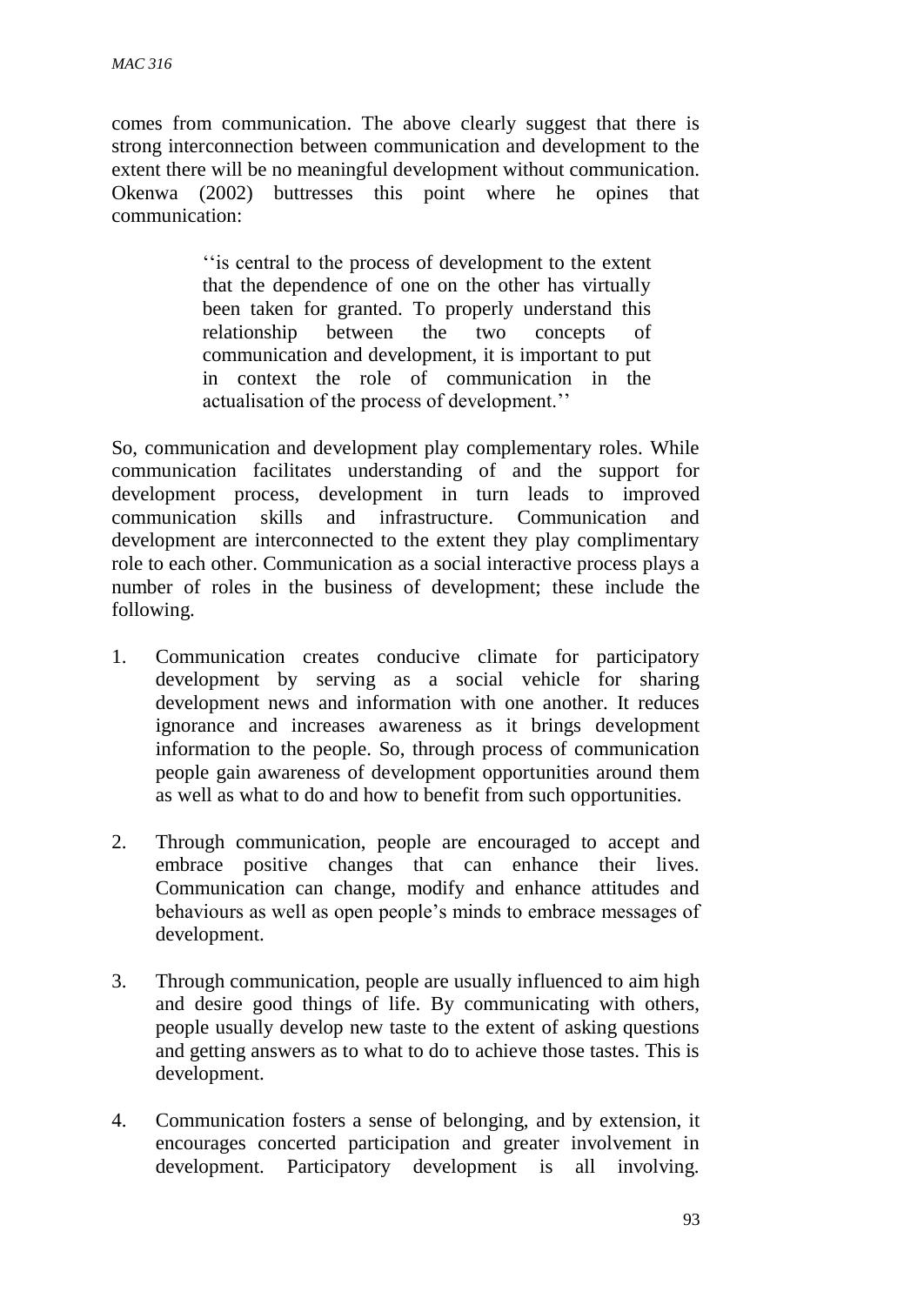comes from communication. The above clearly suggest that there is strong interconnection between communication and development to the extent there will be no meaningful development without communication. Okenwa (2002) buttresses this point where he opines that communication:

> ''is central to the process of development to the extent that the dependence of one on the other has virtually been taken for granted. To properly understand this relationship between the two concepts of communication and development, it is important to put in context the role of communication in the actualisation of the process of development.''

So, communication and development play complementary roles. While communication facilitates understanding of and the support for development process, development in turn leads to improved communication skills and infrastructure. Communication and development are interconnected to the extent they play complimentary role to each other. Communication as a social interactive process plays a number of roles in the business of development; these include the following.

1. Communication creates conducive climate for participatory development by serving as a social vehicle for sharing development news and information with one another. It reduces ignorance and increases awareness as it brings development information to the people. So, through process of communication people gain awareness of development opportunities around them as well as what to do and how to benefit from such opportunities.

2. Through communication, people are encouraged to accept and embrace positive changes that can enhance their lives. Communication can change, modify and enhance attitudes and behaviours as well as open people's minds to embrace messages of development.

3. Through communication, people are usually influenced to aim high and desire good things of life. By communicating with others, people usually develop new taste to the extent of asking questions and getting answers as to what to do to achieve those tastes. This is development.

4. Communication fosters a sense of belonging, and by extension, it encourages concerted participation and greater involvement in development. Participatory development is all involving.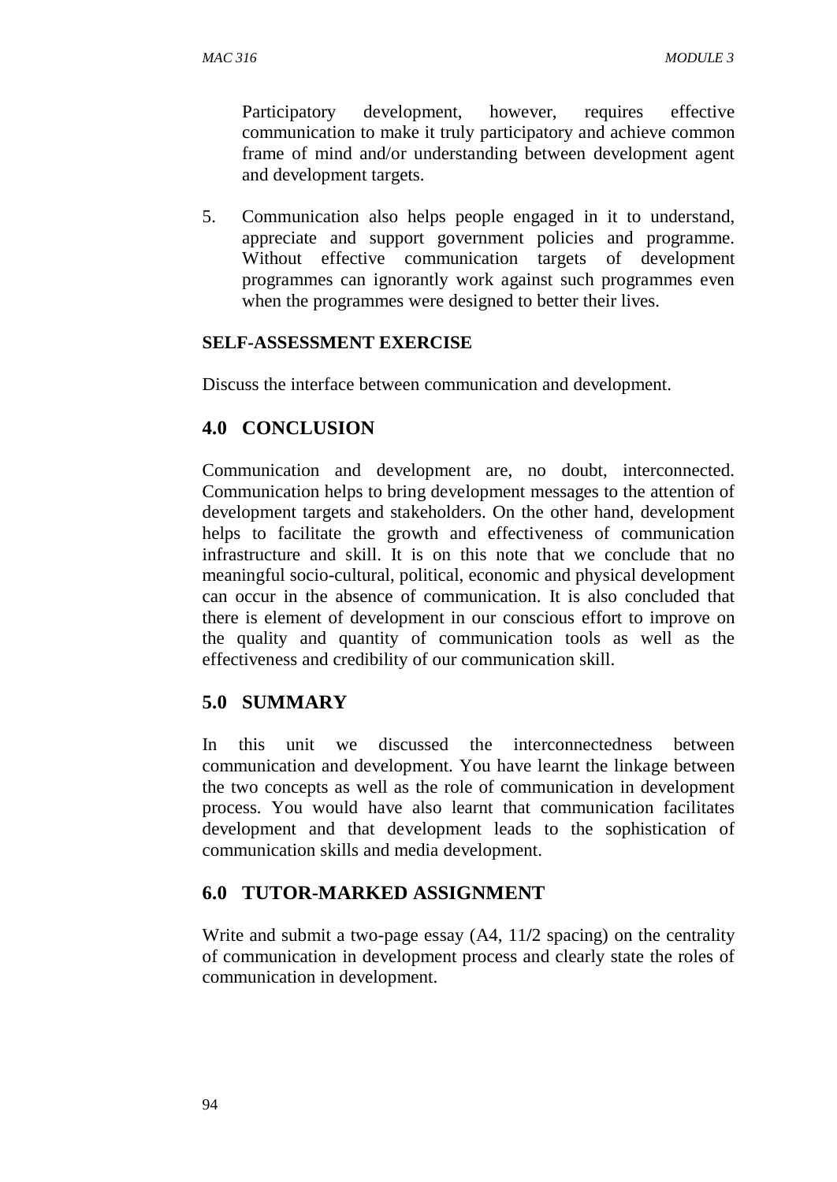Participatory development, however, requires effective communication to make it truly participatory and achieve common frame of mind and/or understanding between development agent and development targets.

5. Communication also helps people engaged in it to understand, appreciate and support government policies and programme. Without effective communication targets of development programmes can ignorantly work against such programmes even when the programmes were designed to better their lives.

**SELF-ASSESSMENT EXERCISE**

Discuss the interface between communication and development.

## 4.0 CONCLUSION

Communication and development are, no doubt, interconnected. Communication helps to bring development messages to the attention of development targets and stakeholders. On the other hand, development helps to facilitate the growth and effectiveness of communication infrastructure and skill. It is on this note that we conclude that no meaningful socio-cultural, political, economic and physical development can occur in the absence of communication. It is also concluded that there is element of development in our conscious effort to improve on the quality and quantity of communication tools as well as the effectiveness and credibility of our communication skill.

## 5.0 SUMMARY

In this unit we discussed the interconnectedness between communication and development. You have learnt the linkage between the two concepts as well as the role of communication in development process. You would have also learnt that communication facilitates development and that development leads to the sophistication of communication skills and media development.

## 6.0 TUTOR-MARKED ASSIGNMENT

Write and submit a two-page essay (A4, 11/2 spacing) on the centrality of communication in development process and clearly state the roles of communication in development.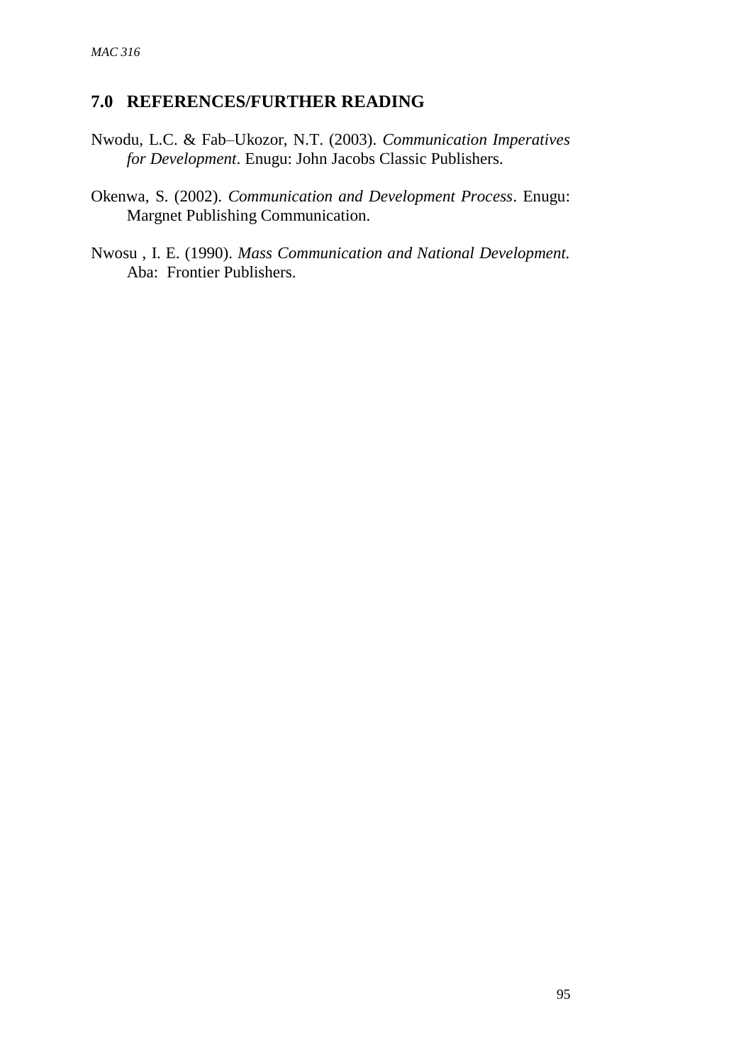## 7.0 REFERENCES/FURTHER READING

Nwodu, L.C. & Fab–Ukozor, N.T. (2003). *Communication Imperatives for Development*. Enugu: John Jacobs Classic Publishers.

Okenwa, S. (2002). *Communication and Development Process*. Enugu: Margnet Publishing Communication.

Nwosu , I. E. (1990). *Mass Communication and National Development.* Aba: Frontier Publishers.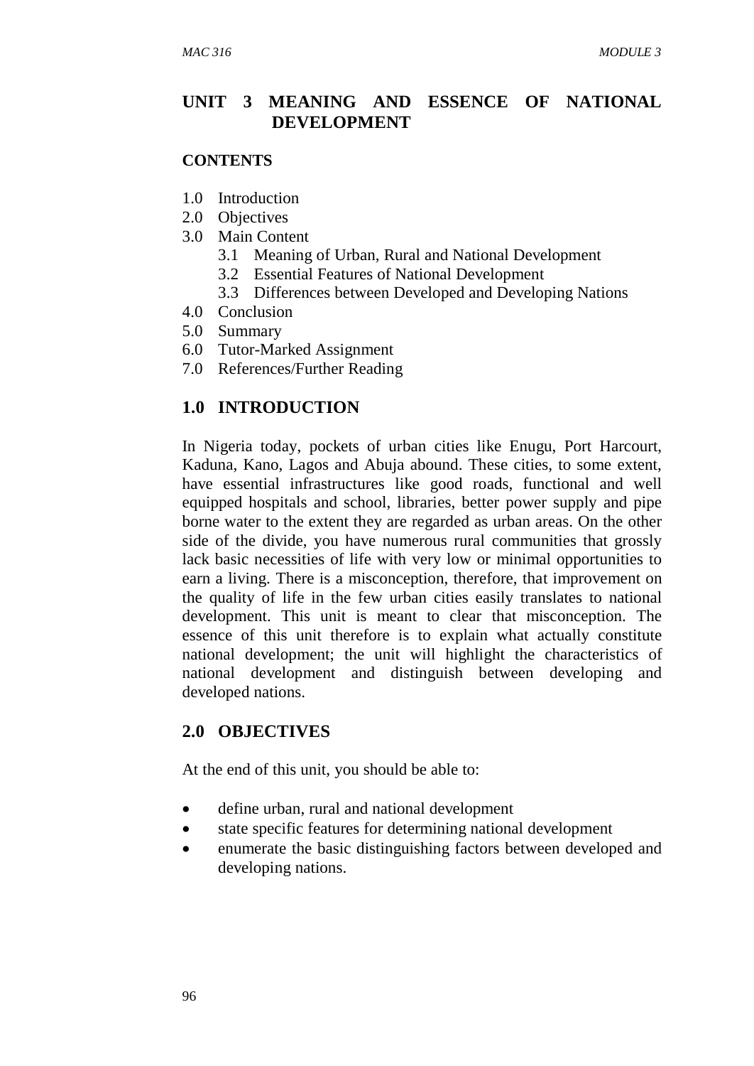# UNIT 3 MEANING AND ESSENCE OF NATIONAL DEVELOPMENT

**CONTENTS**

1.0 Introduction
2.0 Objectives
3.0 Main Content
  3.1 Meaning of Urban, Rural and National Development
  3.2 Essential Features of National Development
  3.3 Differences between Developed and Developing Nations
4.0 Conclusion
5.0 Summary
6.0 Tutor-Marked Assignment
7.0 References/Further Reading

## 1.0 INTRODUCTION

In Nigeria today, pockets of urban cities like Enugu, Port Harcourt, Kaduna, Kano, Lagos and Abuja abound. These cities, to some extent, have essential infrastructures like good roads, functional and well equipped hospitals and school, libraries, better power supply and pipe borne water to the extent they are regarded as urban areas. On the other side of the divide, you have numerous rural communities that grossly lack basic necessities of life with very low or minimal opportunities to earn a living. There is a misconception, therefore, that improvement on the quality of life in the few urban cities easily translates to national development. This unit is meant to clear that misconception. The essence of this unit therefore is to explain what actually constitute national development; the unit will highlight the characteristics of national development and distinguish between developing and developed nations.

## 2.0 OBJECTIVES

At the end of this unit, you should be able to:

- define urban, rural and national development
- state specific features for determining national development
- enumerate the basic distinguishing factors between developed and developing nations.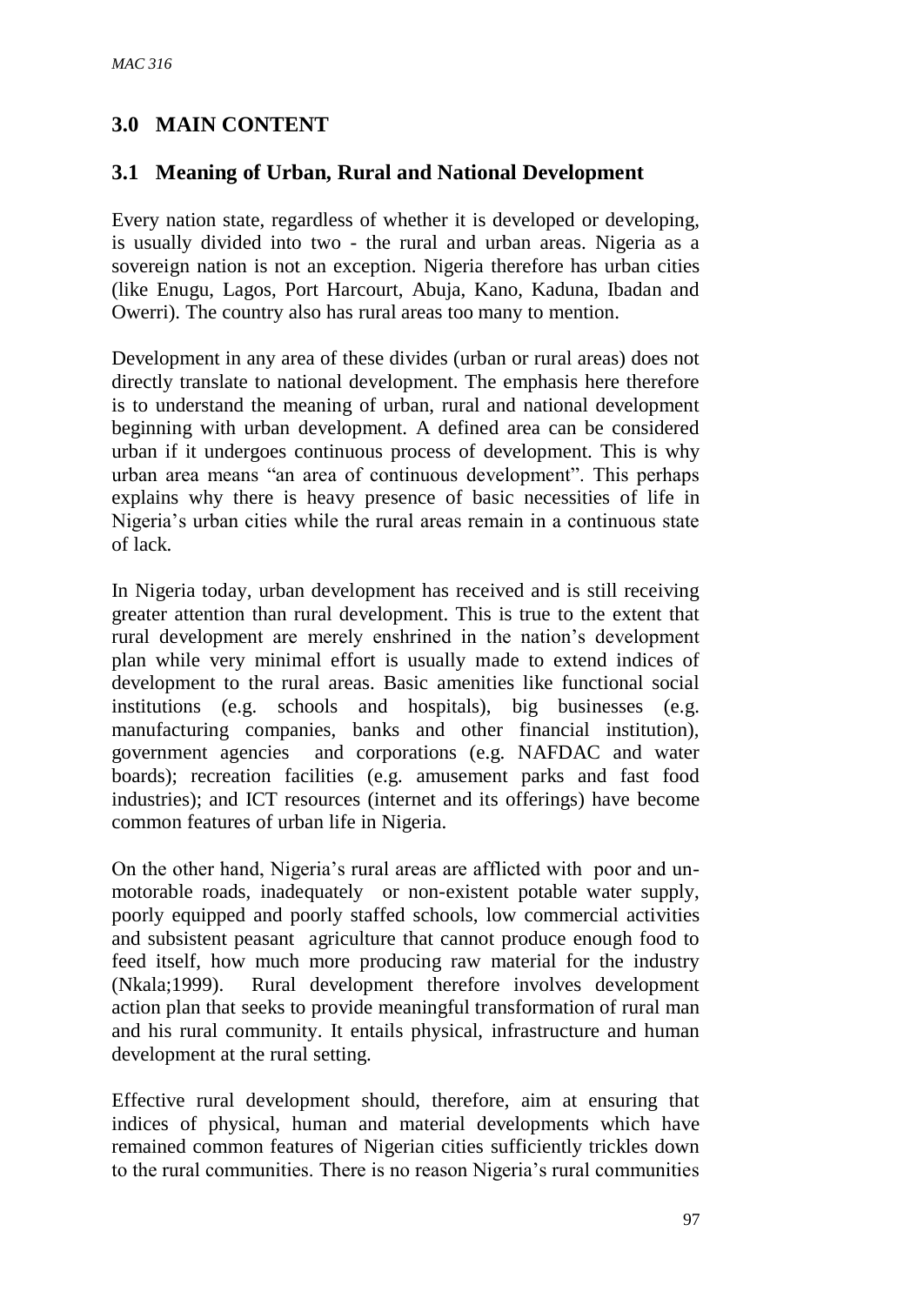## 3.0 MAIN CONTENT

### 3.1 Meaning of Urban, Rural and National Development

Every nation state, regardless of whether it is developed or developing, is usually divided into two - the rural and urban areas. Nigeria as a sovereign nation is not an exception. Nigeria therefore has urban cities (like Enugu, Lagos, Port Harcourt, Abuja, Kano, Kaduna, Ibadan and Owerri). The country also has rural areas too many to mention.

Development in any area of these divides (urban or rural areas) does not directly translate to national development. The emphasis here therefore is to understand the meaning of urban, rural and national development beginning with urban development. A defined area can be considered urban if it undergoes continuous process of development. This is why urban area means "an area of continuous development". This perhaps explains why there is heavy presence of basic necessities of life in Nigeria's urban cities while the rural areas remain in a continuous state of lack.

In Nigeria today, urban development has received and is still receiving greater attention than rural development. This is true to the extent that rural development are merely enshrined in the nation's development plan while very minimal effort is usually made to extend indices of development to the rural areas. Basic amenities like functional social institutions (e.g. schools and hospitals), big businesses (e.g. manufacturing companies, banks and other financial institution), government agencies and corporations (e.g. NAFDAC and water boards); recreation facilities (e.g. amusement parks and fast food industries); and ICT resources (internet and its offerings) have become common features of urban life in Nigeria.

On the other hand, Nigeria's rural areas are afflicted with poor and un-motorable roads, inadequately or non-existent potable water supply, poorly equipped and poorly staffed schools, low commercial activities and subsistent peasant agriculture that cannot produce enough food to feed itself, how much more producing raw material for the industry (Nkala;1999). Rural development therefore involves development action plan that seeks to provide meaningful transformation of rural man and his rural community. It entails physical, infrastructure and human development at the rural setting.

Effective rural development should, therefore, aim at ensuring that indices of physical, human and material developments which have remained common features of Nigerian cities sufficiently trickles down to the rural communities. There is no reason Nigeria's rural communities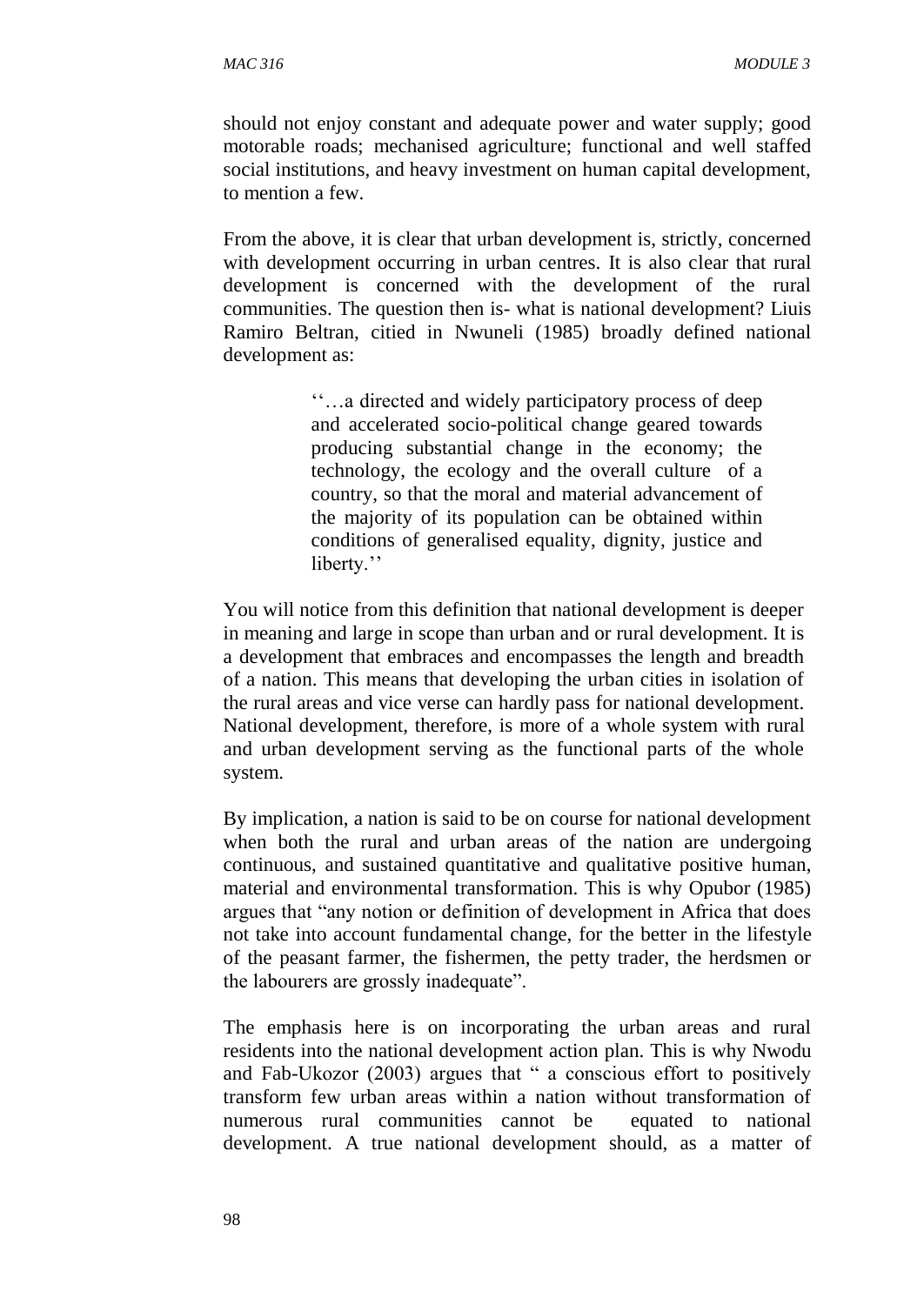should not enjoy constant and adequate power and water supply; good motorable roads; mechanised agriculture; functional and well staffed social institutions, and heavy investment on human capital development, to mention a few.

From the above, it is clear that urban development is, strictly, concerned with development occurring in urban centres. It is also clear that rural development is concerned with the development of the rural communities. The question then is- what is national development? Liuis Ramiro Beltran, citied in Nwuneli (1985) broadly defined national development as:

> ''…a directed and widely participatory process of deep and accelerated socio-political change geared towards producing substantial change in the economy; the technology, the ecology and the overall culture of a country, so that the moral and material advancement of the majority of its population can be obtained within conditions of generalised equality, dignity, justice and liberty.''

You will notice from this definition that national development is deeper in meaning and large in scope than urban and or rural development. It is a development that embraces and encompasses the length and breadth of a nation. This means that developing the urban cities in isolation of the rural areas and vice verse can hardly pass for national development. National development, therefore, is more of a whole system with rural and urban development serving as the functional parts of the whole system.

By implication, a nation is said to be on course for national development when both the rural and urban areas of the nation are undergoing continuous, and sustained quantitative and qualitative positive human, material and environmental transformation. This is why Opubor (1985) argues that "any notion or definition of development in Africa that does not take into account fundamental change, for the better in the lifestyle of the peasant farmer, the fishermen, the petty trader, the herdsmen or the labourers are grossly inadequate".

The emphasis here is on incorporating the urban areas and rural residents into the national development action plan. This is why Nwodu and Fab-Ukozor (2003) argues that " a conscious effort to positively transform few urban areas within a nation without transformation of numerous rural communities cannot be equated to national development. A true national development should, as a matter of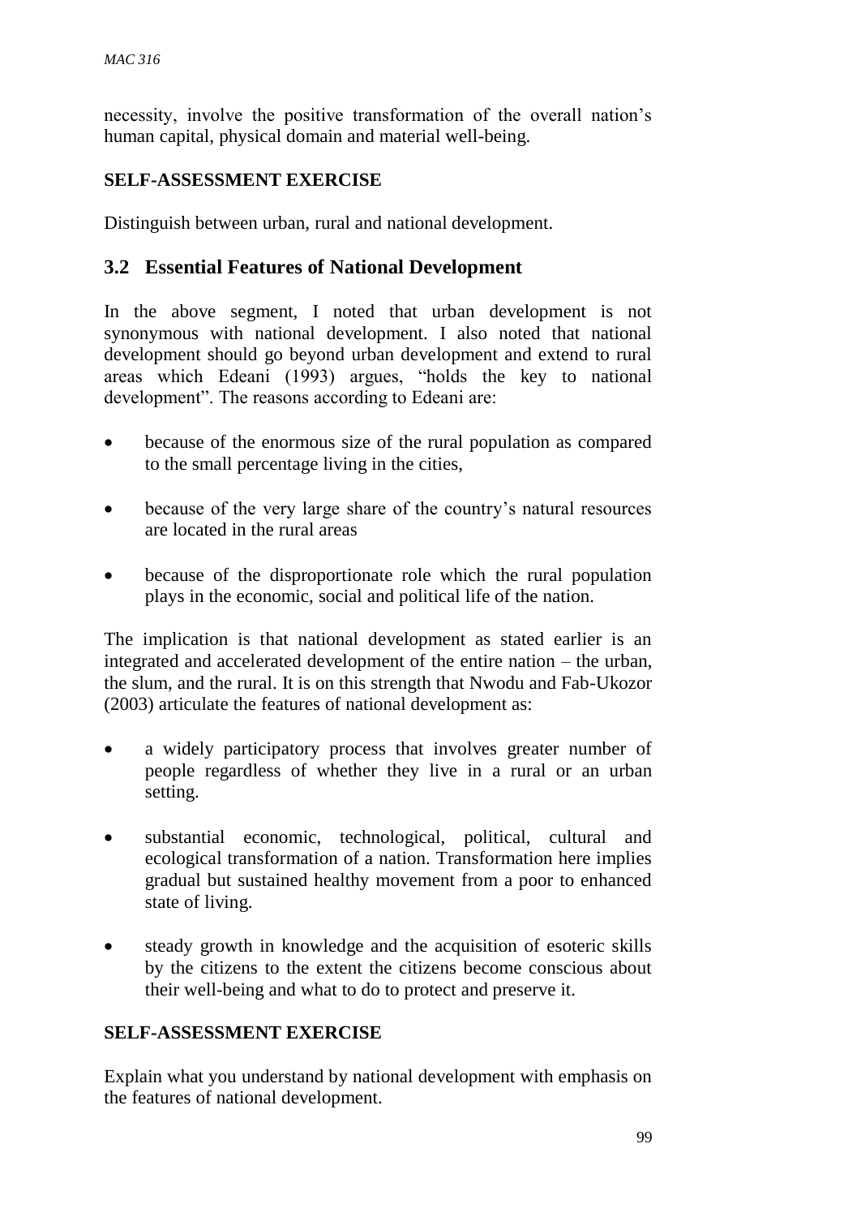necessity, involve the positive transformation of the overall nation's human capital, physical domain and material well-being.

**SELF-ASSESSMENT EXERCISE**

Distinguish between urban, rural and national development.

## 3.2 Essential Features of National Development

In the above segment, I noted that urban development is not synonymous with national development. I also noted that national development should go beyond urban development and extend to rural areas which Edeani (1993) argues, "holds the key to national development". The reasons according to Edeani are:

- because of the enormous size of the rural population as compared to the small percentage living in the cities,
- because of the very large share of the country's natural resources are located in the rural areas
- because of the disproportionate role which the rural population plays in the economic, social and political life of the nation.

The implication is that national development as stated earlier is an integrated and accelerated development of the entire nation – the urban, the slum, and the rural. It is on this strength that Nwodu and Fab-Ukozor (2003) articulate the features of national development as:

- a widely participatory process that involves greater number of people regardless of whether they live in a rural or an urban setting.
- substantial economic, technological, political, cultural and ecological transformation of a nation. Transformation here implies gradual but sustained healthy movement from a poor to enhanced state of living.
- steady growth in knowledge and the acquisition of esoteric skills by the citizens to the extent the citizens become conscious about their well-being and what to do to protect and preserve it.

**SELF-ASSESSMENT EXERCISE**

Explain what you understand by national development with emphasis on the features of national development.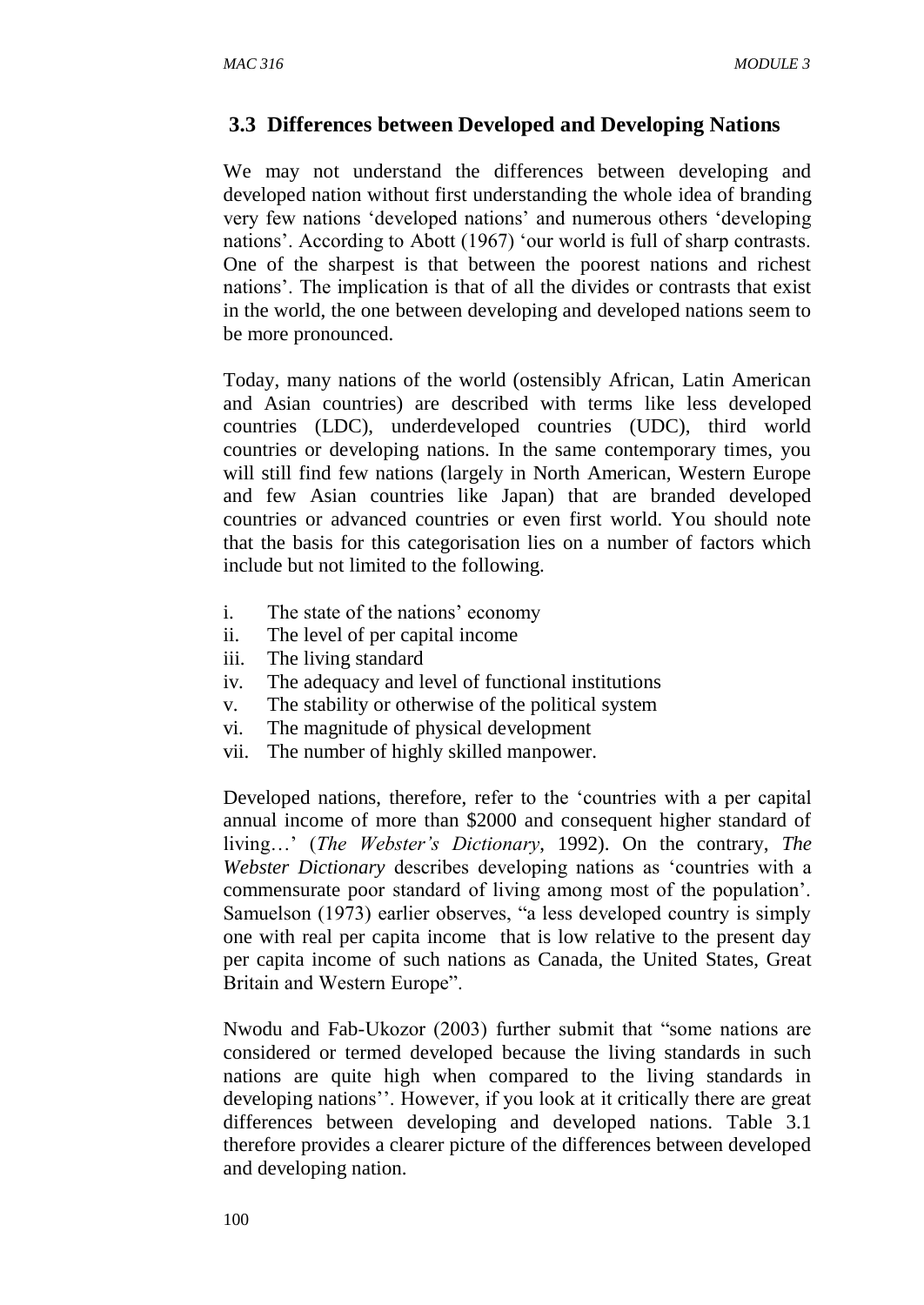### 3.3 Differences between Developed and Developing Nations

We may not understand the differences between developing and developed nation without first understanding the whole idea of branding very few nations 'developed nations' and numerous others 'developing nations'. According to Abott (1967) 'our world is full of sharp contrasts. One of the sharpest is that between the poorest nations and richest nations'. The implication is that of all the divides or contrasts that exist in the world, the one between developing and developed nations seem to be more pronounced.

Today, many nations of the world (ostensibly African, Latin American and Asian countries) are described with terms like less developed countries (LDC), underdeveloped countries (UDC), third world countries or developing nations. In the same contemporary times, you will still find few nations (largely in North American, Western Europe and few Asian countries like Japan) that are branded developed countries or advanced countries or even first world. You should note that the basis for this categorisation lies on a number of factors which include but not limited to the following.

i. The state of the nations' economy
ii. The level of per capital income
iii. The living standard
iv. The adequacy and level of functional institutions
v. The stability or otherwise of the political system
vi. The magnitude of physical development
vii. The number of highly skilled manpower.

Developed nations, therefore, refer to the 'countries with a per capital annual income of more than \$2000 and consequent higher standard of living…' (*The Webster's Dictionary*, 1992). On the contrary, *The Webster Dictionary* describes developing nations as 'countries with a commensurate poor standard of living among most of the population'. Samuelson (1973) earlier observes, "a less developed country is simply one with real per capita income that is low relative to the present day per capita income of such nations as Canada, the United States, Great Britain and Western Europe".

Nwodu and Fab-Ukozor (2003) further submit that "some nations are considered or termed developed because the living standards in such nations are quite high when compared to the living standards in developing nations''. However, if you look at it critically there are great differences between developing and developed nations. Table 3.1 therefore provides a clearer picture of the differences between developed and developing nation.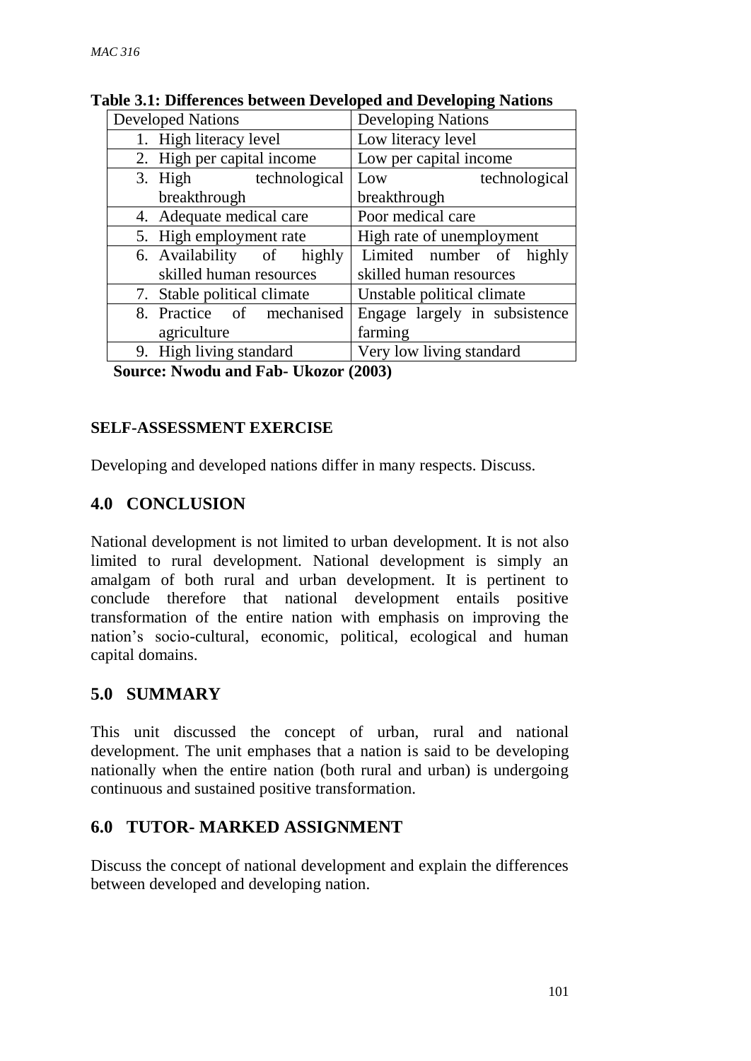**Table 3.1: Differences between Developed and Developing Nations**

| Developed Nations | Developing Nations |
|---|---|
| 1. High literacy level | Low literacy level |
| 2. High per capital income | Low per capital income |
| 3. High technological breakthrough | Low technological breakthrough |
| 4. Adequate medical care | Poor medical care |
| 5. High employment rate | High rate of unemployment |
| 6. Availability of highly skilled human resources | Limited number of highly skilled human resources |
| 7. Stable political climate | Unstable political climate |
| 8. Practice of mechanised agriculture | Engage largely in subsistence farming |
| 9. High living standard | Very low living standard |

**Source: Nwodu and Fab- Ukozor (2003)**

**SELF-ASSESSMENT EXERCISE**

Developing and developed nations differ in many respects. Discuss.

## 4.0 CONCLUSION

National development is not limited to urban development. It is not also limited to rural development. National development is simply an amalgam of both rural and urban development. It is pertinent to conclude therefore that national development entails positive transformation of the entire nation with emphasis on improving the nation's socio-cultural, economic, political, ecological and human capital domains.

## 5.0 SUMMARY

This unit discussed the concept of urban, rural and national development. The unit emphases that a nation is said to be developing nationally when the entire nation (both rural and urban) is undergoing continuous and sustained positive transformation.

## 6.0 TUTOR- MARKED ASSIGNMENT

Discuss the concept of national development and explain the differences between developed and developing nation.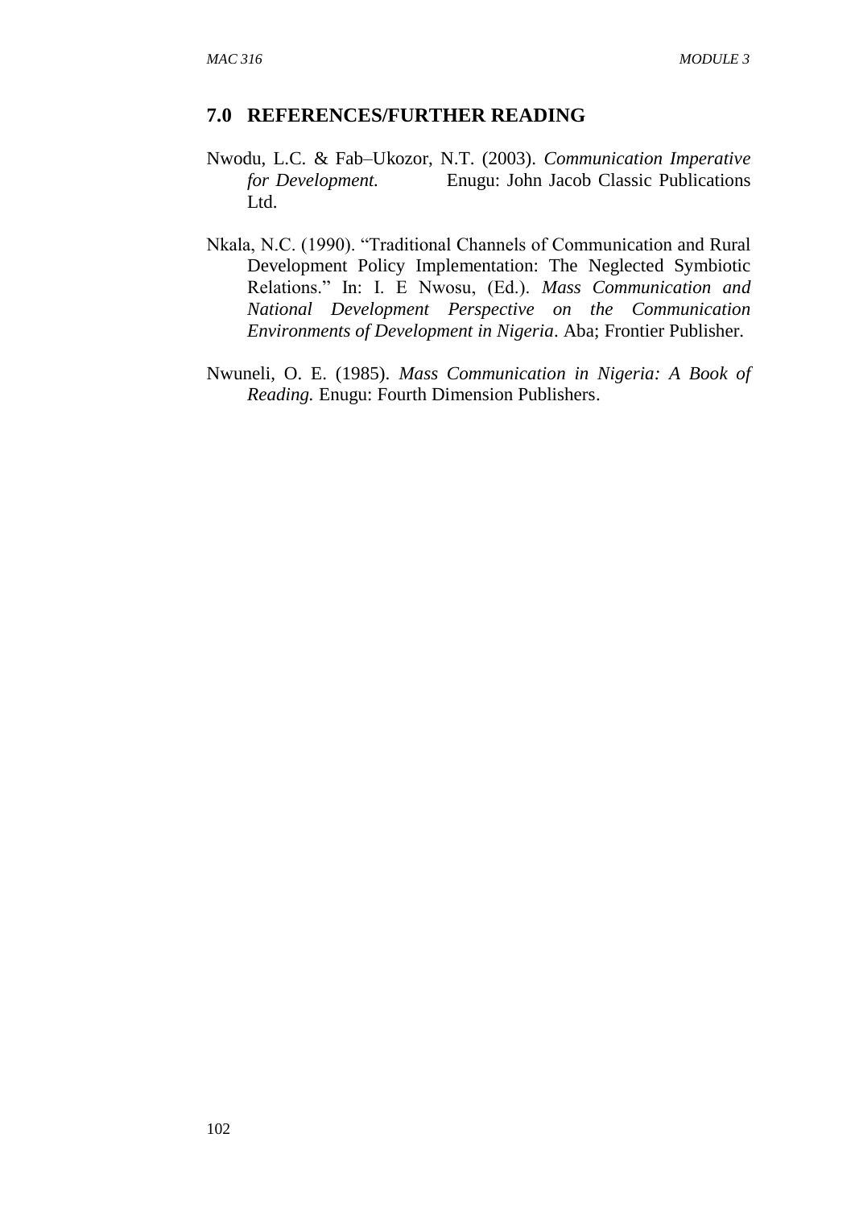## 7.0 REFERENCES/FURTHER READING

Nwodu, L.C. & Fab–Ukozor, N.T. (2003). *Communication Imperative for Development.* Enugu: John Jacob Classic Publications Ltd.

Nkala, N.C. (1990). "Traditional Channels of Communication and Rural Development Policy Implementation: The Neglected Symbiotic Relations." In: I. E Nwosu, (Ed.). *Mass Communication and National Development Perspective on the Communication Environments of Development in Nigeria*. Aba; Frontier Publisher.

Nwuneli, O. E. (1985). *Mass Communication in Nigeria: A Book of Reading.* Enugu: Fourth Dimension Publishers.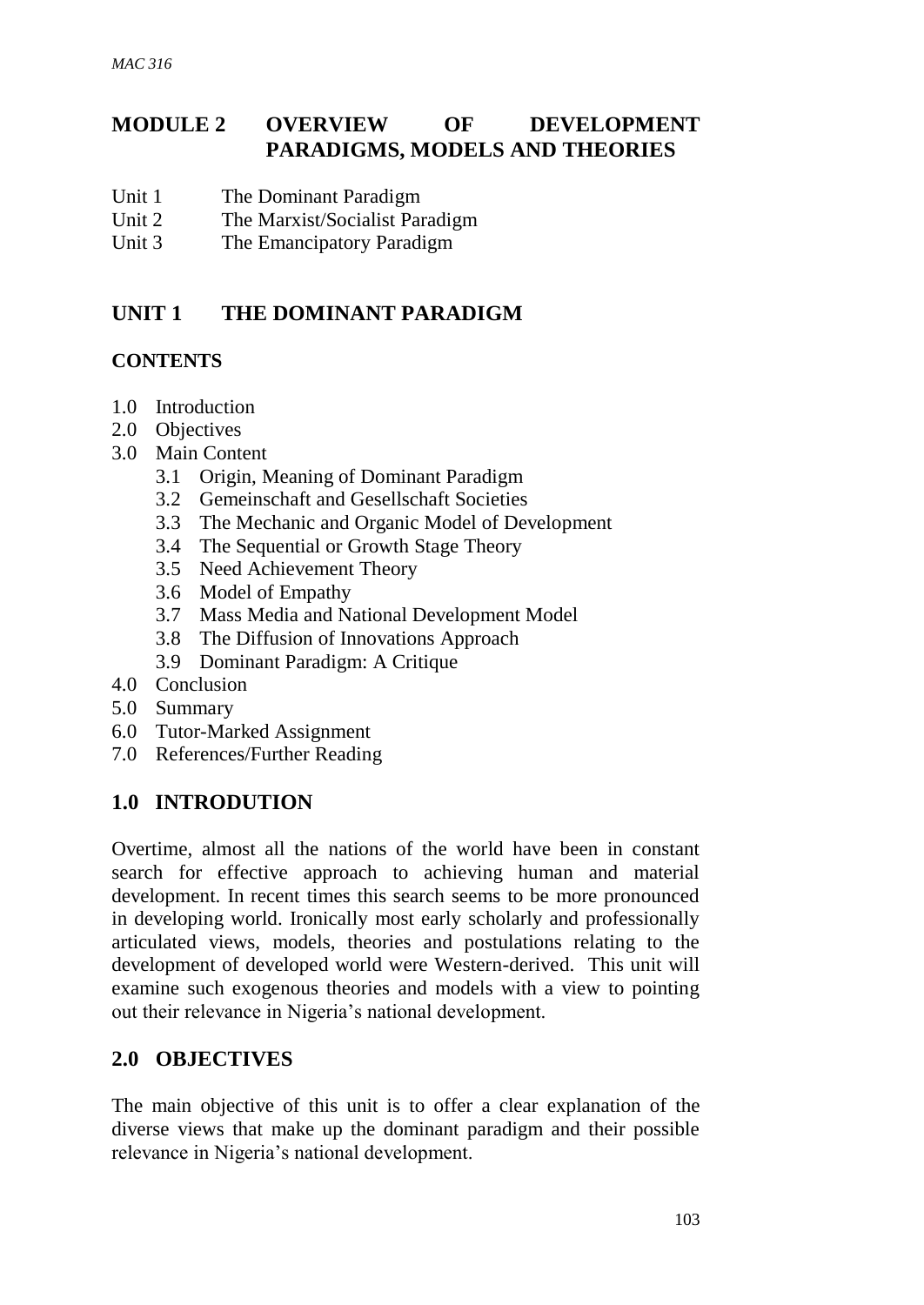# MODULE 2 OVERVIEW OF DEVELOPMENT PARADIGMS, MODELS AND THEORIES

Unit 1 The Dominant Paradigm
Unit 2 The Marxist/Socialist Paradigm
Unit 3 The Emancipatory Paradigm

## UNIT 1 THE DOMINANT PARADIGM

### CONTENTS

- 1.0 Introduction
- 2.0 Objectives
- 3.0 Main Content
  - 3.1 Origin, Meaning of Dominant Paradigm
  - 3.2 Gemeinschaft and Gesellschaft Societies
  - 3.3 The Mechanic and Organic Model of Development
  - 3.4 The Sequential or Growth Stage Theory
  - 3.5 Need Achievement Theory
  - 3.6 Model of Empathy
  - 3.7 Mass Media and National Development Model
  - 3.8 The Diffusion of Innovations Approach
  - 3.9 Dominant Paradigm: A Critique
- 4.0 Conclusion
- 5.0 Summary
- 6.0 Tutor-Marked Assignment
- 7.0 References/Further Reading

### 1.0 INTRODUTION

Overtime, almost all the nations of the world have been in constant search for effective approach to achieving human and material development. In recent times this search seems to be more pronounced in developing world. Ironically most early scholarly and professionally articulated views, models, theories and postulations relating to the development of developed world were Western-derived. This unit will examine such exogenous theories and models with a view to pointing out their relevance in Nigeria's national development.

### 2.0 OBJECTIVES

The main objective of this unit is to offer a clear explanation of the diverse views that make up the dominant paradigm and their possible relevance in Nigeria's national development.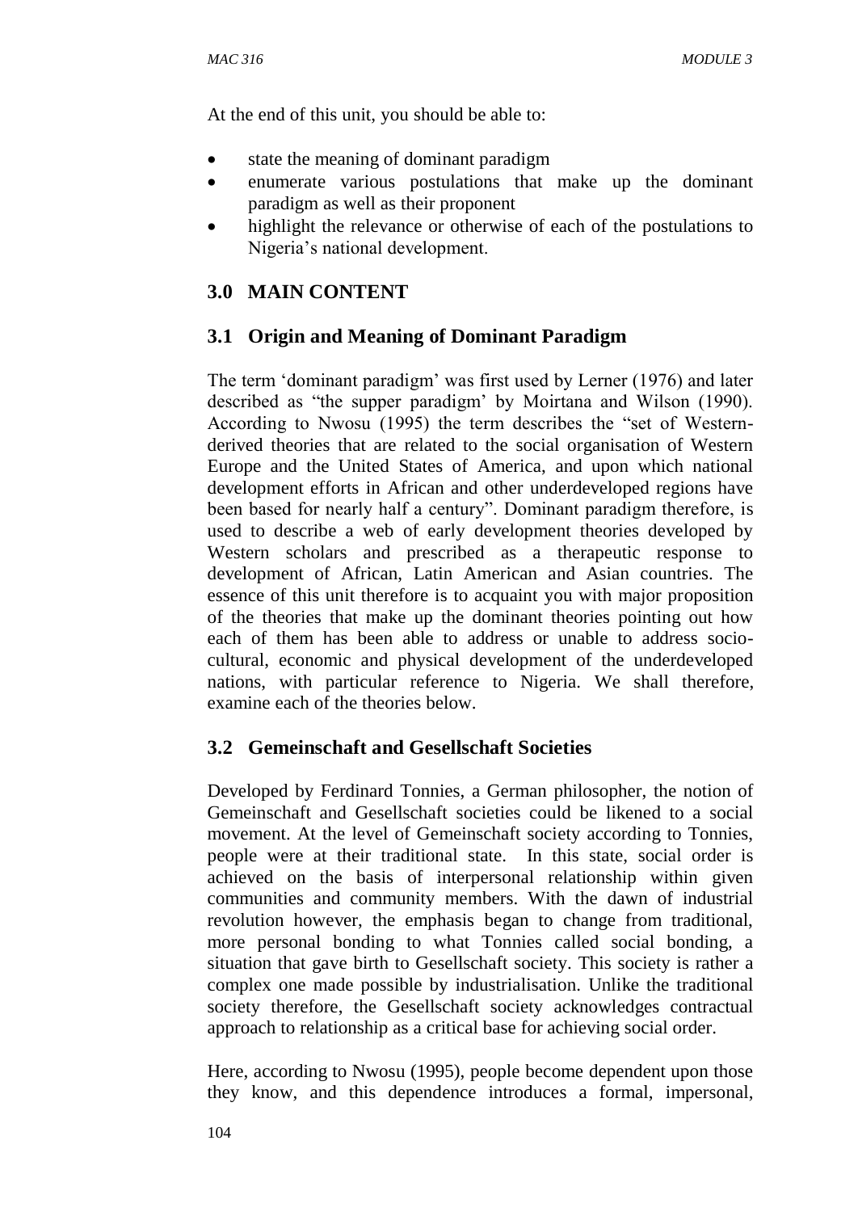At the end of this unit, you should be able to:

- state the meaning of dominant paradigm
- enumerate various postulations that make up the dominant paradigm as well as their proponent
- highlight the relevance or otherwise of each of the postulations to Nigeria's national development.

## 3.0 MAIN CONTENT

### 3.1 Origin and Meaning of Dominant Paradigm

The term 'dominant paradigm' was first used by Lerner (1976) and later described as "the supper paradigm' by Moirtana and Wilson (1990). According to Nwosu (1995) the term describes the "set of Western-derived theories that are related to the social organisation of Western Europe and the United States of America, and upon which national development efforts in African and other underdeveloped regions have been based for nearly half a century". Dominant paradigm therefore, is used to describe a web of early development theories developed by Western scholars and prescribed as a therapeutic response to development of African, Latin American and Asian countries. The essence of this unit therefore is to acquaint you with major proposition of the theories that make up the dominant theories pointing out how each of them has been able to address or unable to address socio-cultural, economic and physical development of the underdeveloped nations, with particular reference to Nigeria. We shall therefore, examine each of the theories below.

### 3.2 Gemeinschaft and Gesellschaft Societies

Developed by Ferdinard Tonnies, a German philosopher, the notion of Gemeinschaft and Gesellschaft societies could be likened to a social movement. At the level of Gemeinschaft society according to Tonnies, people were at their traditional state. In this state, social order is achieved on the basis of interpersonal relationship within given communities and community members. With the dawn of industrial revolution however, the emphasis began to change from traditional, more personal bonding to what Tonnies called social bonding, a situation that gave birth to Gesellschaft society. This society is rather a complex one made possible by industrialisation. Unlike the traditional society therefore, the Gesellschaft society acknowledges contractual approach to relationship as a critical base for achieving social order.

Here, according to Nwosu (1995), people become dependent upon those they know, and this dependence introduces a formal, impersonal,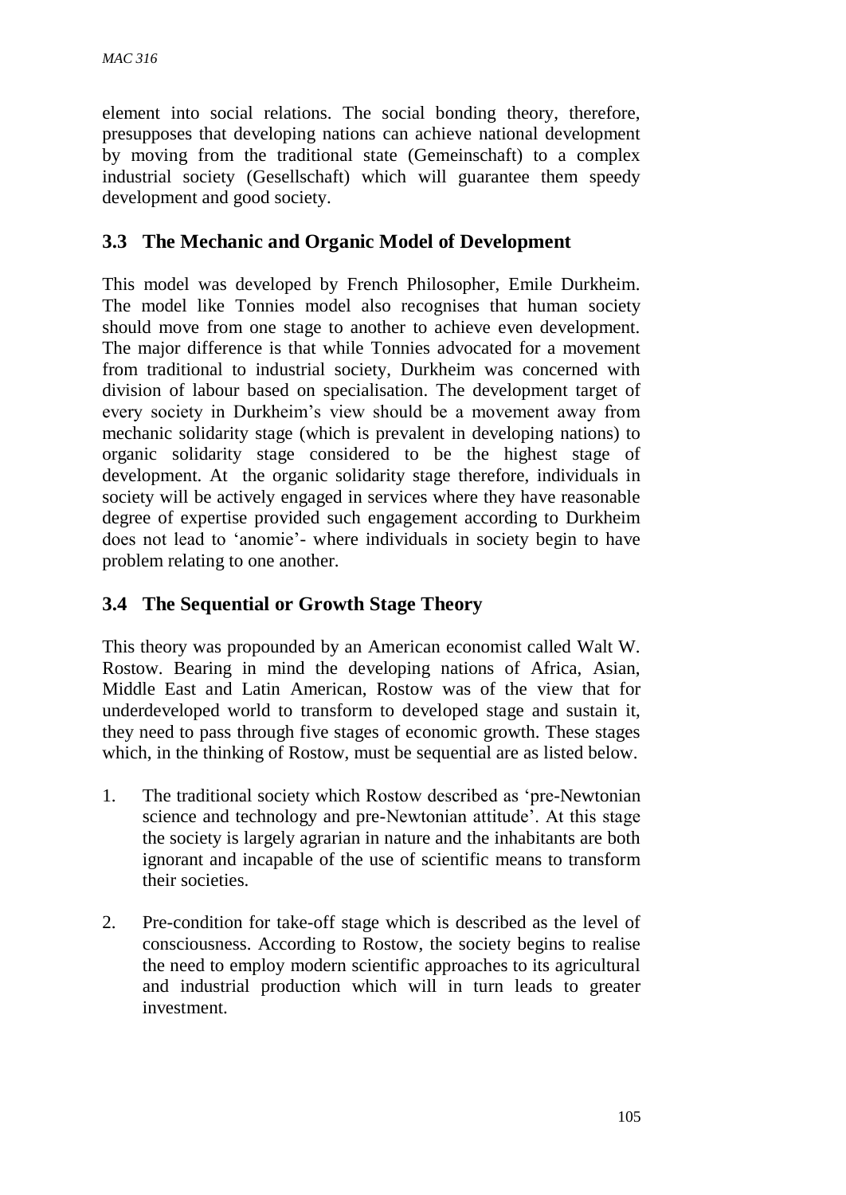element into social relations. The social bonding theory, therefore, presupposes that developing nations can achieve national development by moving from the traditional state (Gemeinschaft) to a complex industrial society (Gesellschaft) which will guarantee them speedy development and good society.

## 3.3 The Mechanic and Organic Model of Development

This model was developed by French Philosopher, Emile Durkheim. The model like Tonnies model also recognises that human society should move from one stage to another to achieve even development. The major difference is that while Tonnies advocated for a movement from traditional to industrial society, Durkheim was concerned with division of labour based on specialisation. The development target of every society in Durkheim's view should be a movement away from mechanic solidarity stage (which is prevalent in developing nations) to organic solidarity stage considered to be the highest stage of development. At the organic solidarity stage therefore, individuals in society will be actively engaged in services where they have reasonable degree of expertise provided such engagement according to Durkheim does not lead to 'anomie'- where individuals in society begin to have problem relating to one another.

## 3.4 The Sequential or Growth Stage Theory

This theory was propounded by an American economist called Walt W. Rostow. Bearing in mind the developing nations of Africa, Asian, Middle East and Latin American, Rostow was of the view that for underdeveloped world to transform to developed stage and sustain it, they need to pass through five stages of economic growth. These stages which, in the thinking of Rostow, must be sequential are as listed below.

1. The traditional society which Rostow described as 'pre-Newtonian science and technology and pre-Newtonian attitude'. At this stage the society is largely agrarian in nature and the inhabitants are both ignorant and incapable of the use of scientific means to transform their societies.

2. Pre-condition for take-off stage which is described as the level of consciousness. According to Rostow, the society begins to realise the need to employ modern scientific approaches to its agricultural and industrial production which will in turn leads to greater investment.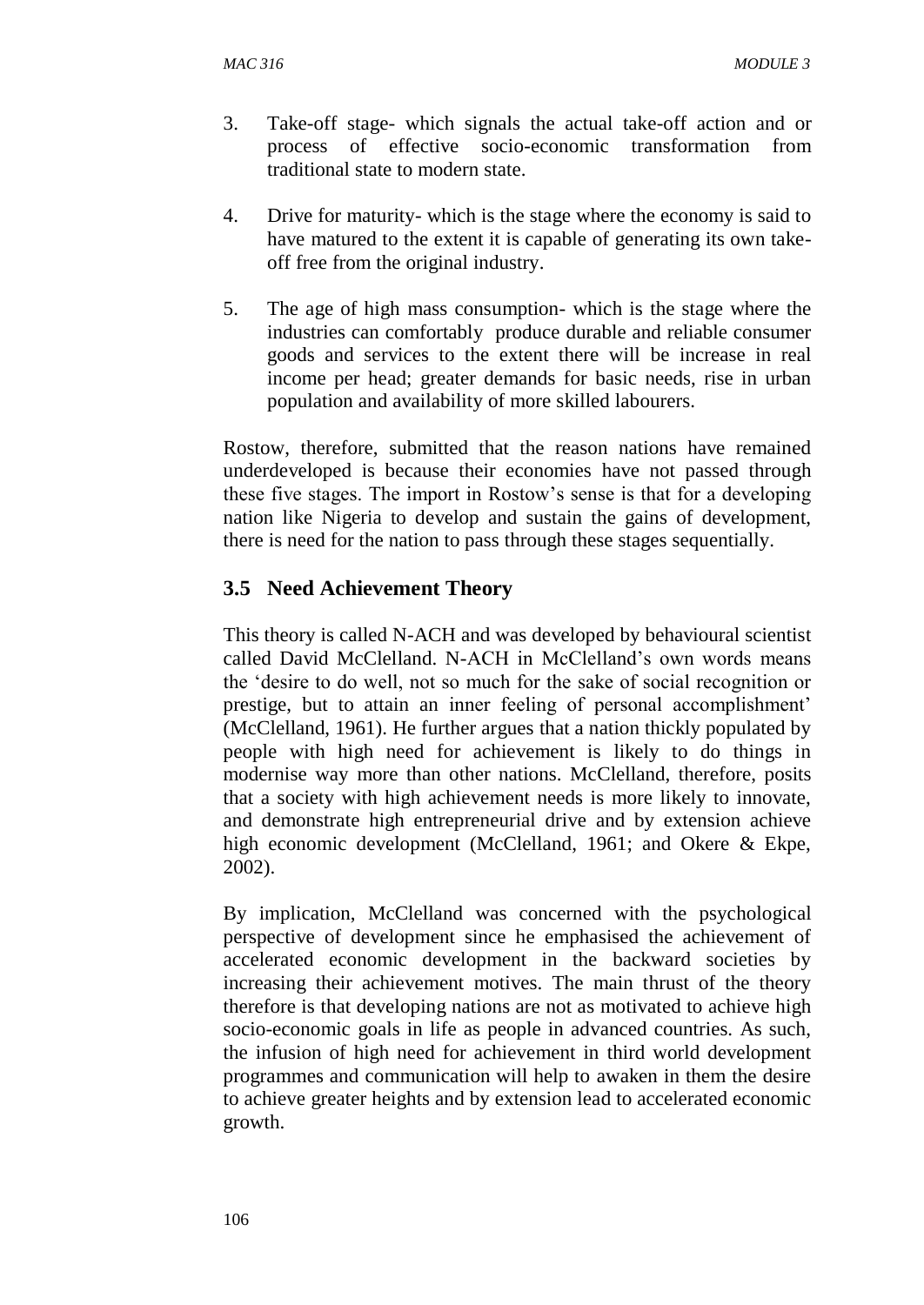3. Take-off stage- which signals the actual take-off action and or process of effective socio-economic transformation from traditional state to modern state.

4. Drive for maturity- which is the stage where the economy is said to have matured to the extent it is capable of generating its own take-off free from the original industry.

5. The age of high mass consumption- which is the stage where the industries can comfortably produce durable and reliable consumer goods and services to the extent there will be increase in real income per head; greater demands for basic needs, rise in urban population and availability of more skilled labourers.

Rostow, therefore, submitted that the reason nations have remained underdeveloped is because their economies have not passed through these five stages. The import in Rostow's sense is that for a developing nation like Nigeria to develop and sustain the gains of development, there is need for the nation to pass through these stages sequentially.

## 3.5 Need Achievement Theory

This theory is called N-ACH and was developed by behavioural scientist called David McClelland. N-ACH in McClelland's own words means the 'desire to do well, not so much for the sake of social recognition or prestige, but to attain an inner feeling of personal accomplishment' (McClelland, 1961). He further argues that a nation thickly populated by people with high need for achievement is likely to do things in modernise way more than other nations. McClelland, therefore, posits that a society with high achievement needs is more likely to innovate, and demonstrate high entrepreneurial drive and by extension achieve high economic development (McClelland, 1961; and Okere & Ekpe, 2002).

By implication, McClelland was concerned with the psychological perspective of development since he emphasised the achievement of accelerated economic development in the backward societies by increasing their achievement motives. The main thrust of the theory therefore is that developing nations are not as motivated to achieve high socio-economic goals in life as people in advanced countries. As such, the infusion of high need for achievement in third world development programmes and communication will help to awaken in them the desire to achieve greater heights and by extension lead to accelerated economic growth.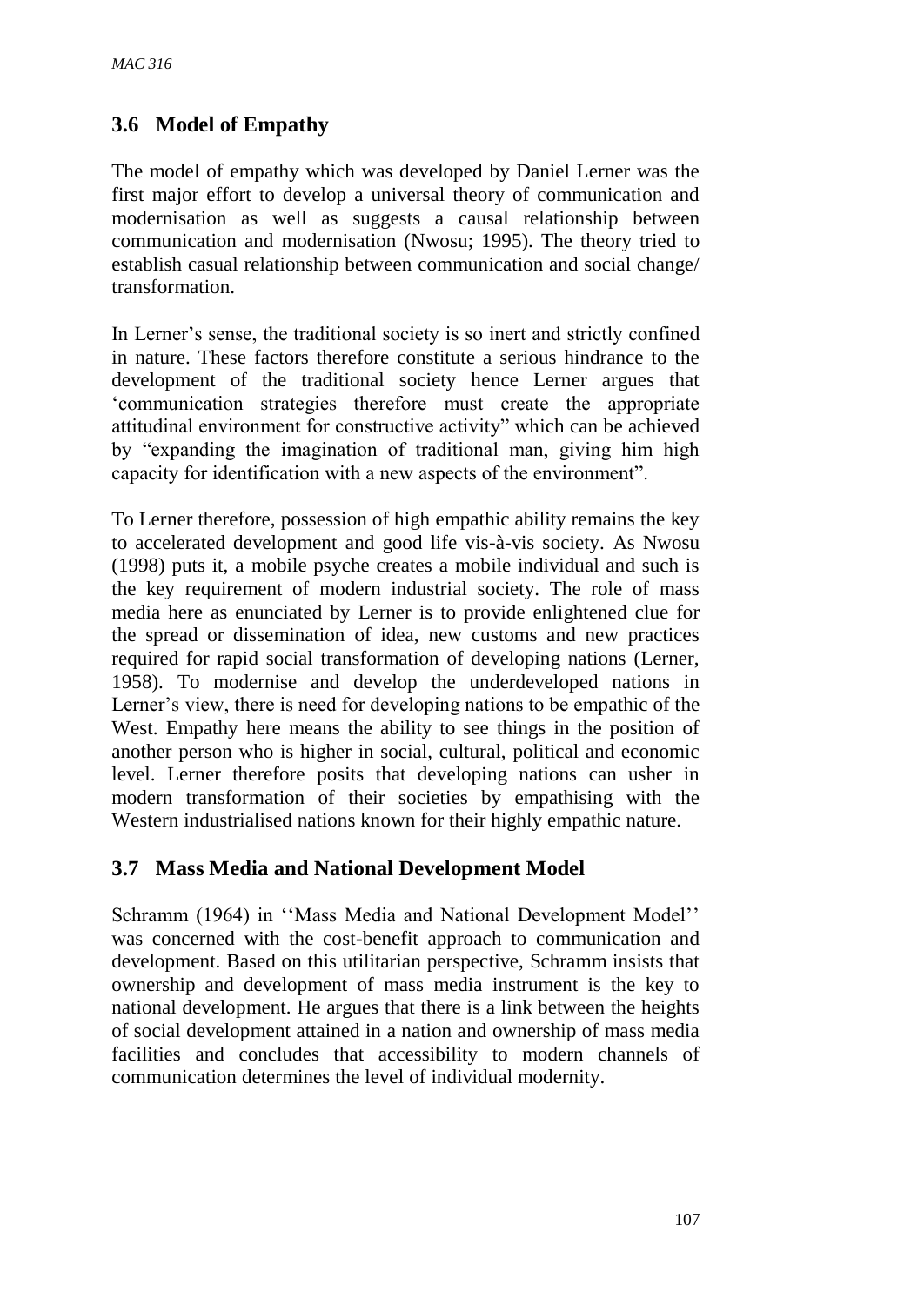## 3.6 Model of Empathy

The model of empathy which was developed by Daniel Lerner was the first major effort to develop a universal theory of communication and modernisation as well as suggests a causal relationship between communication and modernisation (Nwosu; 1995). The theory tried to establish casual relationship between communication and social change/ transformation.

In Lerner's sense, the traditional society is so inert and strictly confined in nature. These factors therefore constitute a serious hindrance to the development of the traditional society hence Lerner argues that 'communication strategies therefore must create the appropriate attitudinal environment for constructive activity" which can be achieved by "expanding the imagination of traditional man, giving him high capacity for identification with a new aspects of the environment".

To Lerner therefore, possession of high empathic ability remains the key to accelerated development and good life vis-à-vis society. As Nwosu (1998) puts it, a mobile psyche creates a mobile individual and such is the key requirement of modern industrial society. The role of mass media here as enunciated by Lerner is to provide enlightened clue for the spread or dissemination of idea, new customs and new practices required for rapid social transformation of developing nations (Lerner, 1958). To modernise and develop the underdeveloped nations in Lerner's view, there is need for developing nations to be empathic of the West. Empathy here means the ability to see things in the position of another person who is higher in social, cultural, political and economic level. Lerner therefore posits that developing nations can usher in modern transformation of their societies by empathising with the Western industrialised nations known for their highly empathic nature.

## 3.7 Mass Media and National Development Model

Schramm (1964) in ''Mass Media and National Development Model'' was concerned with the cost-benefit approach to communication and development. Based on this utilitarian perspective, Schramm insists that ownership and development of mass media instrument is the key to national development. He argues that there is a link between the heights of social development attained in a nation and ownership of mass media facilities and concludes that accessibility to modern channels of communication determines the level of individual modernity.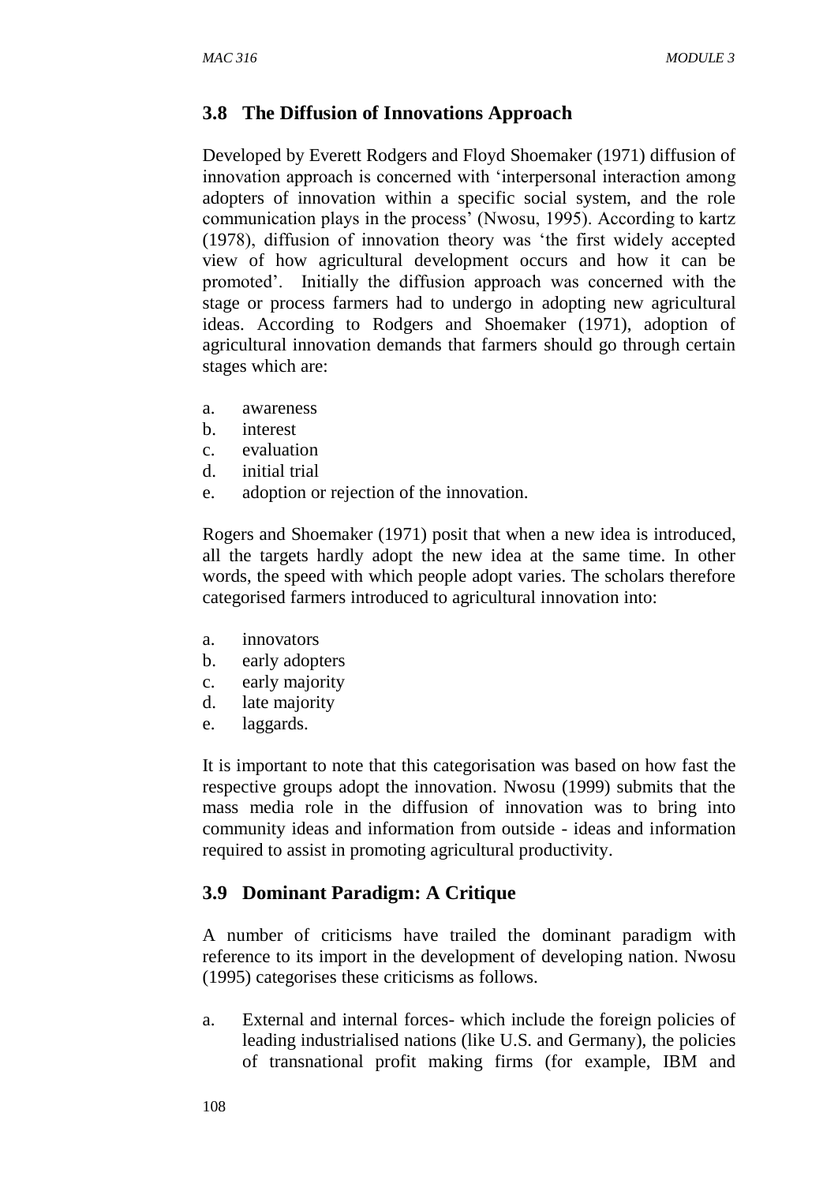## 3.8 The Diffusion of Innovations Approach

Developed by Everett Rodgers and Floyd Shoemaker (1971) diffusion of innovation approach is concerned with 'interpersonal interaction among adopters of innovation within a specific social system, and the role communication plays in the process' (Nwosu, 1995). According to kartz (1978), diffusion of innovation theory was 'the first widely accepted view of how agricultural development occurs and how it can be promoted'. Initially the diffusion approach was concerned with the stage or process farmers had to undergo in adopting new agricultural ideas. According to Rodgers and Shoemaker (1971), adoption of agricultural innovation demands that farmers should go through certain stages which are:

a. awareness
b. interest
c. evaluation
d. initial trial
e. adoption or rejection of the innovation.

Rogers and Shoemaker (1971) posit that when a new idea is introduced, all the targets hardly adopt the new idea at the same time. In other words, the speed with which people adopt varies. The scholars therefore categorised farmers introduced to agricultural innovation into:

a. innovators
b. early adopters
c. early majority
d. late majority
e. laggards.

It is important to note that this categorisation was based on how fast the respective groups adopt the innovation. Nwosu (1999) submits that the mass media role in the diffusion of innovation was to bring into community ideas and information from outside - ideas and information required to assist in promoting agricultural productivity.

## 3.9 Dominant Paradigm: A Critique

A number of criticisms have trailed the dominant paradigm with reference to its import in the development of developing nation. Nwosu (1995) categorises these criticisms as follows.

a. External and internal forces- which include the foreign policies of leading industrialised nations (like U.S. and Germany), the policies of transnational profit making firms (for example, IBM and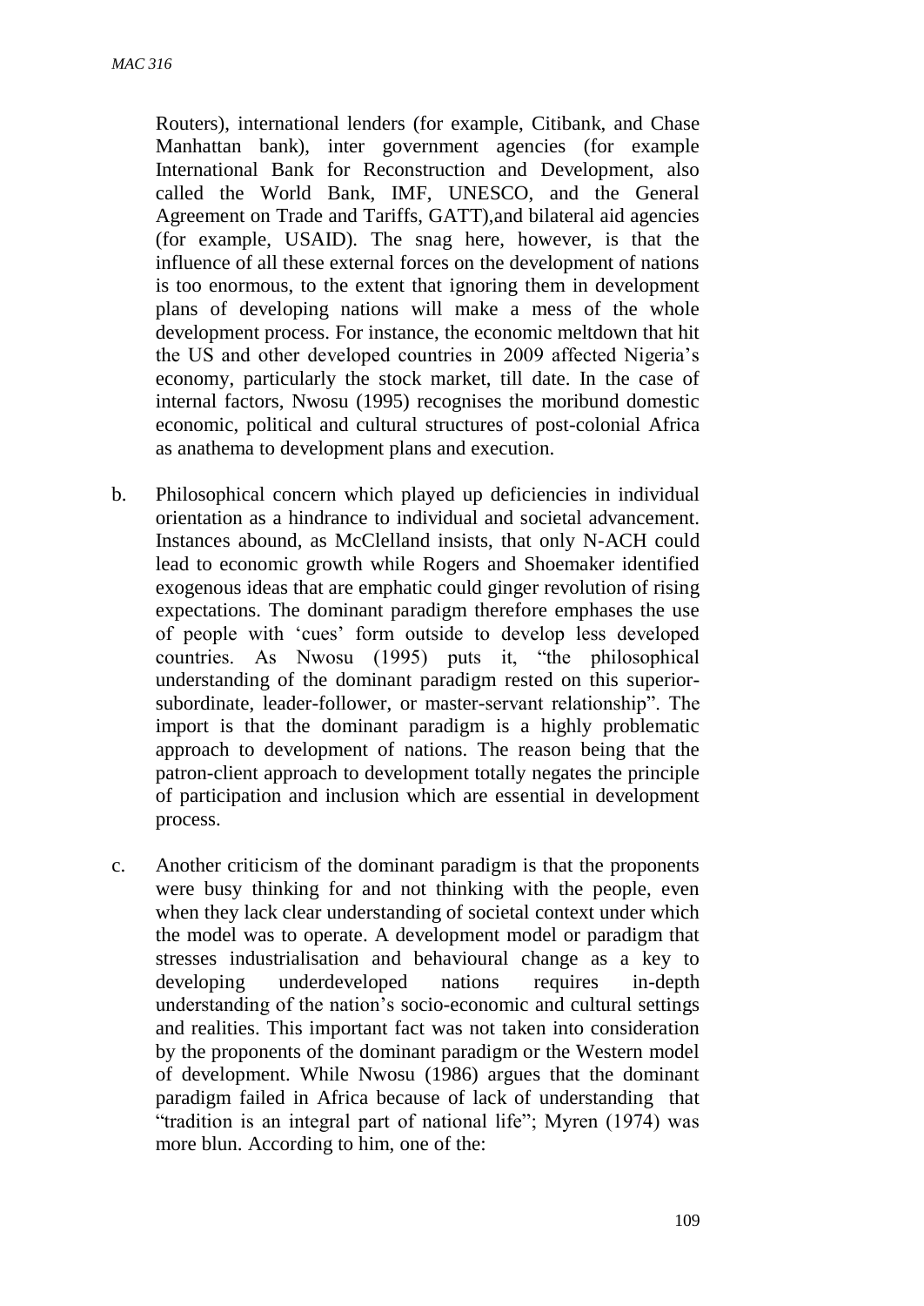Routers), international lenders (for example, Citibank, and Chase Manhattan bank), inter government agencies (for example International Bank for Reconstruction and Development, also called the World Bank, IMF, UNESCO, and the General Agreement on Trade and Tariffs, GATT),and bilateral aid agencies (for example, USAID). The snag here, however, is that the influence of all these external forces on the development of nations is too enormous, to the extent that ignoring them in development plans of developing nations will make a mess of the whole development process. For instance, the economic meltdown that hit the US and other developed countries in 2009 affected Nigeria's economy, particularly the stock market, till date. In the case of internal factors, Nwosu (1995) recognises the moribund domestic economic, political and cultural structures of post-colonial Africa as anathema to development plans and execution.

b. Philosophical concern which played up deficiencies in individual orientation as a hindrance to individual and societal advancement. Instances abound, as McClelland insists, that only N-ACH could lead to economic growth while Rogers and Shoemaker identified exogenous ideas that are emphatic could ginger revolution of rising expectations. The dominant paradigm therefore emphases the use of people with 'cues' form outside to develop less developed countries. As Nwosu (1995) puts it, "the philosophical understanding of the dominant paradigm rested on this superior-subordinate, leader-follower, or master-servant relationship". The import is that the dominant paradigm is a highly problematic approach to development of nations. The reason being that the patron-client approach to development totally negates the principle of participation and inclusion which are essential in development process.

c. Another criticism of the dominant paradigm is that the proponents were busy thinking for and not thinking with the people, even when they lack clear understanding of societal context under which the model was to operate. A development model or paradigm that stresses industrialisation and behavioural change as a key to developing underdeveloped nations requires in-depth understanding of the nation's socio-economic and cultural settings and realities. This important fact was not taken into consideration by the proponents of the dominant paradigm or the Western model of development. While Nwosu (1986) argues that the dominant paradigm failed in Africa because of lack of understanding that "tradition is an integral part of national life"; Myren (1974) was more blun. According to him, one of the: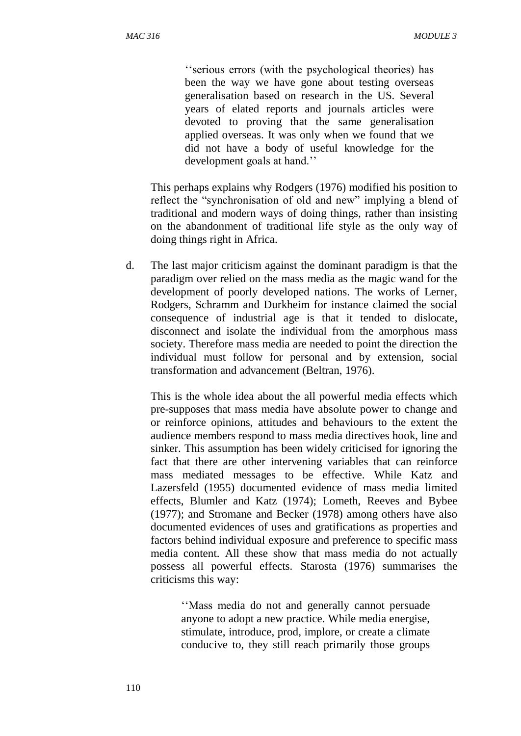> ''serious errors (with the psychological theories) has been the way we have gone about testing overseas generalisation based on research in the US. Several years of elated reports and journals articles were devoted to proving that the same generalisation applied overseas. It was only when we found that we did not have a body of useful knowledge for the development goals at hand.''

This perhaps explains why Rodgers (1976) modified his position to reflect the "synchronisation of old and new" implying a blend of traditional and modern ways of doing things, rather than insisting on the abandonment of traditional life style as the only way of doing things right in Africa.

d. The last major criticism against the dominant paradigm is that the paradigm over relied on the mass media as the magic wand for the development of poorly developed nations. The works of Lerner, Rodgers, Schramm and Durkheim for instance claimed the social consequence of industrial age is that it tended to dislocate, disconnect and isolate the individual from the amorphous mass society. Therefore mass media are needed to point the direction the individual must follow for personal and by extension, social transformation and advancement (Beltran, 1976).

   This is the whole idea about the all powerful media effects which pre-supposes that mass media have absolute power to change and or reinforce opinions, attitudes and behaviours to the extent the audience members respond to mass media directives hook, line and sinker. This assumption has been widely criticised for ignoring the fact that there are other intervening variables that can reinforce mass mediated messages to be effective. While Katz and Lazersfeld (1955) documented evidence of mass media limited effects, Blumler and Katz (1974); Lometh, Reeves and Bybee (1977); and Stromane and Becker (1978) among others have also documented evidences of uses and gratifications as properties and factors behind individual exposure and preference to specific mass media content. All these show that mass media do not actually possess all powerful effects. Starosta (1976) summarises the criticisms this way:

   > ''Mass media do not and generally cannot persuade anyone to adopt a new practice. While media energise, stimulate, introduce, prod, implore, or create a climate conducive to, they still reach primarily those groups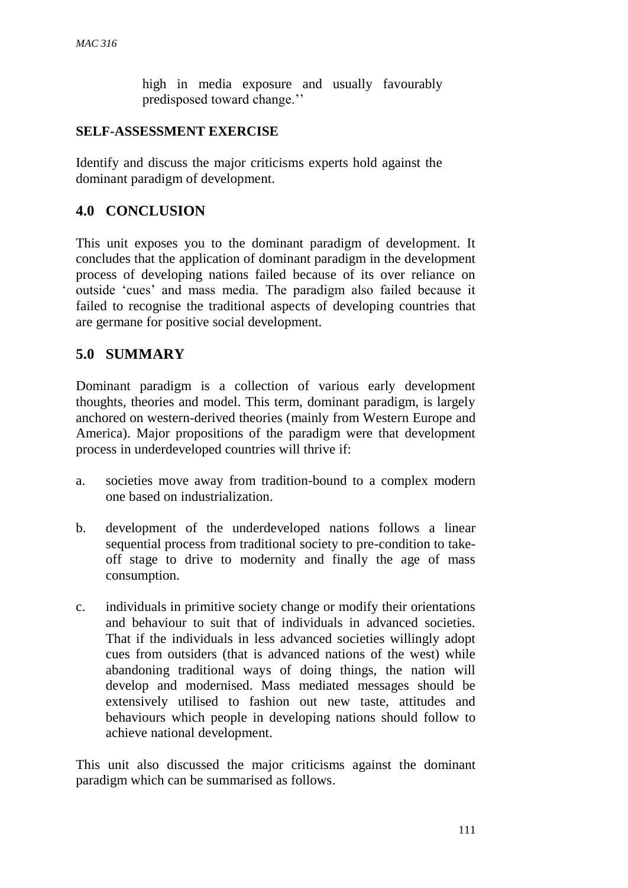high in media exposure and usually favourably predisposed toward change.''

**SELF-ASSESSMENT EXERCISE**

Identify and discuss the major criticisms experts hold against the dominant paradigm of development.

## 4.0 CONCLUSION

This unit exposes you to the dominant paradigm of development. It concludes that the application of dominant paradigm in the development process of developing nations failed because of its over reliance on outside 'cues' and mass media. The paradigm also failed because it failed to recognise the traditional aspects of developing countries that are germane for positive social development.

## 5.0 SUMMARY

Dominant paradigm is a collection of various early development thoughts, theories and model. This term, dominant paradigm, is largely anchored on western-derived theories (mainly from Western Europe and America). Major propositions of the paradigm were that development process in underdeveloped countries will thrive if:

a. societies move away from tradition-bound to a complex modern one based on industrialization.

b. development of the underdeveloped nations follows a linear sequential process from traditional society to pre-condition to take-off stage to drive to modernity and finally the age of mass consumption.

c. individuals in primitive society change or modify their orientations and behaviour to suit that of individuals in advanced societies. That if the individuals in less advanced societies willingly adopt cues from outsiders (that is advanced nations of the west) while abandoning traditional ways of doing things, the nation will develop and modernised. Mass mediated messages should be extensively utilised to fashion out new taste, attitudes and behaviours which people in developing nations should follow to achieve national development.

This unit also discussed the major criticisms against the dominant paradigm which can be summarised as follows.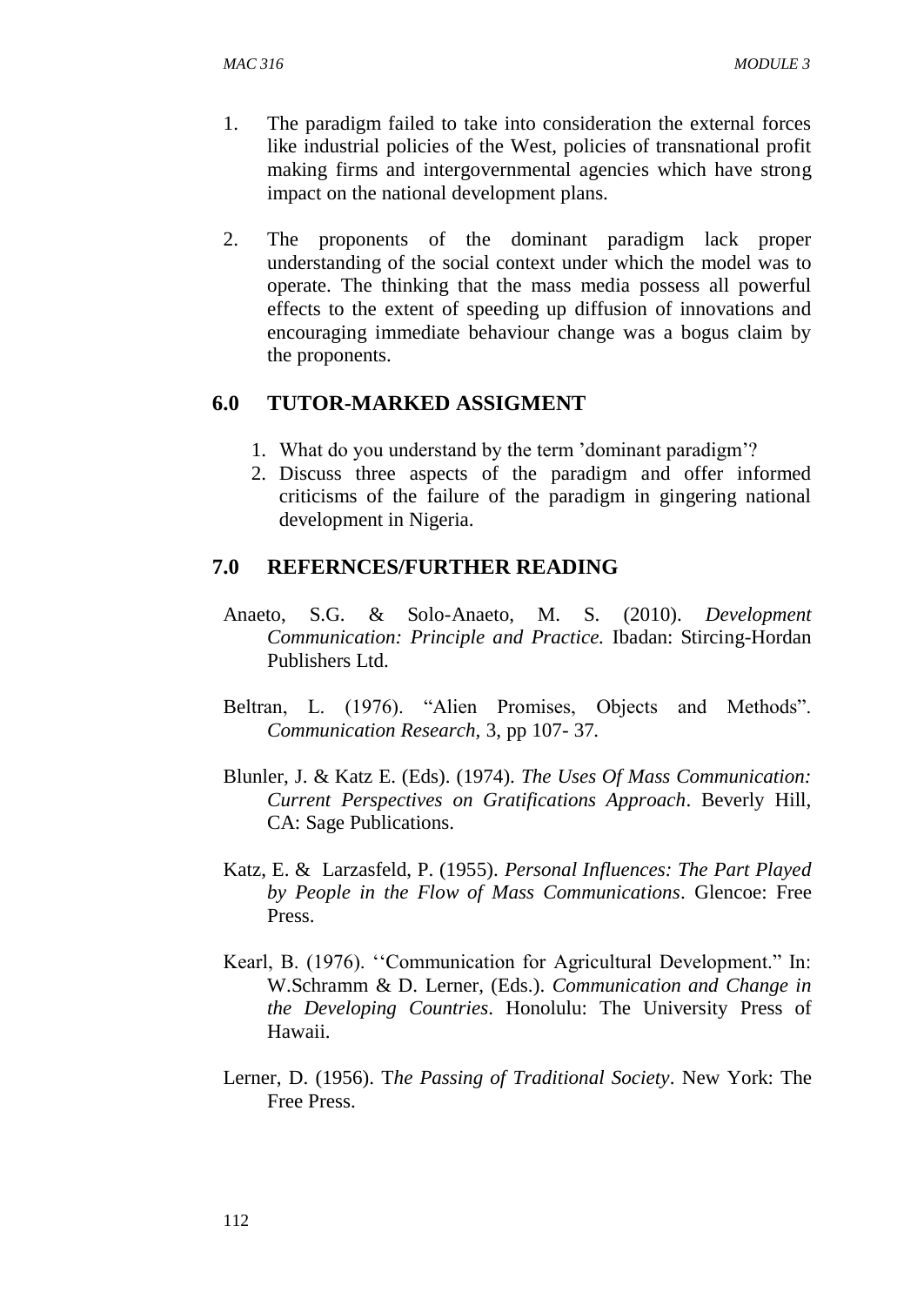1. The paradigm failed to take into consideration the external forces like industrial policies of the West, policies of transnational profit making firms and intergovernmental agencies which have strong impact on the national development plans.

2. The proponents of the dominant paradigm lack proper understanding of the social context under which the model was to operate. The thinking that the mass media possess all powerful effects to the extent of speeding up diffusion of innovations and encouraging immediate behaviour change was a bogus claim by the proponents.

## 6.0 TUTOR-MARKED ASSIGMENT

1. What do you understand by the term 'dominant paradigm'?
2. Discuss three aspects of the paradigm and offer informed criticisms of the failure of the paradigm in gingering national development in Nigeria.

## 7.0 REFERNCES/FURTHER READING

Anaeto, S.G. & Solo-Anaeto, M. S. (2010). *Development Communication: Principle and Practice.* Ibadan: Stircing-Hordan Publishers Ltd.

Beltran, L. (1976). "Alien Promises, Objects and Methods". *Communication Research*, 3, pp 107- 37.

Blunler, J. & Katz E. (Eds). (1974). *The Uses Of Mass Communication: Current Perspectives on Gratifications Approach*. Beverly Hill, CA: Sage Publications.

Katz, E. & Larzasfeld, P. (1955). *Personal Influences: The Part Played by People in the Flow of Mass Communications*. Glencoe: Free Press.

Kearl, B. (1976). ''Communication for Agricultural Development." In: W.Schramm & D. Lerner, (Eds.). *Communication and Change in the Developing Countries*. Honolulu: The University Press of Hawaii.

Lerner, D. (1956). T*he Passing of Traditional Society*. New York: The Free Press.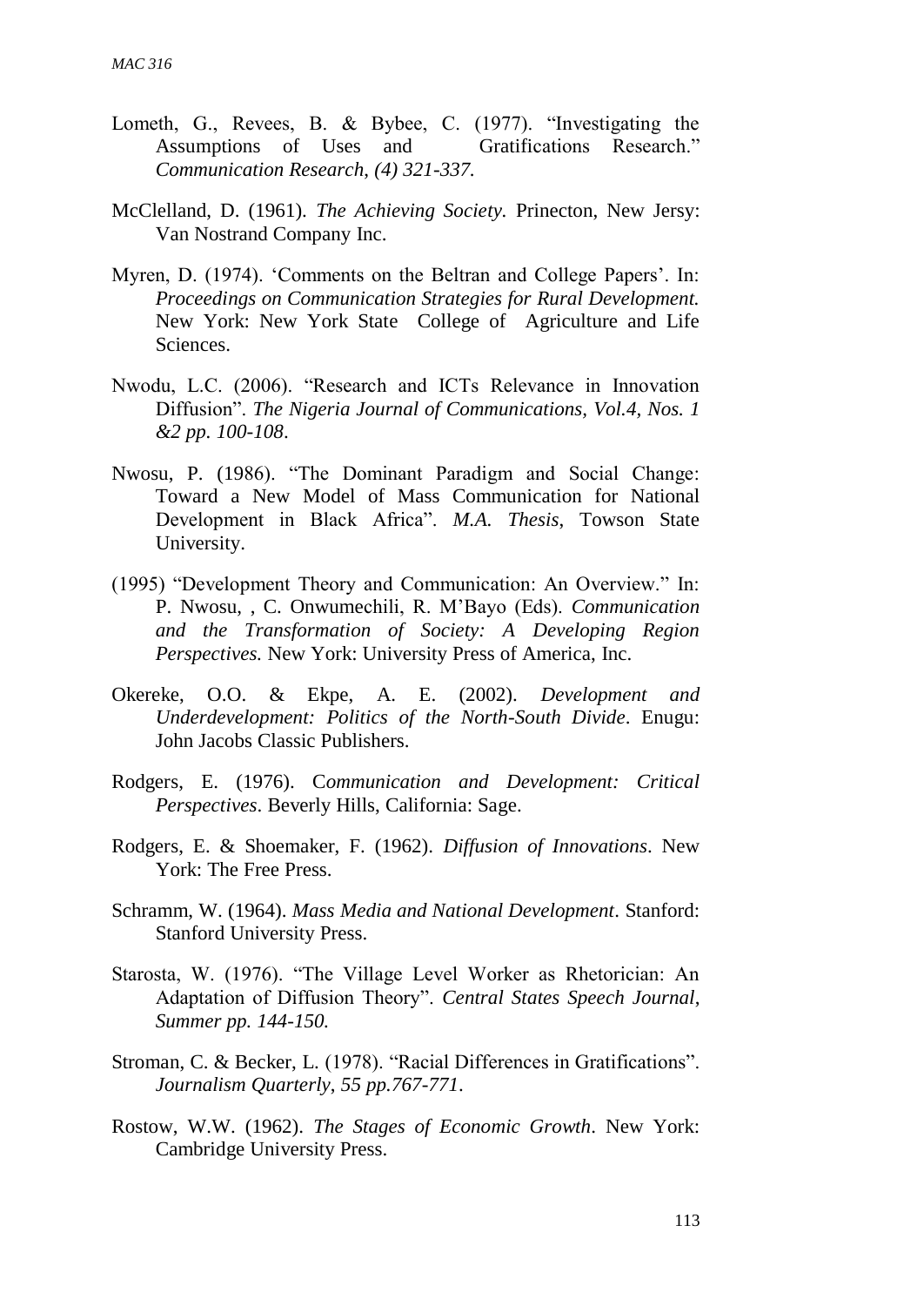Lometh, G., Revees, B. & Bybee, C. (1977). "Investigating the Assumptions of Uses and Gratifications Research." *Communication Research, (4) 321-337.*

McClelland, D. (1961). *The Achieving Society.* Prinecton, New Jersy: Van Nostrand Company Inc.

Myren, D. (1974). 'Comments on the Beltran and College Papers'. In: *Proceedings on Communication Strategies for Rural Development.* New York: New York State College of Agriculture and Life Sciences.

Nwodu, L.C. (2006). "Research and ICTs Relevance in Innovation Diffusion". *The Nigeria Journal of Communications, Vol.4, Nos. 1 &2 pp. 100-108*.

Nwosu, P. (1986). "The Dominant Paradigm and Social Change: Toward a New Model of Mass Communication for National Development in Black Africa". *M.A. Thesis*, Towson State University.

(1995) "Development Theory and Communication: An Overview." In: P. Nwosu, , C. Onwumechili, R. M'Bayo (Eds). *Communication and the Transformation of Society: A Developing Region Perspectives.* New York: University Press of America, Inc.

Okereke, O.O. & Ekpe, A. E. (2002). *Development and Underdevelopment: Politics of the North-South Divide*. Enugu: John Jacobs Classic Publishers.

Rodgers, E. (1976). *Communication and Development: Critical Perspectives*. Beverly Hills, California: Sage.

Rodgers, E. & Shoemaker, F. (1962). *Diffusion of Innovations*. New York: The Free Press.

Schramm, W. (1964). *Mass Media and National Development*. Stanford: Stanford University Press.

Starosta, W. (1976). "The Village Level Worker as Rhetorician: An Adaptation of Diffusion Theory". *Central States Speech Journal*, *Summer pp. 144-150.*

Stroman, C. & Becker, L. (1978). "Racial Differences in Gratifications". *Journalism Quarterly*, *55 pp.767-771*.

Rostow, W.W. (1962). *The Stages of Economic Growth*. New York: Cambridge University Press.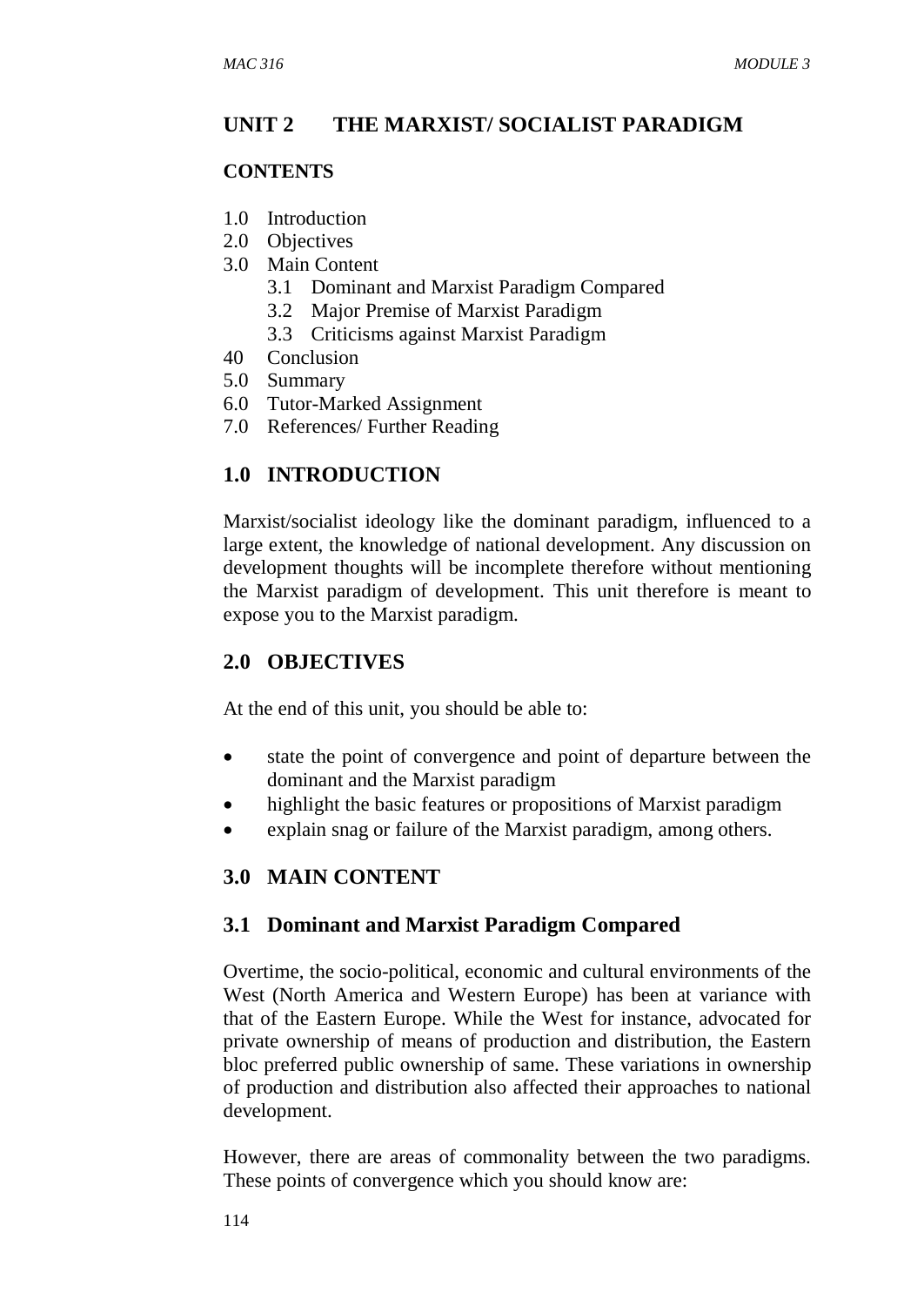## UNIT 2 THE MARXIST/ SOCIALIST PARADIGM

**CONTENTS**

1.0 Introduction
2.0 Objectives
3.0 Main Content
    3.1 Dominant and Marxist Paradigm Compared
    3.2 Major Premise of Marxist Paradigm
    3.3 Criticisms against Marxist Paradigm
40 Conclusion
5.0 Summary
6.0 Tutor-Marked Assignment
7.0 References/ Further Reading

## 1.0 INTRODUCTION

Marxist/socialist ideology like the dominant paradigm, influenced to a large extent, the knowledge of national development. Any discussion on development thoughts will be incomplete therefore without mentioning the Marxist paradigm of development. This unit therefore is meant to expose you to the Marxist paradigm.

## 2.0 OBJECTIVES

At the end of this unit, you should be able to:

- state the point of convergence and point of departure between the dominant and the Marxist paradigm
- highlight the basic features or propositions of Marxist paradigm
- explain snag or failure of the Marxist paradigm, among others.

## 3.0 MAIN CONTENT

### 3.1 Dominant and Marxist Paradigm Compared

Overtime, the socio-political, economic and cultural environments of the West (North America and Western Europe) has been at variance with that of the Eastern Europe. While the West for instance, advocated for private ownership of means of production and distribution, the Eastern bloc preferred public ownership of same. These variations in ownership of production and distribution also affected their approaches to national development.

However, there are areas of commonality between the two paradigms. These points of convergence which you should know are: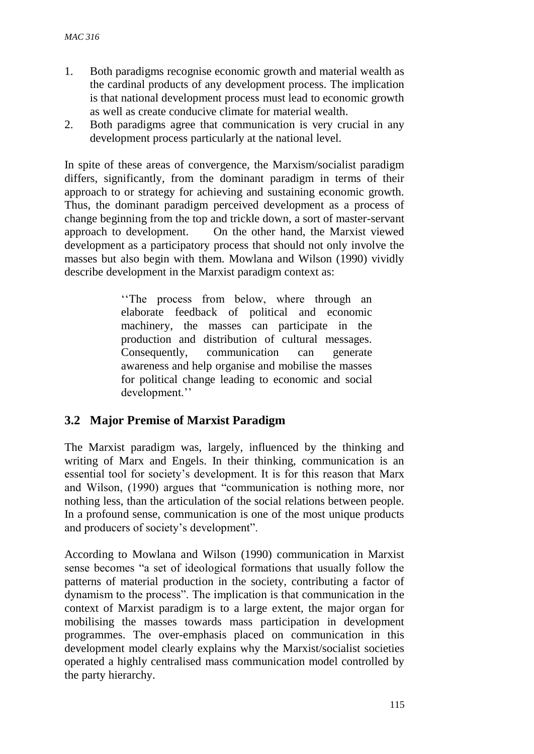1. Both paradigms recognise economic growth and material wealth as the cardinal products of any development process. The implication is that national development process must lead to economic growth as well as create conducive climate for material wealth.
2. Both paradigms agree that communication is very crucial in any development process particularly at the national level.

In spite of these areas of convergence, the Marxism/socialist paradigm differs, significantly, from the dominant paradigm in terms of their approach to or strategy for achieving and sustaining economic growth. Thus, the dominant paradigm perceived development as a process of change beginning from the top and trickle down, a sort of master-servant approach to development. On the other hand, the Marxist viewed development as a participatory process that should not only involve the masses but also begin with them. Mowlana and Wilson (1990) vividly describe development in the Marxist paradigm context as:

> ''The process from below, where through an elaborate feedback of political and economic machinery, the masses can participate in the production and distribution of cultural messages. Consequently, communication can generate awareness and help organise and mobilise the masses for political change leading to economic and social development.''

## 3.2 Major Premise of Marxist Paradigm

The Marxist paradigm was, largely, influenced by the thinking and writing of Marx and Engels. In their thinking, communication is an essential tool for society's development. It is for this reason that Marx and Wilson, (1990) argues that "communication is nothing more, nor nothing less, than the articulation of the social relations between people. In a profound sense, communication is one of the most unique products and producers of society's development".

According to Mowlana and Wilson (1990) communication in Marxist sense becomes "a set of ideological formations that usually follow the patterns of material production in the society, contributing a factor of dynamism to the process". The implication is that communication in the context of Marxist paradigm is to a large extent, the major organ for mobilising the masses towards mass participation in development programmes. The over-emphasis placed on communication in this development model clearly explains why the Marxist/socialist societies operated a highly centralised mass communication model controlled by the party hierarchy.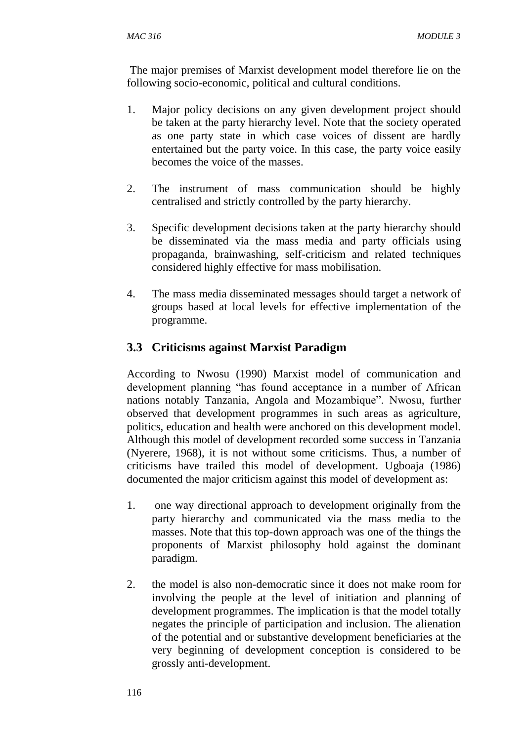The major premises of Marxist development model therefore lie on the following socio-economic, political and cultural conditions.

1. Major policy decisions on any given development project should be taken at the party hierarchy level. Note that the society operated as one party state in which case voices of dissent are hardly entertained but the party voice. In this case, the party voice easily becomes the voice of the masses.

2. The instrument of mass communication should be highly centralised and strictly controlled by the party hierarchy.

3. Specific development decisions taken at the party hierarchy should be disseminated via the mass media and party officials using propaganda, brainwashing, self-criticism and related techniques considered highly effective for mass mobilisation.

4. The mass media disseminated messages should target a network of groups based at local levels for effective implementation of the programme.

## 3.3 Criticisms against Marxist Paradigm

According to Nwosu (1990) Marxist model of communication and development planning "has found acceptance in a number of African nations notably Tanzania, Angola and Mozambique". Nwosu, further observed that development programmes in such areas as agriculture, politics, education and health were anchored on this development model. Although this model of development recorded some success in Tanzania (Nyerere, 1968), it is not without some criticisms. Thus, a number of criticisms have trailed this model of development. Ugboaja (1986) documented the major criticism against this model of development as:

1. one way directional approach to development originally from the party hierarchy and communicated via the mass media to the masses. Note that this top-down approach was one of the things the proponents of Marxist philosophy hold against the dominant paradigm.

2. the model is also non-democratic since it does not make room for involving the people at the level of initiation and planning of development programmes. The implication is that the model totally negates the principle of participation and inclusion. The alienation of the potential and or substantive development beneficiaries at the very beginning of development conception is considered to be grossly anti-development.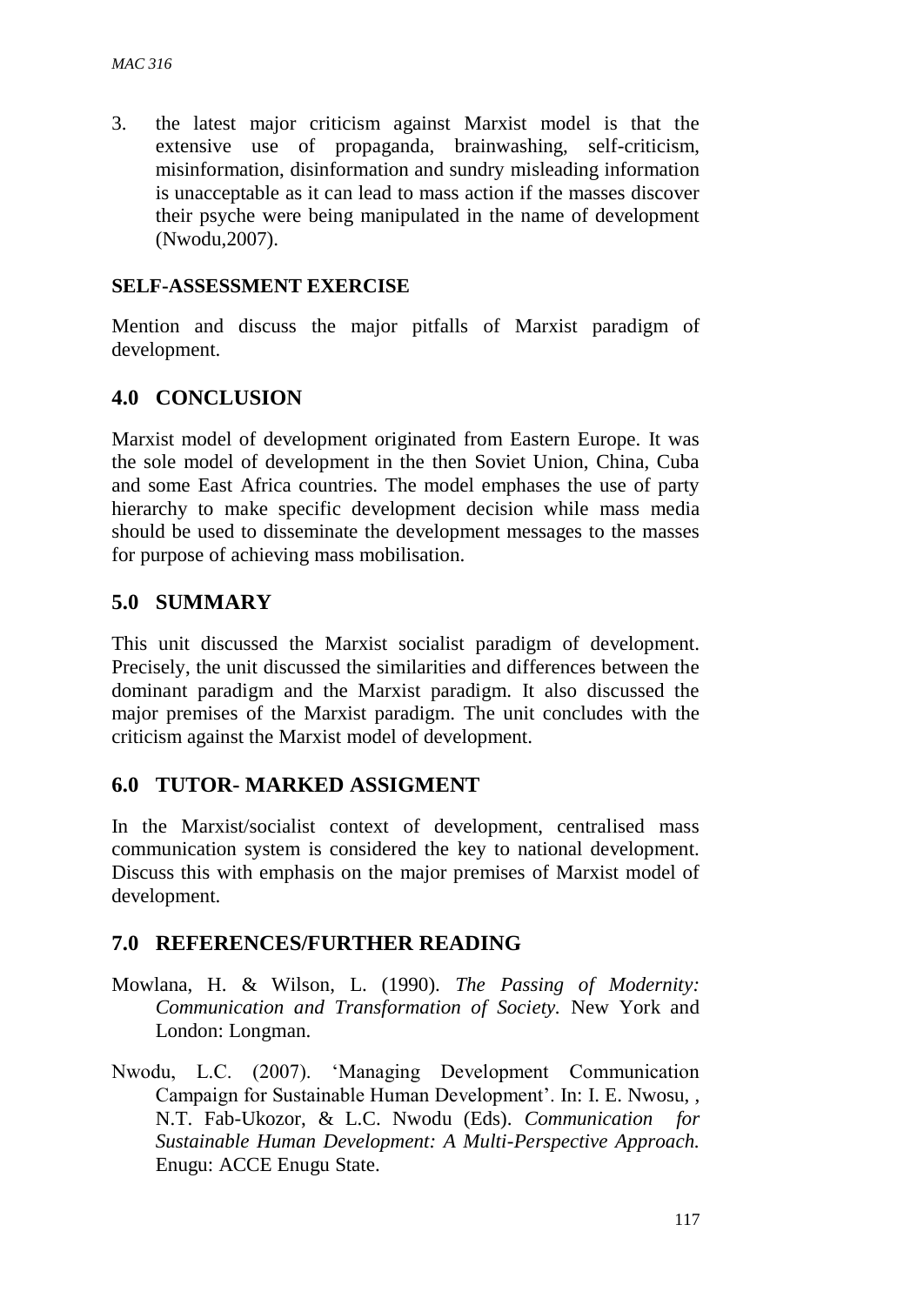3. the latest major criticism against Marxist model is that the extensive use of propaganda, brainwashing, self-criticism, misinformation, disinformation and sundry misleading information is unacceptable as it can lead to mass action if the masses discover their psyche were being manipulated in the name of development (Nwodu,2007).

**SELF-ASSESSMENT EXERCISE**

Mention and discuss the major pitfalls of Marxist paradigm of development.

## 4.0 CONCLUSION

Marxist model of development originated from Eastern Europe. It was the sole model of development in the then Soviet Union, China, Cuba and some East Africa countries. The model emphases the use of party hierarchy to make specific development decision while mass media should be used to disseminate the development messages to the masses for purpose of achieving mass mobilisation.

## 5.0 SUMMARY

This unit discussed the Marxist socialist paradigm of development. Precisely, the unit discussed the similarities and differences between the dominant paradigm and the Marxist paradigm. It also discussed the major premises of the Marxist paradigm. The unit concludes with the criticism against the Marxist model of development.

## 6.0 TUTOR- MARKED ASSIGMENT

In the Marxist/socialist context of development, centralised mass communication system is considered the key to national development. Discuss this with emphasis on the major premises of Marxist model of development.

## 7.0 REFERENCES/FURTHER READING

Mowlana, H. & Wilson, L. (1990). *The Passing of Modernity: Communication and Transformation of Society.* New York and London: Longman.

Nwodu, L.C. (2007). 'Managing Development Communication Campaign for Sustainable Human Development'. In: I. E. Nwosu, , N.T. Fab-Ukozor, & L.C. Nwodu (Eds). *Communication for Sustainable Human Development: A Multi-Perspective Approach.* Enugu: ACCE Enugu State.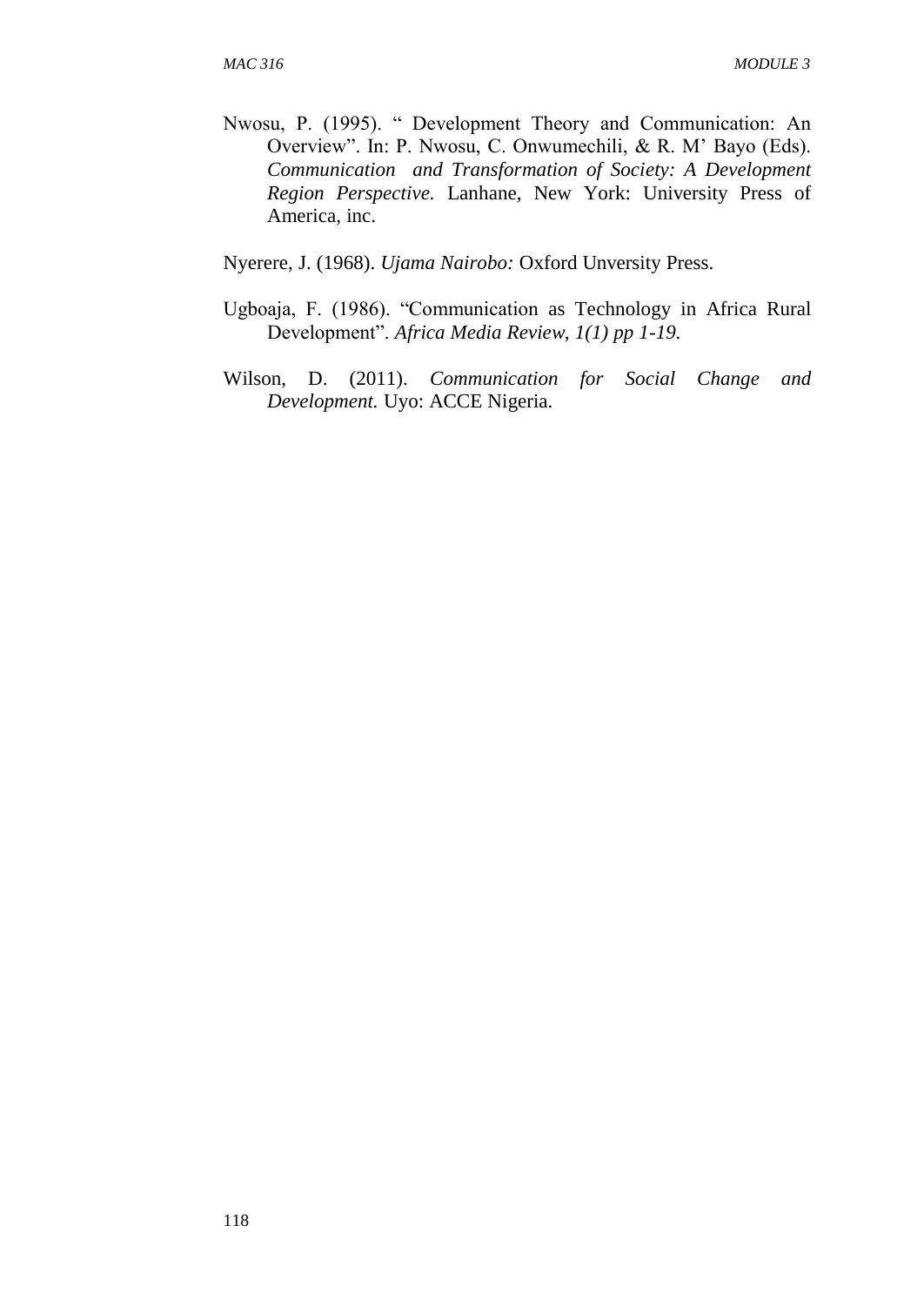Nwosu, P. (1995). " Development Theory and Communication: An Overview". In: P. Nwosu, C. Onwumechili, & R. M' Bayo (Eds). *Communication and Transformation of Society: A Development Region Perspective.* Lanhane, New York: University Press of America, inc.

Nyerere, J. (1968). *Ujama Nairobo:* Oxford Unversity Press.

Ugboaja, F. (1986). "Communication as Technology in Africa Rural Development". *Africa Media Review, 1(1) pp 1-19.*

Wilson, D. (2011). *Communication for Social Change and Development.* Uyo: ACCE Nigeria.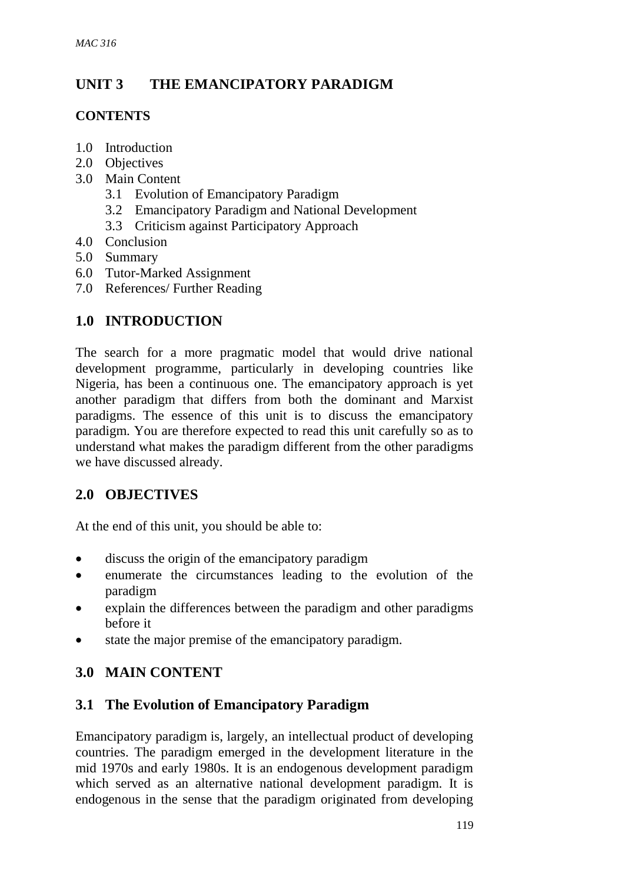# UNIT 3 THE EMANCIPATORY PARADIGM

## CONTENTS

1.0 Introduction
2.0 Objectives
3.0 Main Content
    3.1 Evolution of Emancipatory Paradigm
    3.2 Emancipatory Paradigm and National Development
    3.3 Criticism against Participatory Approach
4.0 Conclusion
5.0 Summary
6.0 Tutor-Marked Assignment
7.0 References/ Further Reading

## 1.0 INTRODUCTION

The search for a more pragmatic model that would drive national development programme, particularly in developing countries like Nigeria, has been a continuous one. The emancipatory approach is yet another paradigm that differs from both the dominant and Marxist paradigms. The essence of this unit is to discuss the emancipatory paradigm. You are therefore expected to read this unit carefully so as to understand what makes the paradigm different from the other paradigms we have discussed already.

## 2.0 OBJECTIVES

At the end of this unit, you should be able to:

- discuss the origin of the emancipatory paradigm
- enumerate the circumstances leading to the evolution of the paradigm
- explain the differences between the paradigm and other paradigms before it
- state the major premise of the emancipatory paradigm.

## 3.0 MAIN CONTENT

### 3.1 The Evolution of Emancipatory Paradigm

Emancipatory paradigm is, largely, an intellectual product of developing countries. The paradigm emerged in the development literature in the mid 1970s and early 1980s. It is an endogenous development paradigm which served as an alternative national development paradigm. It is endogenous in the sense that the paradigm originated from developing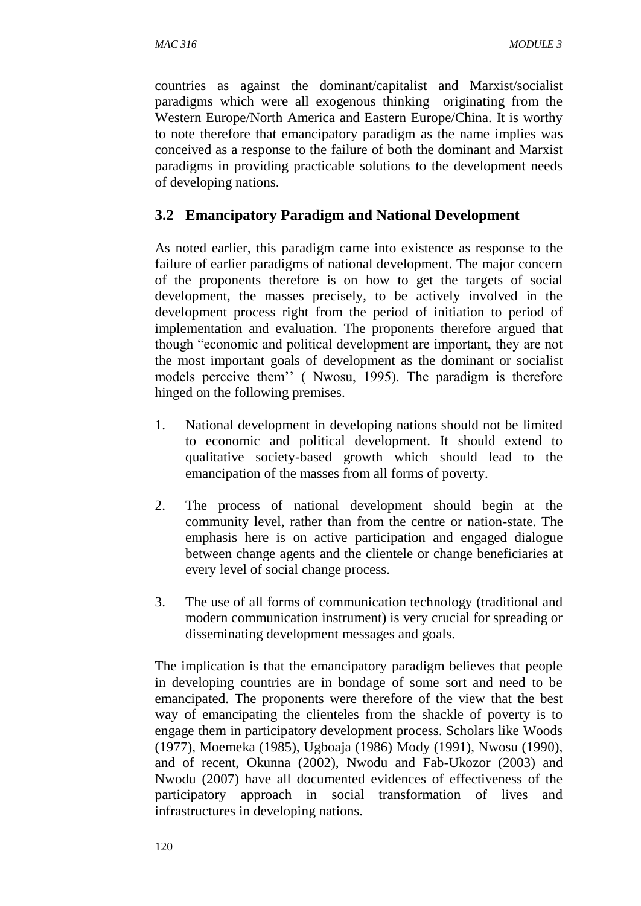countries as against the dominant/capitalist and Marxist/socialist paradigms which were all exogenous thinking originating from the Western Europe/North America and Eastern Europe/China. It is worthy to note therefore that emancipatory paradigm as the name implies was conceived as a response to the failure of both the dominant and Marxist paradigms in providing practicable solutions to the development needs of developing nations.

## 3.2 Emancipatory Paradigm and National Development

As noted earlier, this paradigm came into existence as response to the failure of earlier paradigms of national development. The major concern of the proponents therefore is on how to get the targets of social development, the masses precisely, to be actively involved in the development process right from the period of initiation to period of implementation and evaluation. The proponents therefore argued that though "economic and political development are important, they are not the most important goals of development as the dominant or socialist models perceive them'' ( Nwosu, 1995). The paradigm is therefore hinged on the following premises.

1. National development in developing nations should not be limited to economic and political development. It should extend to qualitative society-based growth which should lead to the emancipation of the masses from all forms of poverty.

2. The process of national development should begin at the community level, rather than from the centre or nation-state. The emphasis here is on active participation and engaged dialogue between change agents and the clientele or change beneficiaries at every level of social change process.

3. The use of all forms of communication technology (traditional and modern communication instrument) is very crucial for spreading or disseminating development messages and goals.

The implication is that the emancipatory paradigm believes that people in developing countries are in bondage of some sort and need to be emancipated. The proponents were therefore of the view that the best way of emancipating the clienteles from the shackle of poverty is to engage them in participatory development process. Scholars like Woods (1977), Moemeka (1985), Ugboaja (1986) Mody (1991), Nwosu (1990), and of recent, Okunna (2002), Nwodu and Fab-Ukozor (2003) and Nwodu (2007) have all documented evidences of effectiveness of the participatory approach in social transformation of lives and infrastructures in developing nations.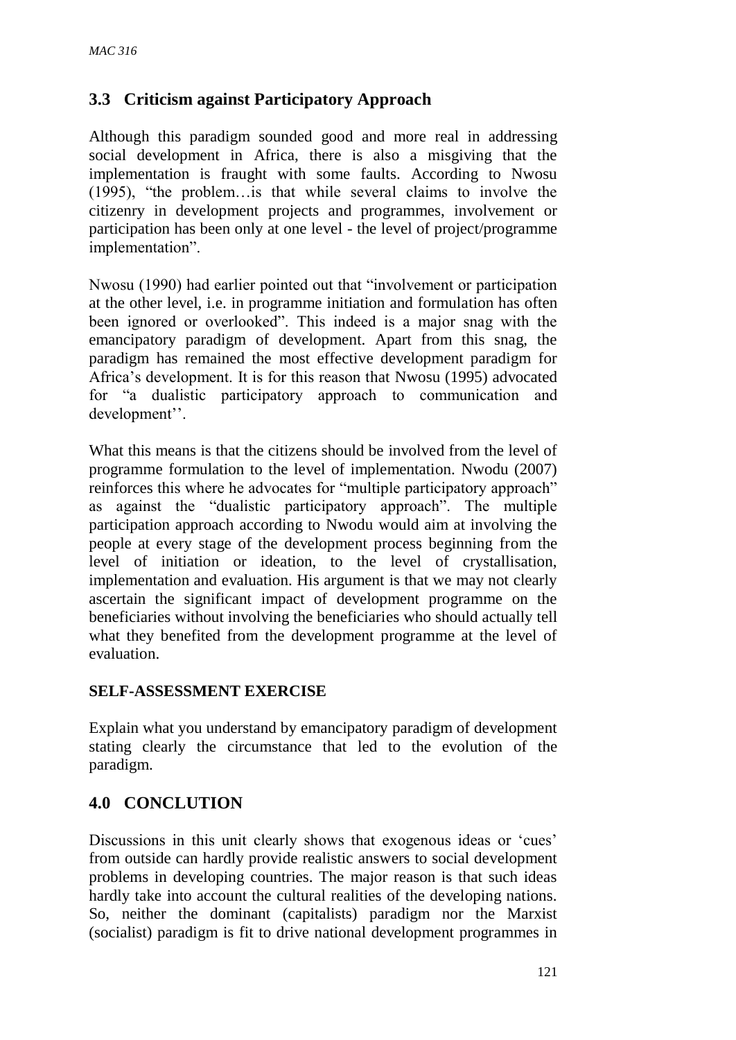## 3.3 Criticism against Participatory Approach

Although this paradigm sounded good and more real in addressing social development in Africa, there is also a misgiving that the implementation is fraught with some faults. According to Nwosu (1995), "the problem…is that while several claims to involve the citizenry in development projects and programmes, involvement or participation has been only at one level - the level of project/programme implementation".

Nwosu (1990) had earlier pointed out that "involvement or participation at the other level, i.e. in programme initiation and formulation has often been ignored or overlooked". This indeed is a major snag with the emancipatory paradigm of development. Apart from this snag, the paradigm has remained the most effective development paradigm for Africa's development. It is for this reason that Nwosu (1995) advocated for "a dualistic participatory approach to communication and development''.

What this means is that the citizens should be involved from the level of programme formulation to the level of implementation. Nwodu (2007) reinforces this where he advocates for "multiple participatory approach" as against the "dualistic participatory approach". The multiple participation approach according to Nwodu would aim at involving the people at every stage of the development process beginning from the level of initiation or ideation, to the level of crystallisation, implementation and evaluation. His argument is that we may not clearly ascertain the significant impact of development programme on the beneficiaries without involving the beneficiaries who should actually tell what they benefited from the development programme at the level of evaluation.

### SELF-ASSESSMENT EXERCISE

Explain what you understand by emancipatory paradigm of development stating clearly the circumstance that led to the evolution of the paradigm.

## 4.0 CONCLUTION

Discussions in this unit clearly shows that exogenous ideas or 'cues' from outside can hardly provide realistic answers to social development problems in developing countries. The major reason is that such ideas hardly take into account the cultural realities of the developing nations. So, neither the dominant (capitalists) paradigm nor the Marxist (socialist) paradigm is fit to drive national development programmes in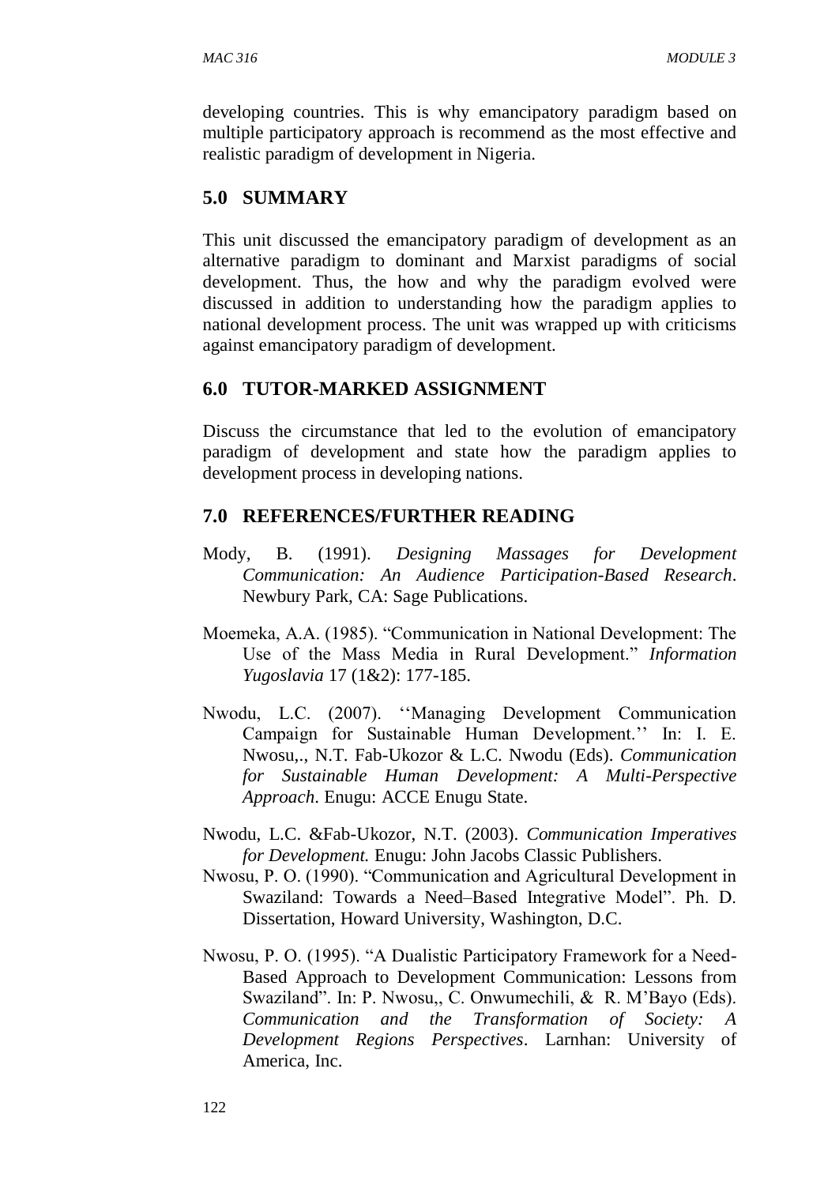developing countries. This is why emancipatory paradigm based on multiple participatory approach is recommend as the most effective and realistic paradigm of development in Nigeria.

## 5.0 SUMMARY

This unit discussed the emancipatory paradigm of development as an alternative paradigm to dominant and Marxist paradigms of social development. Thus, the how and why the paradigm evolved were discussed in addition to understanding how the paradigm applies to national development process. The unit was wrapped up with criticisms against emancipatory paradigm of development.

## 6.0 TUTOR-MARKED ASSIGNMENT

Discuss the circumstance that led to the evolution of emancipatory paradigm of development and state how the paradigm applies to development process in developing nations.

## 7.0 REFERENCES/FURTHER READING

Mody, B. (1991). *Designing Massages for Development Communication: An Audience Participation-Based Research*. Newbury Park, CA: Sage Publications.

Moemeka, A.A. (1985). "Communication in National Development: The Use of the Mass Media in Rural Development." *Information Yugoslavia* 17 (1&2): 177-185.

Nwodu, L.C. (2007). ''Managing Development Communication Campaign for Sustainable Human Development.'' In: I. E. Nwosu,., N.T. Fab-Ukozor & L.C. Nwodu (Eds). *Communication for Sustainable Human Development: A Multi-Perspective Approach*. Enugu: ACCE Enugu State.

Nwodu, L.C. &Fab-Ukozor, N.T. (2003). *Communication Imperatives for Development.* Enugu: John Jacobs Classic Publishers.

Nwosu, P. O. (1990). "Communication and Agricultural Development in Swaziland: Towards a Need–Based Integrative Model". Ph. D. Dissertation, Howard University, Washington, D.C.

Nwosu, P. O. (1995). "A Dualistic Participatory Framework for a Need-Based Approach to Development Communication: Lessons from Swaziland". In: P. Nwosu,, C. Onwumechili, & R. M'Bayo (Eds). *Communication and the Transformation of Society: A Development Regions Perspectives*. Larnhan: University of America, Inc.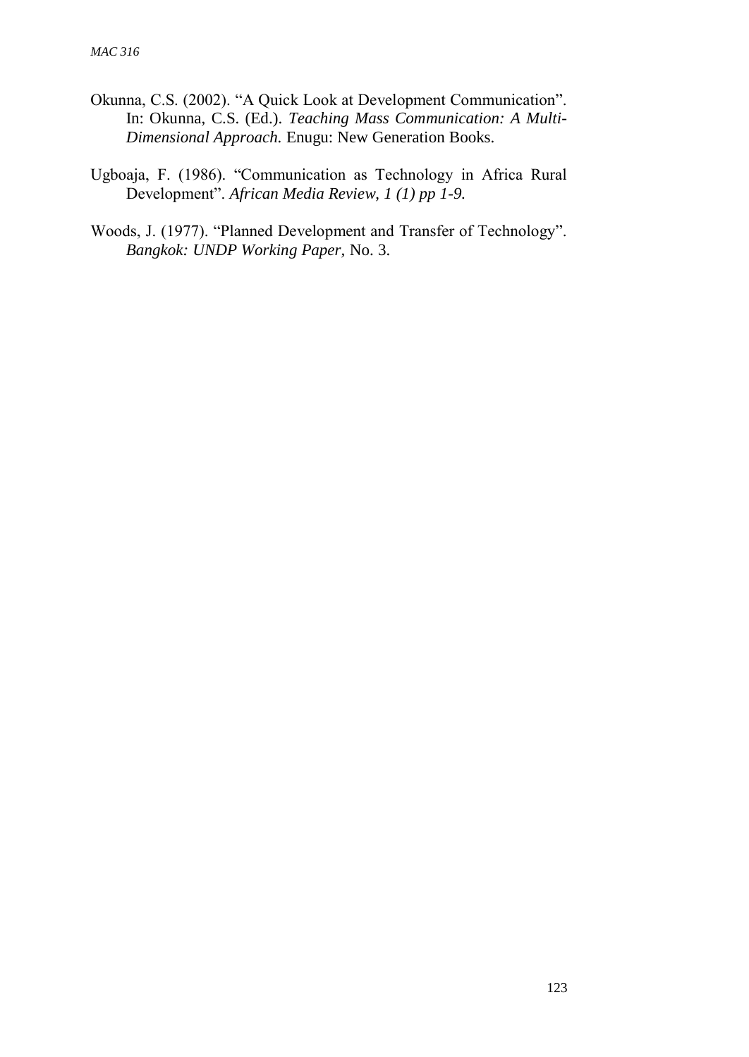Okunna, C.S. (2002). "A Quick Look at Development Communication". In: Okunna, C.S. (Ed.). *Teaching Mass Communication: A Multi-Dimensional Approach.* Enugu: New Generation Books.

Ugboaja, F. (1986). "Communication as Technology in Africa Rural Development". *African Media Review, 1 (1) pp 1-9.*

Woods, J. (1977). "Planned Development and Transfer of Technology". *Bangkok: UNDP Working Paper,* No. 3.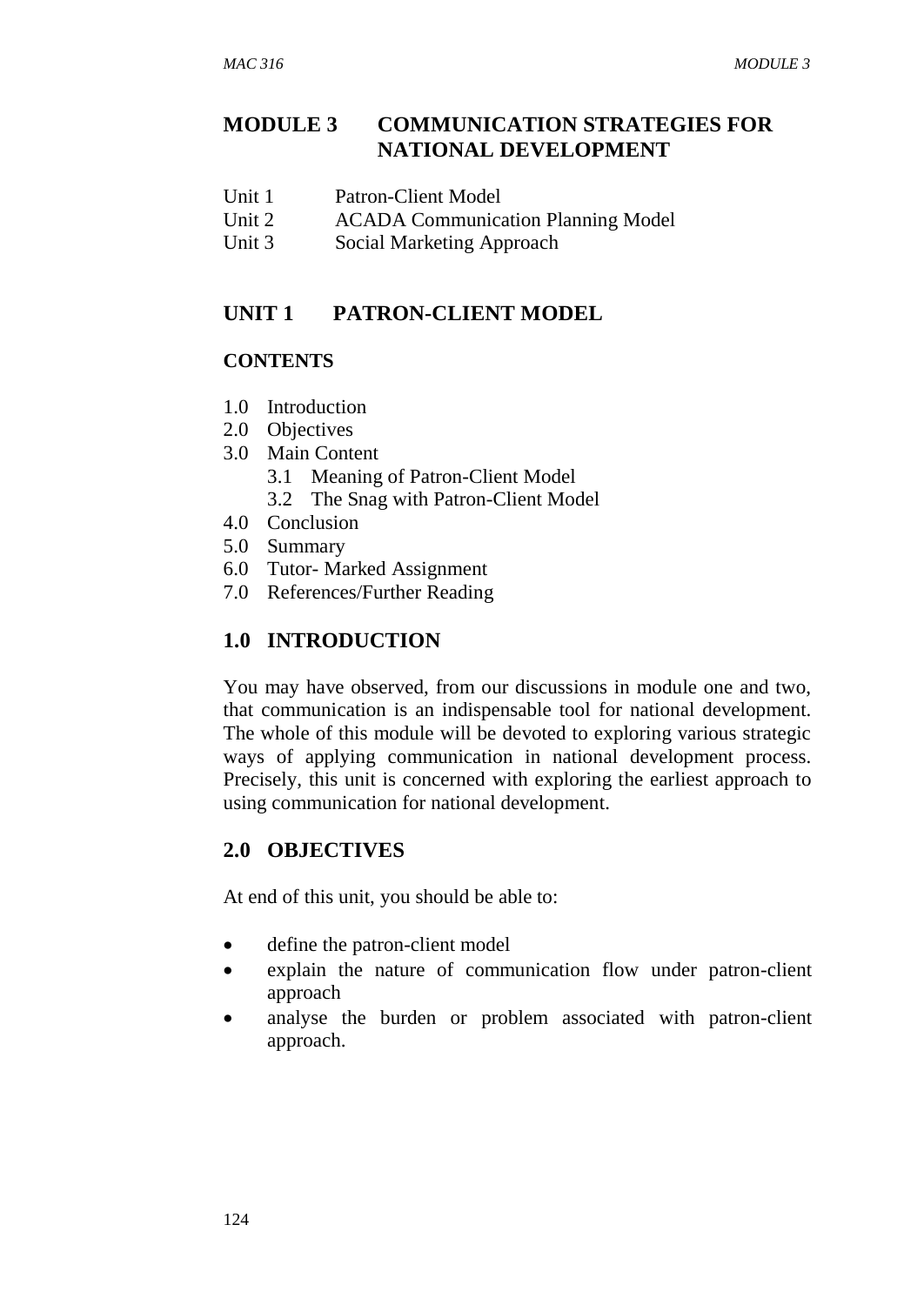# MODULE 3 COMMUNICATION STRATEGIES FOR NATIONAL DEVELOPMENT

Unit 1 Patron-Client Model
Unit 2 ACADA Communication Planning Model
Unit 3 Social Marketing Approach

## UNIT 1 PATRON-CLIENT MODEL

### CONTENTS

1.0 Introduction
2.0 Objectives
3.0 Main Content
  3.1 Meaning of Patron-Client Model
  3.2 The Snag with Patron-Client Model
4.0 Conclusion
5.0 Summary
6.0 Tutor- Marked Assignment
7.0 References/Further Reading

## 1.0 INTRODUCTION

You may have observed, from our discussions in module one and two, that communication is an indispensable tool for national development. The whole of this module will be devoted to exploring various strategic ways of applying communication in national development process. Precisely, this unit is concerned with exploring the earliest approach to using communication for national development.

## 2.0 OBJECTIVES

At end of this unit, you should be able to:

- define the patron-client model
- explain the nature of communication flow under patron-client approach
- analyse the burden or problem associated with patron-client approach.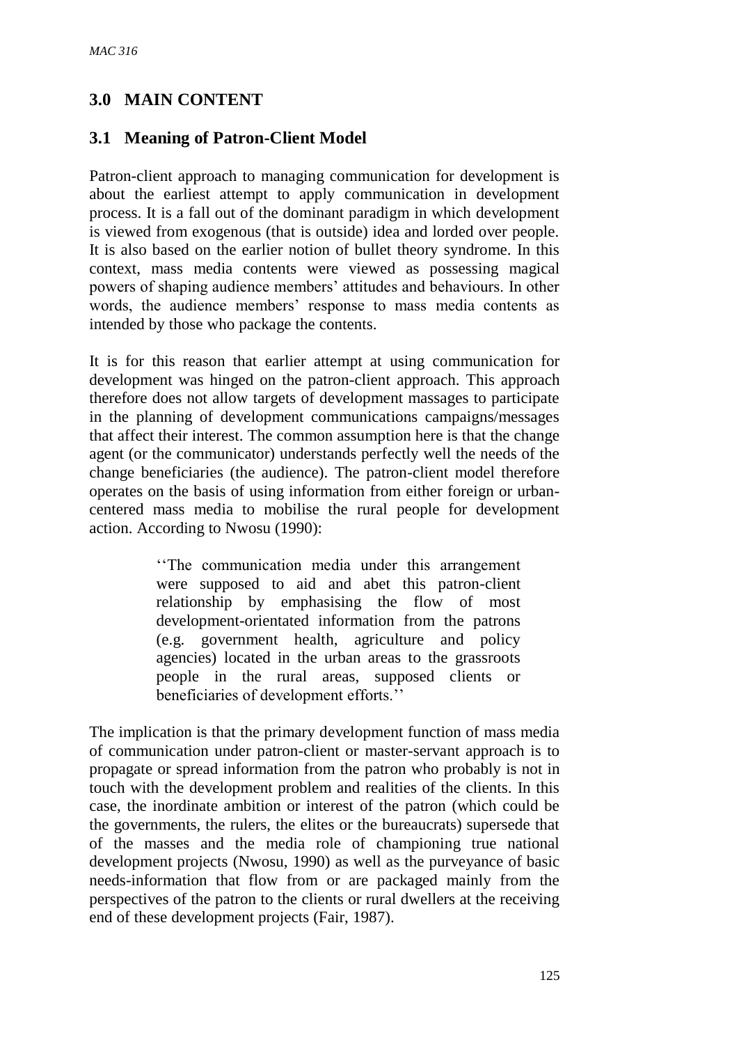## 3.0 MAIN CONTENT

### 3.1 Meaning of Patron-Client Model

Patron-client approach to managing communication for development is about the earliest attempt to apply communication in development process. It is a fall out of the dominant paradigm in which development is viewed from exogenous (that is outside) idea and lorded over people. It is also based on the earlier notion of bullet theory syndrome. In this context, mass media contents were viewed as possessing magical powers of shaping audience members' attitudes and behaviours. In other words, the audience members' response to mass media contents as intended by those who package the contents.

It is for this reason that earlier attempt at using communication for development was hinged on the patron-client approach. This approach therefore does not allow targets of development massages to participate in the planning of development communications campaigns/messages that affect their interest. The common assumption here is that the change agent (or the communicator) understands perfectly well the needs of the change beneficiaries (the audience). The patron-client model therefore operates on the basis of using information from either foreign or urban-centered mass media to mobilise the rural people for development action. According to Nwosu (1990):

> ''The communication media under this arrangement were supposed to aid and abet this patron-client relationship by emphasising the flow of most development-orientated information from the patrons (e.g. government health, agriculture and policy agencies) located in the urban areas to the grassroots people in the rural areas, supposed clients or beneficiaries of development efforts.''

The implication is that the primary development function of mass media of communication under patron-client or master-servant approach is to propagate or spread information from the patron who probably is not in touch with the development problem and realities of the clients. In this case, the inordinate ambition or interest of the patron (which could be the governments, the rulers, the elites or the bureaucrats) supersede that of the masses and the media role of championing true national development projects (Nwosu, 1990) as well as the purveyance of basic needs-information that flow from or are packaged mainly from the perspectives of the patron to the clients or rural dwellers at the receiving end of these development projects (Fair, 1987).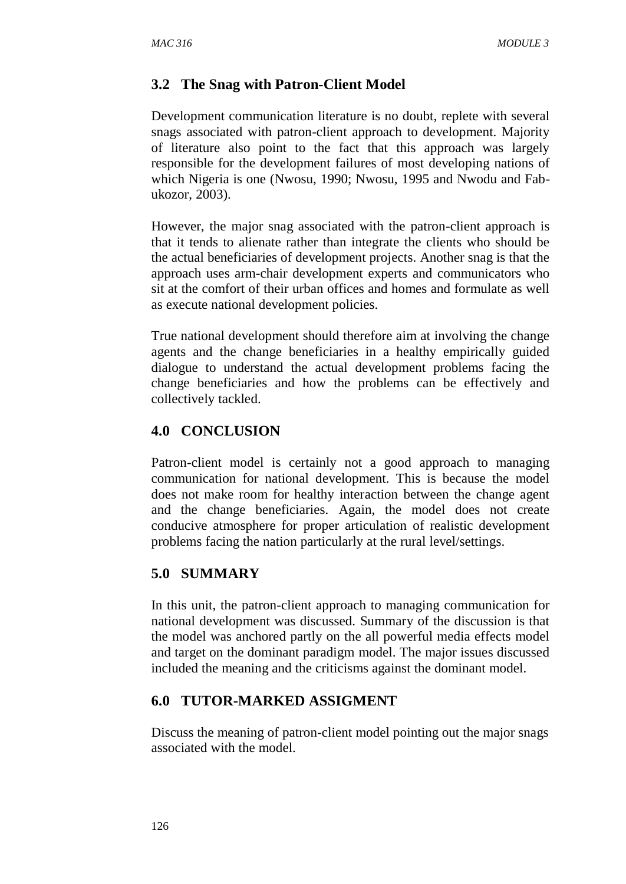## 3.2 The Snag with Patron-Client Model

Development communication literature is no doubt, replete with several snags associated with patron-client approach to development. Majority of literature also point to the fact that this approach was largely responsible for the development failures of most developing nations of which Nigeria is one (Nwosu, 1990; Nwosu, 1995 and Nwodu and Fab-ukozor, 2003).

However, the major snag associated with the patron-client approach is that it tends to alienate rather than integrate the clients who should be the actual beneficiaries of development projects. Another snag is that the approach uses arm-chair development experts and communicators who sit at the comfort of their urban offices and homes and formulate as well as execute national development policies.

True national development should therefore aim at involving the change agents and the change beneficiaries in a healthy empirically guided dialogue to understand the actual development problems facing the change beneficiaries and how the problems can be effectively and collectively tackled.

## 4.0 CONCLUSION

Patron-client model is certainly not a good approach to managing communication for national development. This is because the model does not make room for healthy interaction between the change agent and the change beneficiaries. Again, the model does not create conducive atmosphere for proper articulation of realistic development problems facing the nation particularly at the rural level/settings.

## 5.0 SUMMARY

In this unit, the patron-client approach to managing communication for national development was discussed. Summary of the discussion is that the model was anchored partly on the all powerful media effects model and target on the dominant paradigm model. The major issues discussed included the meaning and the criticisms against the dominant model.

## 6.0 TUTOR-MARKED ASSIGMENT

Discuss the meaning of patron-client model pointing out the major snags associated with the model.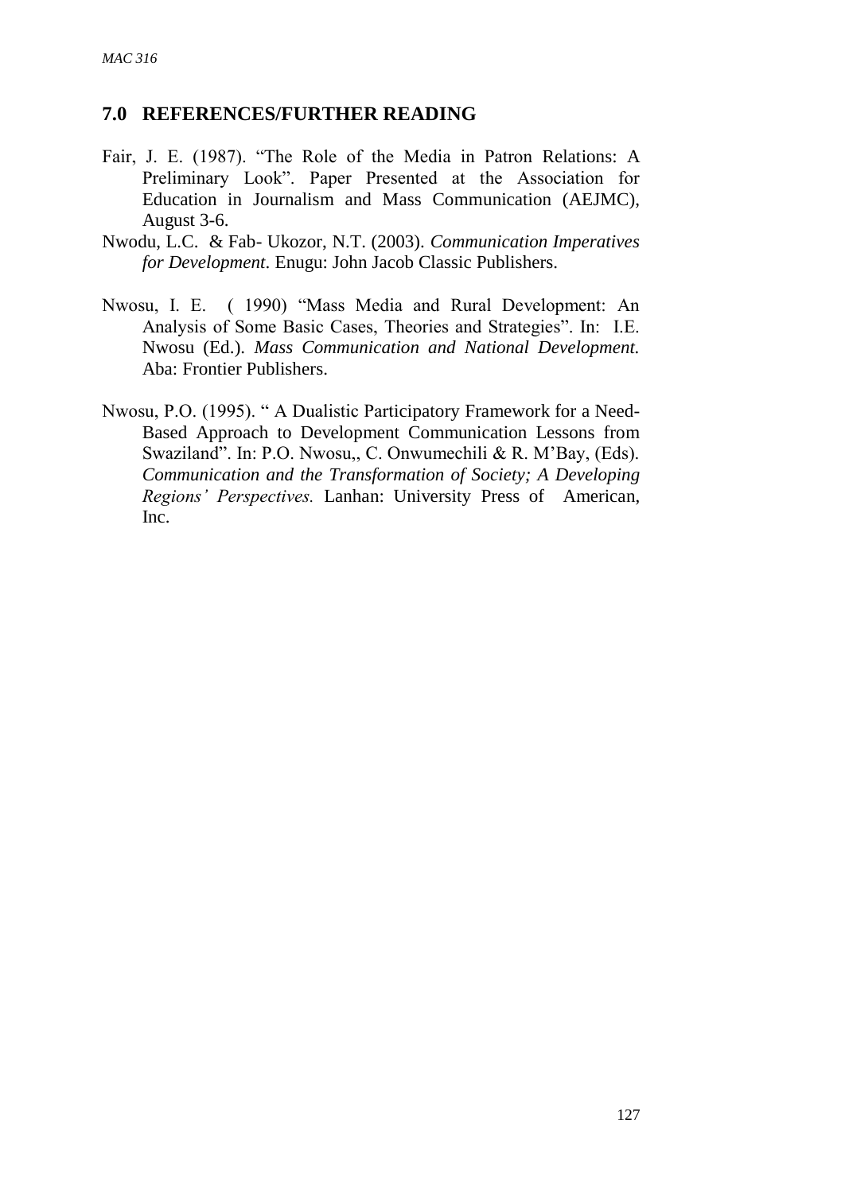## 7.0 REFERENCES/FURTHER READING

Fair, J. E. (1987). "The Role of the Media in Patron Relations: A Preliminary Look". Paper Presented at the Association for Education in Journalism and Mass Communication (AEJMC), August 3-6.

Nwodu, L.C. & Fab- Ukozor, N.T. (2003). *Communication Imperatives for Development*. Enugu: John Jacob Classic Publishers.

Nwosu, I. E. ( 1990) "Mass Media and Rural Development: An Analysis of Some Basic Cases, Theories and Strategies". In: I.E. Nwosu (Ed.). *Mass Communication and National Development.* Aba: Frontier Publishers.

Nwosu, P.O. (1995). " A Dualistic Participatory Framework for a Need-Based Approach to Development Communication Lessons from Swaziland". In: P.O. Nwosu,, C. Onwumechili & R. M'Bay, (Eds). *Communication and the Transformation of Society; A Developing Regions' Perspectives.* Lanhan: University Press of American, Inc.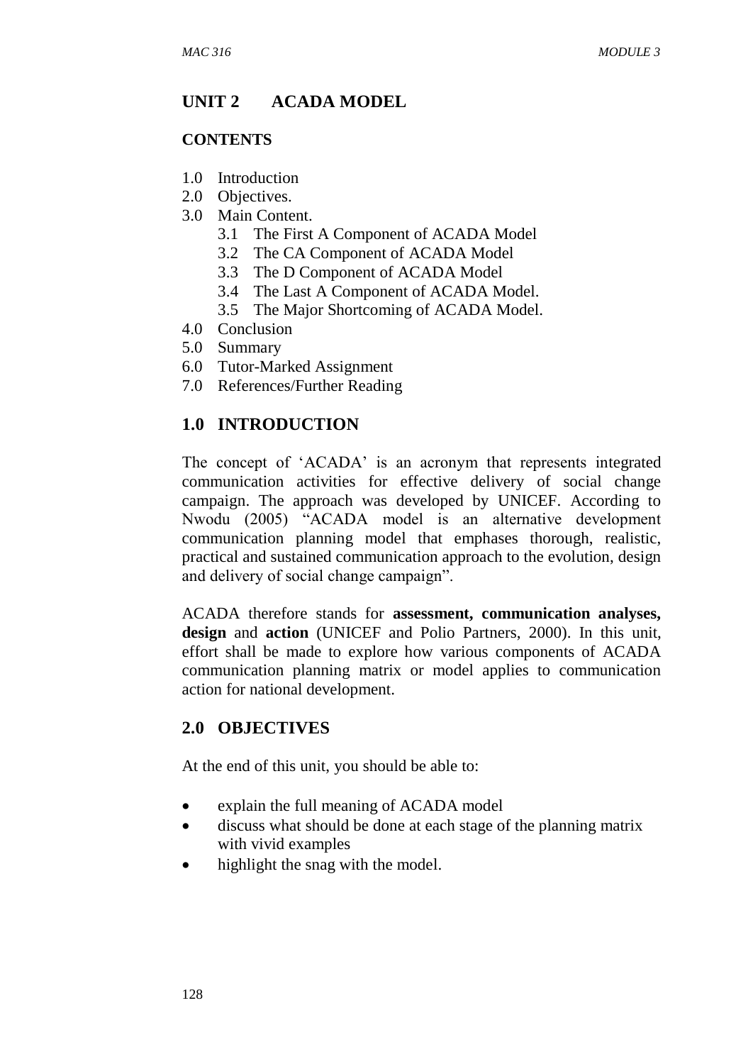## UNIT 2 ACADA MODEL

### CONTENTS

1.0 Introduction
2.0 Objectives.
3.0 Main Content.
  3.1 The First A Component of ACADA Model
  3.2 The CA Component of ACADA Model
  3.3 The D Component of ACADA Model
  3.4 The Last A Component of ACADA Model.
  3.5 The Major Shortcoming of ACADA Model.
4.0 Conclusion
5.0 Summary
6.0 Tutor-Marked Assignment
7.0 References/Further Reading

## 1.0 INTRODUCTION

The concept of 'ACADA' is an acronym that represents integrated communication activities for effective delivery of social change campaign. The approach was developed by UNICEF. According to Nwodu (2005) "ACADA model is an alternative development communication planning model that emphases thorough, realistic, practical and sustained communication approach to the evolution, design and delivery of social change campaign".

ACADA therefore stands for **assessment, communication analyses, design** and **action** (UNICEF and Polio Partners, 2000). In this unit, effort shall be made to explore how various components of ACADA communication planning matrix or model applies to communication action for national development.

## 2.0 OBJECTIVES

At the end of this unit, you should be able to:

- explain the full meaning of ACADA model
- discuss what should be done at each stage of the planning matrix with vivid examples
- highlight the snag with the model.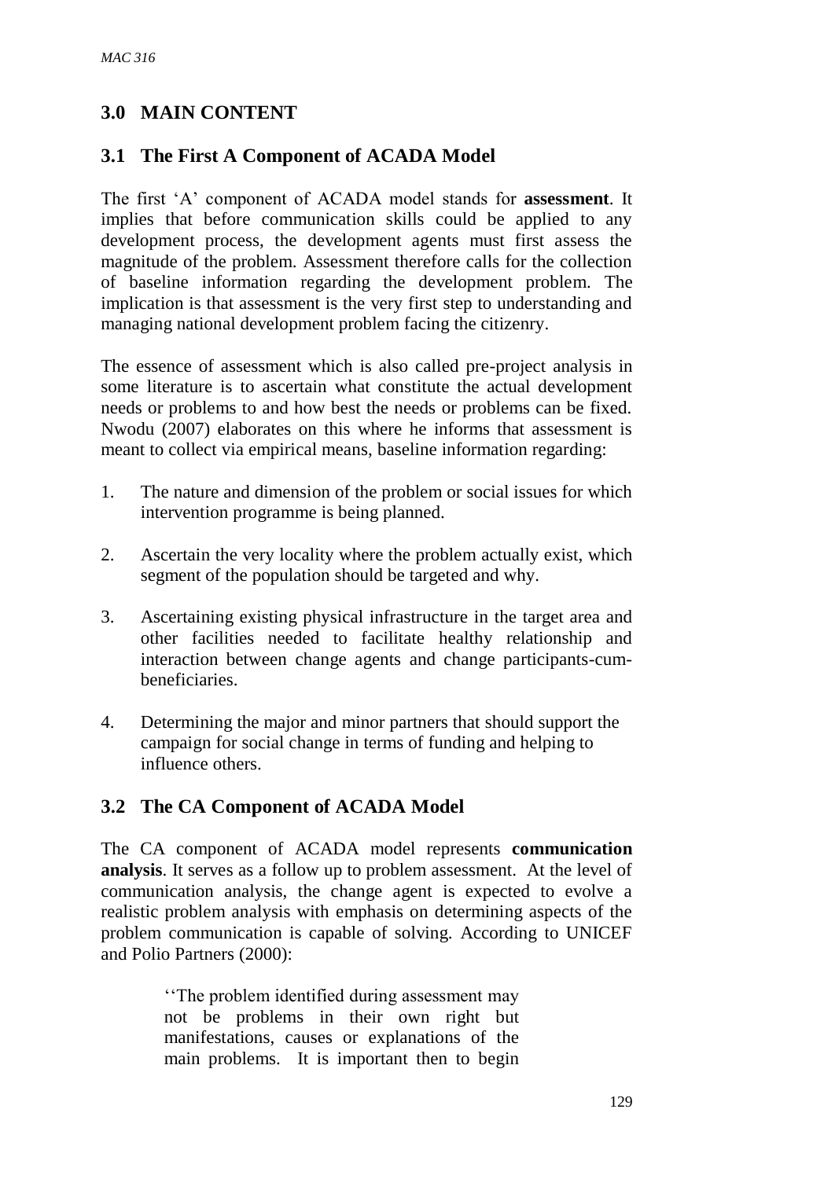## 3.0 MAIN CONTENT

### 3.1 The First A Component of ACADA Model

The first 'A' component of ACADA model stands for **assessment**. It implies that before communication skills could be applied to any development process, the development agents must first assess the magnitude of the problem. Assessment therefore calls for the collection of baseline information regarding the development problem. The implication is that assessment is the very first step to understanding and managing national development problem facing the citizenry.

The essence of assessment which is also called pre-project analysis in some literature is to ascertain what constitute the actual development needs or problems to and how best the needs or problems can be fixed. Nwodu (2007) elaborates on this where he informs that assessment is meant to collect via empirical means, baseline information regarding:

1. The nature and dimension of the problem or social issues for which intervention programme is being planned.
2. Ascertain the very locality where the problem actually exist, which segment of the population should be targeted and why.
3. Ascertaining existing physical infrastructure in the target area and other facilities needed to facilitate healthy relationship and interaction between change agents and change participants-cum-beneficiaries.
4. Determining the major and minor partners that should support the campaign for social change in terms of funding and helping to influence others.

### 3.2 The CA Component of ACADA Model

The CA component of ACADA model represents **communication analysis**. It serves as a follow up to problem assessment. At the level of communication analysis, the change agent is expected to evolve a realistic problem analysis with emphasis on determining aspects of the problem communication is capable of solving. According to UNICEF and Polio Partners (2000):

> ''The problem identified during assessment may not be problems in their own right but manifestations, causes or explanations of the main problems. It is important then to begin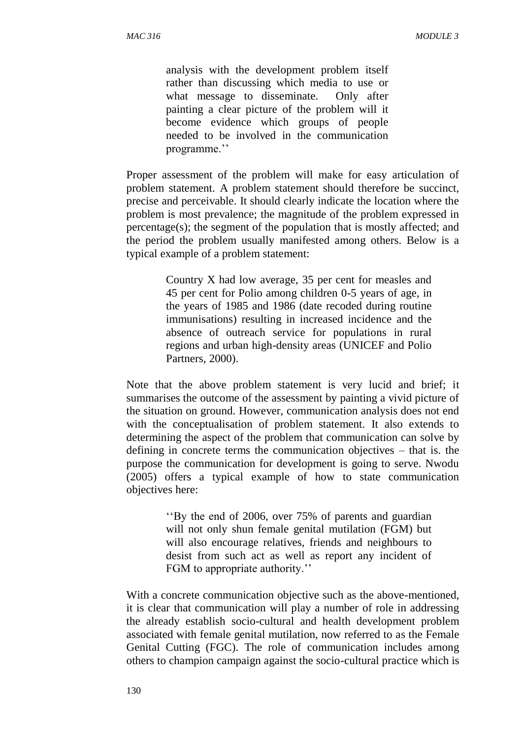> analysis with the development problem itself rather than discussing which media to use or what message to disseminate. Only after painting a clear picture of the problem will it become evidence which groups of people needed to be involved in the communication programme.''

Proper assessment of the problem will make for easy articulation of problem statement. A problem statement should therefore be succinct, precise and perceivable. It should clearly indicate the location where the problem is most prevalence; the magnitude of the problem expressed in percentage(s); the segment of the population that is mostly affected; and the period the problem usually manifested among others. Below is a typical example of a problem statement:

> Country X had low average, 35 per cent for measles and 45 per cent for Polio among children 0-5 years of age, in the years of 1985 and 1986 (date recoded during routine immunisations) resulting in increased incidence and the absence of outreach service for populations in rural regions and urban high-density areas (UNICEF and Polio Partners, 2000).

Note that the above problem statement is very lucid and brief; it summarises the outcome of the assessment by painting a vivid picture of the situation on ground. However, communication analysis does not end with the conceptualisation of problem statement. It also extends to determining the aspect of the problem that communication can solve by defining in concrete terms the communication objectives – that is. the purpose the communication for development is going to serve. Nwodu (2005) offers a typical example of how to state communication objectives here:

> ''By the end of 2006, over 75% of parents and guardian will not only shun female genital mutilation (FGM) but will also encourage relatives, friends and neighbours to desist from such act as well as report any incident of FGM to appropriate authority.''

With a concrete communication objective such as the above-mentioned, it is clear that communication will play a number of role in addressing the already establish socio-cultural and health development problem associated with female genital mutilation, now referred to as the Female Genital Cutting (FGC). The role of communication includes among others to champion campaign against the socio-cultural practice which is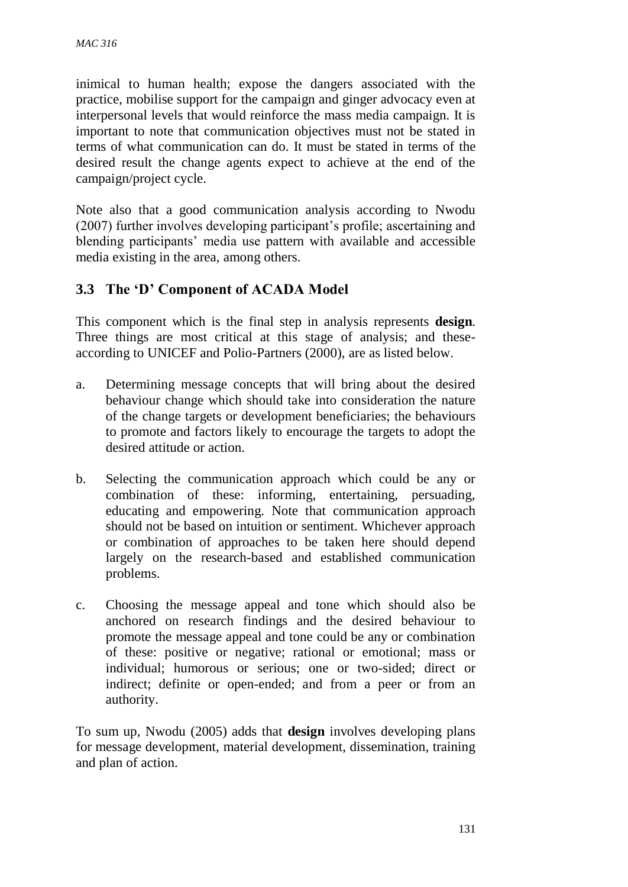inimical to human health; expose the dangers associated with the practice, mobilise support for the campaign and ginger advocacy even at interpersonal levels that would reinforce the mass media campaign. It is important to note that communication objectives must not be stated in terms of what communication can do. It must be stated in terms of the desired result the change agents expect to achieve at the end of the campaign/project cycle.

Note also that a good communication analysis according to Nwodu (2007) further involves developing participant's profile; ascertaining and blending participants' media use pattern with available and accessible media existing in the area, among others.

### 3.3 The 'D' Component of ACADA Model

This component which is the final step in analysis represents **design**. Three things are most critical at this stage of analysis; and these-according to UNICEF and Polio-Partners (2000), are as listed below.

a. Determining message concepts that will bring about the desired behaviour change which should take into consideration the nature of the change targets or development beneficiaries; the behaviours to promote and factors likely to encourage the targets to adopt the desired attitude or action.

b. Selecting the communication approach which could be any or combination of these: informing, entertaining, persuading, educating and empowering. Note that communication approach should not be based on intuition or sentiment. Whichever approach or combination of approaches to be taken here should depend largely on the research-based and established communication problems.

c. Choosing the message appeal and tone which should also be anchored on research findings and the desired behaviour to promote the message appeal and tone could be any or combination of these: positive or negative; rational or emotional; mass or individual; humorous or serious; one or two-sided; direct or indirect; definite or open-ended; and from a peer or from an authority.

To sum up, Nwodu (2005) adds that **design** involves developing plans for message development, material development, dissemination, training and plan of action.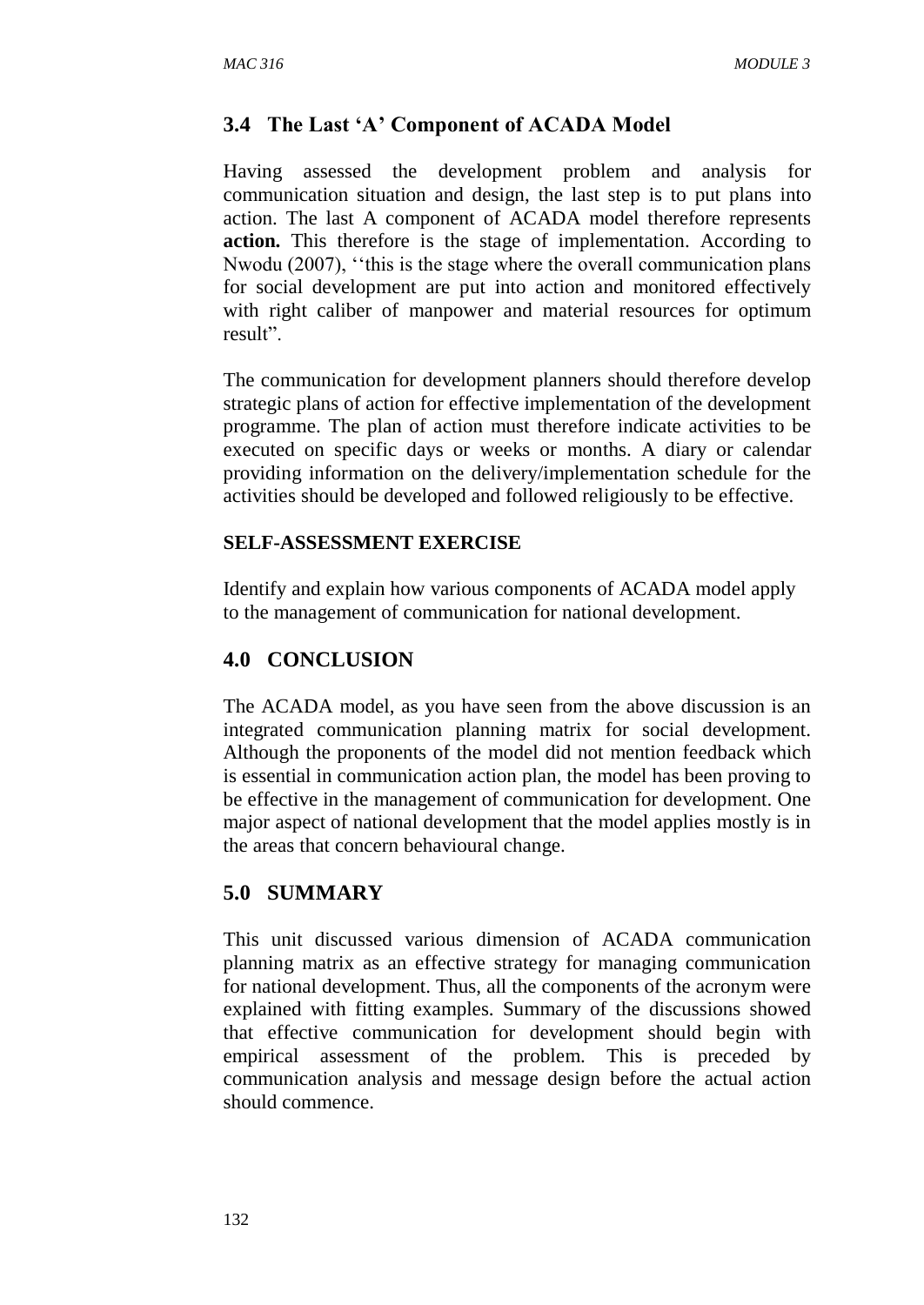## 3.4 The Last 'A' Component of ACADA Model

Having assessed the development problem and analysis for communication situation and design, the last step is to put plans into action. The last A component of ACADA model therefore represents **action.** This therefore is the stage of implementation. According to Nwodu (2007), ''this is the stage where the overall communication plans for social development are put into action and monitored effectively with right caliber of manpower and material resources for optimum result".

The communication for development planners should therefore develop strategic plans of action for effective implementation of the development programme. The plan of action must therefore indicate activities to be executed on specific days or weeks or months. A diary or calendar providing information on the delivery/implementation schedule for the activities should be developed and followed religiously to be effective.

**SELF-ASSESSMENT EXERCISE**

Identify and explain how various components of ACADA model apply to the management of communication for national development.

## 4.0 CONCLUSION

The ACADA model, as you have seen from the above discussion is an integrated communication planning matrix for social development. Although the proponents of the model did not mention feedback which is essential in communication action plan, the model has been proving to be effective in the management of communication for development. One major aspect of national development that the model applies mostly is in the areas that concern behavioural change.

## 5.0 SUMMARY

This unit discussed various dimension of ACADA communication planning matrix as an effective strategy for managing communication for national development. Thus, all the components of the acronym were explained with fitting examples. Summary of the discussions showed that effective communication for development should begin with empirical assessment of the problem. This is preceded by communication analysis and message design before the actual action should commence.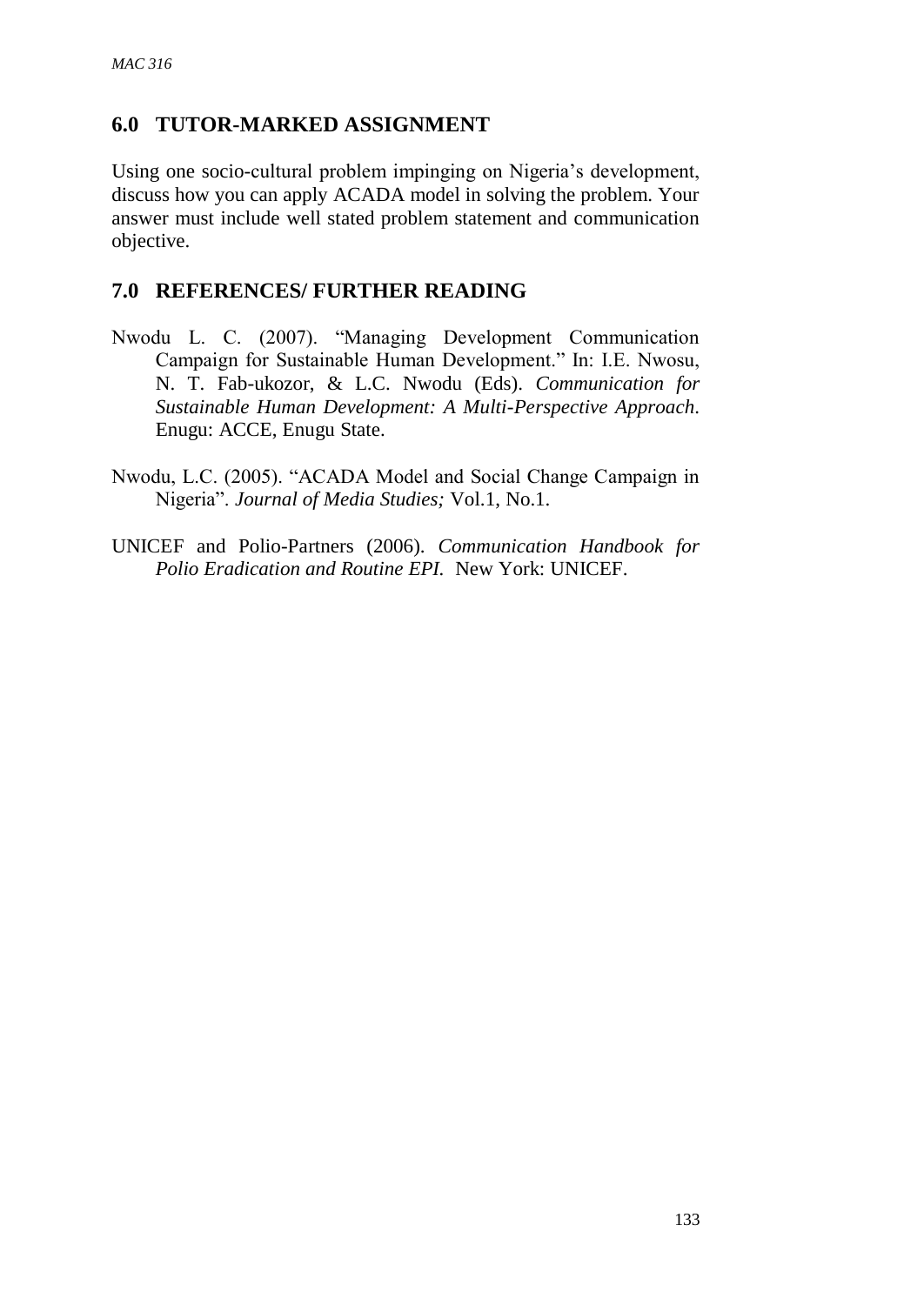## 6.0 TUTOR-MARKED ASSIGNMENT

Using one socio-cultural problem impinging on Nigeria's development, discuss how you can apply ACADA model in solving the problem. Your answer must include well stated problem statement and communication objective.

## 7.0 REFERENCES/ FURTHER READING

Nwodu L. C. (2007). "Managing Development Communication Campaign for Sustainable Human Development." In: I.E. Nwosu, N. T. Fab-ukozor, & L.C. Nwodu (Eds). *Communication for Sustainable Human Development: A Multi-Perspective Approach*. Enugu: ACCE, Enugu State.

Nwodu, L.C. (2005). "ACADA Model and Social Change Campaign in Nigeria". *Journal of Media Studies;* Vol.1, No.1.

UNICEF and Polio-Partners (2006). *Communication Handbook for Polio Eradication and Routine EPI.* New York: UNICEF.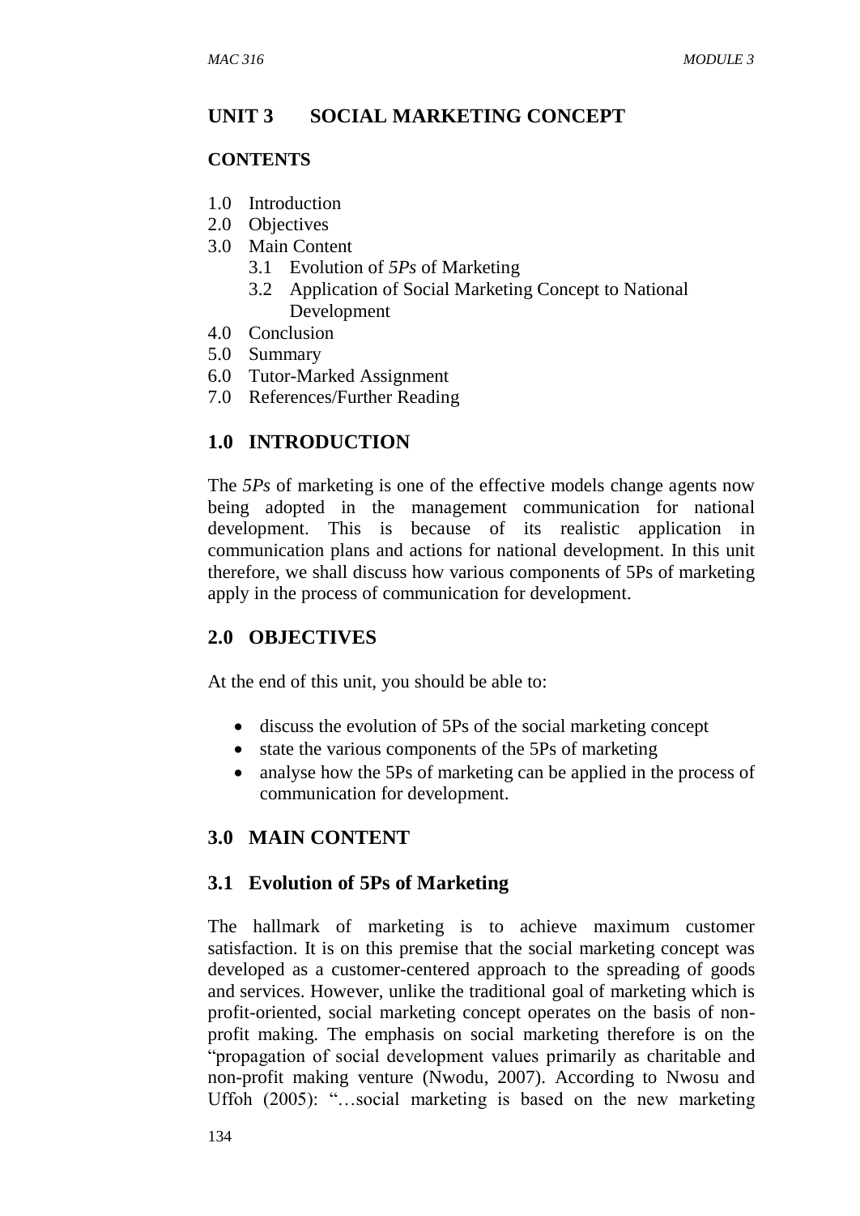## UNIT 3 SOCIAL MARKETING CONCEPT

### CONTENTS

1.0 Introduction
2.0 Objectives
3.0 Main Content
   3.1 Evolution of *5Ps* of Marketing
   3.2 Application of Social Marketing Concept to National Development
4.0 Conclusion
5.0 Summary
6.0 Tutor-Marked Assignment
7.0 References/Further Reading

## 1.0 INTRODUCTION

The *5Ps* of marketing is one of the effective models change agents now being adopted in the management communication for national development. This is because of its realistic application in communication plans and actions for national development. In this unit therefore, we shall discuss how various components of 5Ps of marketing apply in the process of communication for development.

## 2.0 OBJECTIVES

At the end of this unit, you should be able to:

- discuss the evolution of 5Ps of the social marketing concept
- state the various components of the 5Ps of marketing
- analyse how the 5Ps of marketing can be applied in the process of communication for development.

## 3.0 MAIN CONTENT

### 3.1 Evolution of 5Ps of Marketing

The hallmark of marketing is to achieve maximum customer satisfaction. It is on this premise that the social marketing concept was developed as a customer-centered approach to the spreading of goods and services. However, unlike the traditional goal of marketing which is profit-oriented, social marketing concept operates on the basis of non-profit making. The emphasis on social marketing therefore is on the "propagation of social development values primarily as charitable and non-profit making venture (Nwodu, 2007). According to Nwosu and Uffoh (2005): "…social marketing is based on the new marketing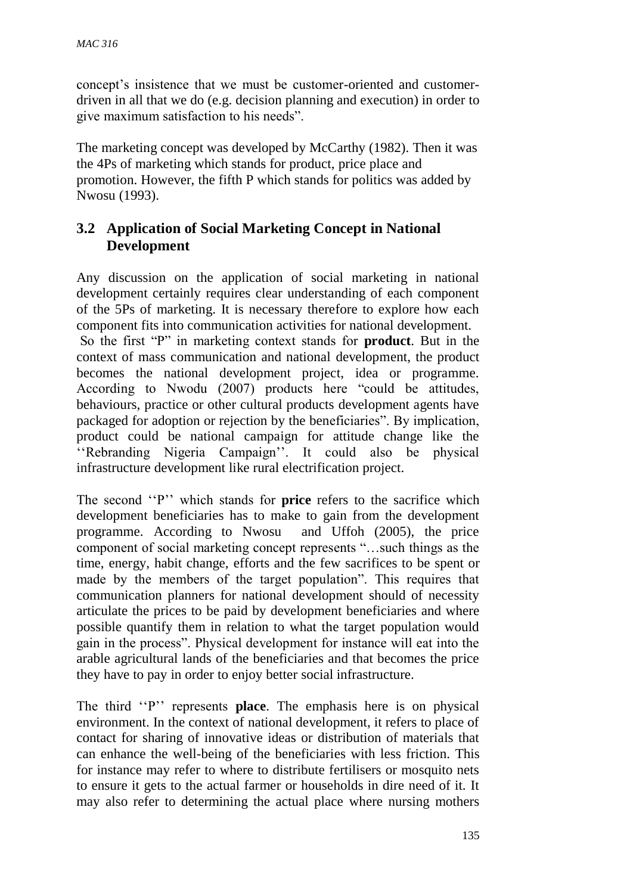concept's insistence that we must be customer-oriented and customer-driven in all that we do (e.g. decision planning and execution) in order to give maximum satisfaction to his needs".

The marketing concept was developed by McCarthy (1982). Then it was the 4Ps of marketing which stands for product, price place and promotion. However, the fifth P which stands for politics was added by Nwosu (1993).

## 3.2 Application of Social Marketing Concept in National Development

Any discussion on the application of social marketing in national development certainly requires clear understanding of each component of the 5Ps of marketing. It is necessary therefore to explore how each component fits into communication activities for national development.
So the first "P" in marketing context stands for **product**. But in the context of mass communication and national development, the product becomes the national development project, idea or programme. According to Nwodu (2007) products here "could be attitudes, behaviours, practice or other cultural products development agents have packaged for adoption or rejection by the beneficiaries". By implication, product could be national campaign for attitude change like the ''Rebranding Nigeria Campaign''. It could also be physical infrastructure development like rural electrification project.

The second ''P'' which stands for **price** refers to the sacrifice which development beneficiaries has to make to gain from the development programme. According to Nwosu and Uffoh (2005), the price component of social marketing concept represents "…such things as the time, energy, habit change, efforts and the few sacrifices to be spent or made by the members of the target population". This requires that communication planners for national development should of necessity articulate the prices to be paid by development beneficiaries and where possible quantify them in relation to what the target population would gain in the process". Physical development for instance will eat into the arable agricultural lands of the beneficiaries and that becomes the price they have to pay in order to enjoy better social infrastructure.

The third ''P'' represents **place**. The emphasis here is on physical environment. In the context of national development, it refers to place of contact for sharing of innovative ideas or distribution of materials that can enhance the well-being of the beneficiaries with less friction. This for instance may refer to where to distribute fertilisers or mosquito nets to ensure it gets to the actual farmer or households in dire need of it. It may also refer to determining the actual place where nursing mothers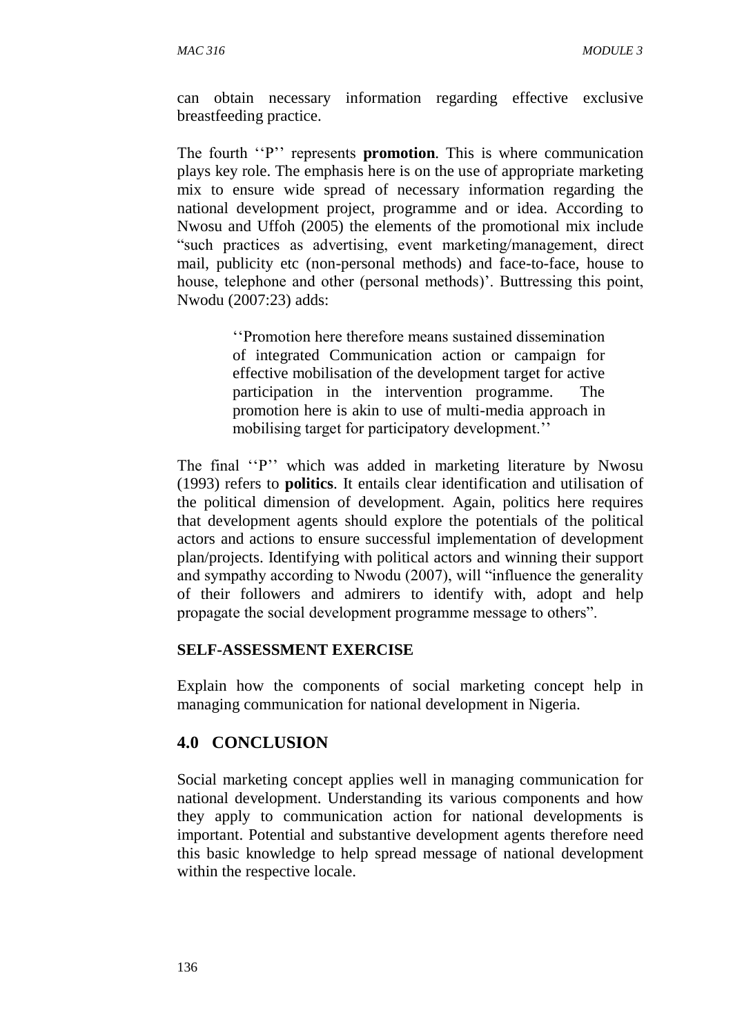can obtain necessary information regarding effective exclusive breastfeeding practice.

The fourth ''P'' represents **promotion**. This is where communication plays key role. The emphasis here is on the use of appropriate marketing mix to ensure wide spread of necessary information regarding the national development project, programme and or idea. According to Nwosu and Uffoh (2005) the elements of the promotional mix include "such practices as advertising, event marketing/management, direct mail, publicity etc (non-personal methods) and face-to-face, house to house, telephone and other (personal methods)'. Buttressing this point, Nwodu (2007:23) adds:

> ''Promotion here therefore means sustained dissemination of integrated Communication action or campaign for effective mobilisation of the development target for active participation in the intervention programme. The promotion here is akin to use of multi-media approach in mobilising target for participatory development.''

The final ''P'' which was added in marketing literature by Nwosu (1993) refers to **politics**. It entails clear identification and utilisation of the political dimension of development. Again, politics here requires that development agents should explore the potentials of the political actors and actions to ensure successful implementation of development plan/projects. Identifying with political actors and winning their support and sympathy according to Nwodu (2007), will "influence the generality of their followers and admirers to identify with, adopt and help propagate the social development programme message to others".

**SELF-ASSESSMENT EXERCISE**

Explain how the components of social marketing concept help in managing communication for national development in Nigeria.

## 4.0 CONCLUSION

Social marketing concept applies well in managing communication for national development. Understanding its various components and how they apply to communication action for national developments is important. Potential and substantive development agents therefore need this basic knowledge to help spread message of national development within the respective locale.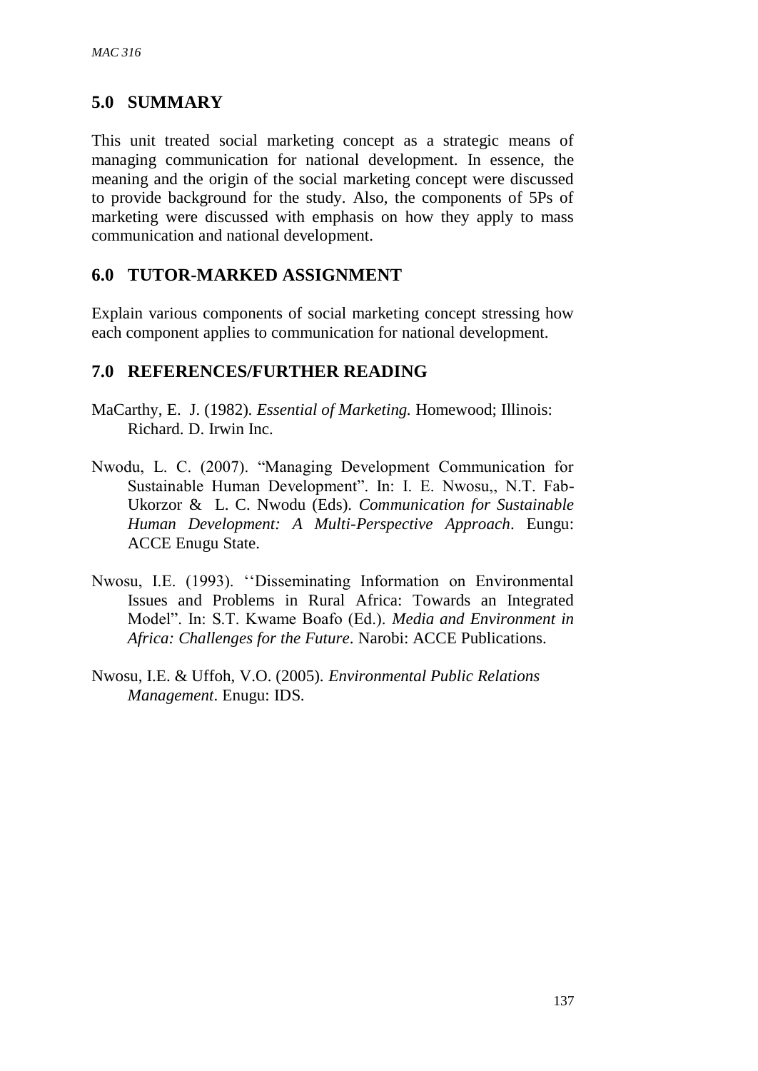## 5.0 SUMMARY

This unit treated social marketing concept as a strategic means of managing communication for national development. In essence, the meaning and the origin of the social marketing concept were discussed to provide background for the study. Also, the components of 5Ps of marketing were discussed with emphasis on how they apply to mass communication and national development.

## 6.0 TUTOR-MARKED ASSIGNMENT

Explain various components of social marketing concept stressing how each component applies to communication for national development.

## 7.0 REFERENCES/FURTHER READING

MaCarthy, E. J. (1982). *Essential of Marketing.* Homewood; Illinois: Richard. D. Irwin Inc.

Nwodu, L. C. (2007). "Managing Development Communication for Sustainable Human Development". In: I. E. Nwosu,, N.T. Fab-Ukorzor & L. C. Nwodu (Eds). *Communication for Sustainable Human Development: A Multi-Perspective Approach*. Eungu: ACCE Enugu State.

Nwosu, I.E. (1993). ''Disseminating Information on Environmental Issues and Problems in Rural Africa: Towards an Integrated Model". In: S.T. Kwame Boafo (Ed.). *Media and Environment in Africa: Challenges for the Future*. Narobi: ACCE Publications.

Nwosu, I.E. & Uffoh, V.O. (2005). *Environmental Public Relations Management*. Enugu: IDS.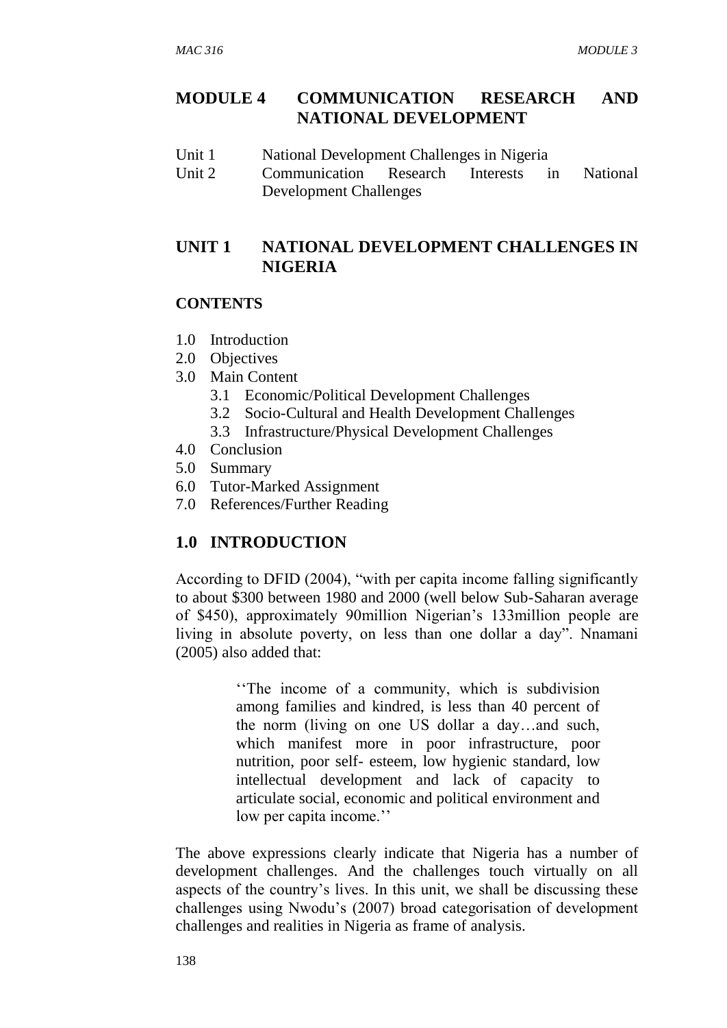# MODULE 4 COMMUNICATION RESEARCH AND NATIONAL DEVELOPMENT

Unit 1 National Development Challenges in Nigeria

Unit 2 Communication Research Interests in National Development Challenges

## UNIT 1 NATIONAL DEVELOPMENT CHALLENGES IN NIGERIA

### CONTENTS

1.0 Introduction
2.0 Objectives
3.0 Main Content
   3.1 Economic/Political Development Challenges
   3.2 Socio-Cultural and Health Development Challenges
   3.3 Infrastructure/Physical Development Challenges
4.0 Conclusion
5.0 Summary
6.0 Tutor-Marked Assignment
7.0 References/Further Reading

## 1.0 INTRODUCTION

According to DFID (2004), "with per capita income falling significantly to about \$300 between 1980 and 2000 (well below Sub-Saharan average of \$450), approximately 90million Nigerian's 133million people are living in absolute poverty, on less than one dollar a day". Nnamani (2005) also added that:

> ''The income of a community, which is subdivision among families and kindred, is less than 40 percent of the norm (living on one US dollar a day…and such, which manifest more in poor infrastructure, poor nutrition, poor self- esteem, low hygienic standard, low intellectual development and lack of capacity to articulate social, economic and political environment and low per capita income.''

The above expressions clearly indicate that Nigeria has a number of development challenges. And the challenges touch virtually on all aspects of the country's lives. In this unit, we shall be discussing these challenges using Nwodu's (2007) broad categorisation of development challenges and realities in Nigeria as frame of analysis.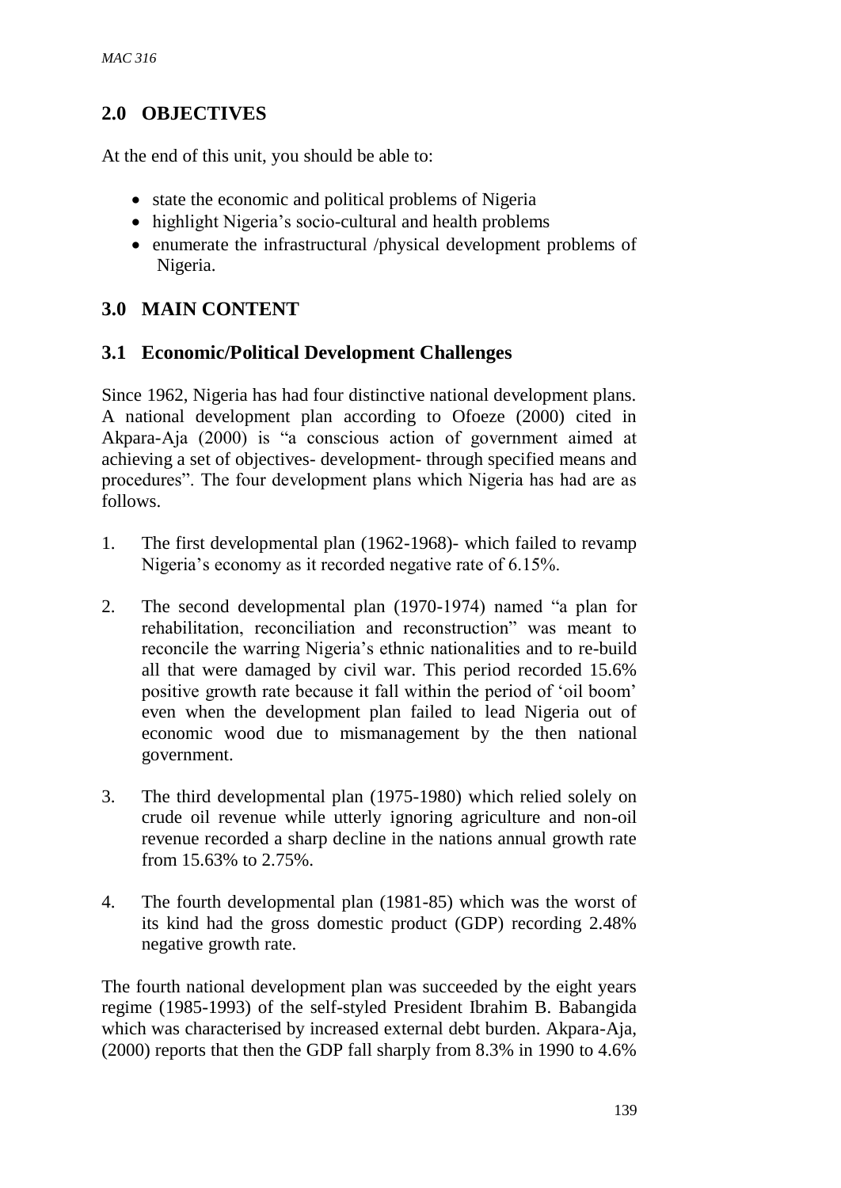## 2.0 OBJECTIVES

At the end of this unit, you should be able to:

- state the economic and political problems of Nigeria
- highlight Nigeria's socio-cultural and health problems
- enumerate the infrastructural /physical development problems of Nigeria.

## 3.0 MAIN CONTENT

### 3.1 Economic/Political Development Challenges

Since 1962, Nigeria has had four distinctive national development plans. A national development plan according to Ofoeze (2000) cited in Akpara-Aja (2000) is "a conscious action of government aimed at achieving a set of objectives- development- through specified means and procedures". The four development plans which Nigeria has had are as follows.

1. The first developmental plan (1962-1968)- which failed to revamp Nigeria's economy as it recorded negative rate of 6.15%.

2. The second developmental plan (1970-1974) named "a plan for rehabilitation, reconciliation and reconstruction" was meant to reconcile the warring Nigeria's ethnic nationalities and to re-build all that were damaged by civil war. This period recorded 15.6% positive growth rate because it fall within the period of 'oil boom' even when the development plan failed to lead Nigeria out of economic wood due to mismanagement by the then national government.

3. The third developmental plan (1975-1980) which relied solely on crude oil revenue while utterly ignoring agriculture and non-oil revenue recorded a sharp decline in the nations annual growth rate from 15.63% to 2.75%.

4. The fourth developmental plan (1981-85) which was the worst of its kind had the gross domestic product (GDP) recording 2.48% negative growth rate.

The fourth national development plan was succeeded by the eight years regime (1985-1993) of the self-styled President Ibrahim B. Babangida which was characterised by increased external debt burden. Akpara-Aja, (2000) reports that then the GDP fall sharply from 8.3% in 1990 to 4.6%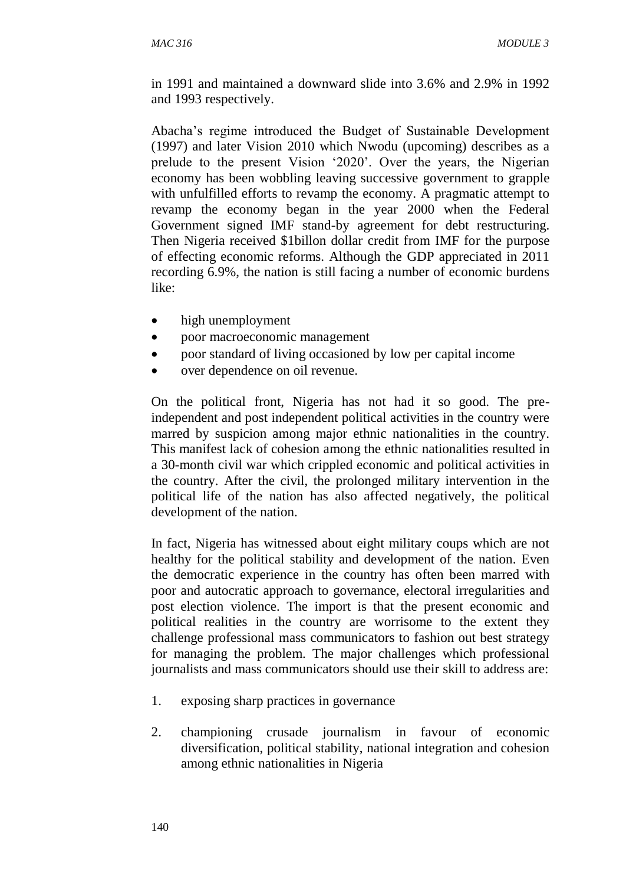in 1991 and maintained a downward slide into 3.6% and 2.9% in 1992 and 1993 respectively.

Abacha's regime introduced the Budget of Sustainable Development (1997) and later Vision 2010 which Nwodu (upcoming) describes as a prelude to the present Vision '2020'. Over the years, the Nigerian economy has been wobbling leaving successive government to grapple with unfulfilled efforts to revamp the economy. A pragmatic attempt to revamp the economy began in the year 2000 when the Federal Government signed IMF stand-by agreement for debt restructuring. Then Nigeria received $1billon dollar credit from IMF for the purpose of effecting economic reforms. Although the GDP appreciated in 2011 recording 6.9%, the nation is still facing a number of economic burdens like:

- high unemployment
- poor macroeconomic management
- poor standard of living occasioned by low per capital income
- over dependence on oil revenue.

On the political front, Nigeria has not had it so good. The pre-independent and post independent political activities in the country were marred by suspicion among major ethnic nationalities in the country. This manifest lack of cohesion among the ethnic nationalities resulted in a 30-month civil war which crippled economic and political activities in the country. After the civil, the prolonged military intervention in the political life of the nation has also affected negatively, the political development of the nation.

In fact, Nigeria has witnessed about eight military coups which are not healthy for the political stability and development of the nation. Even the democratic experience in the country has often been marred with poor and autocratic approach to governance, electoral irregularities and post election violence. The import is that the present economic and political realities in the country are worrisome to the extent they challenge professional mass communicators to fashion out best strategy for managing the problem. The major challenges which professional journalists and mass communicators should use their skill to address are:

1. exposing sharp practices in governance
2. championing crusade journalism in favour of economic diversification, political stability, national integration and cohesion among ethnic nationalities in Nigeria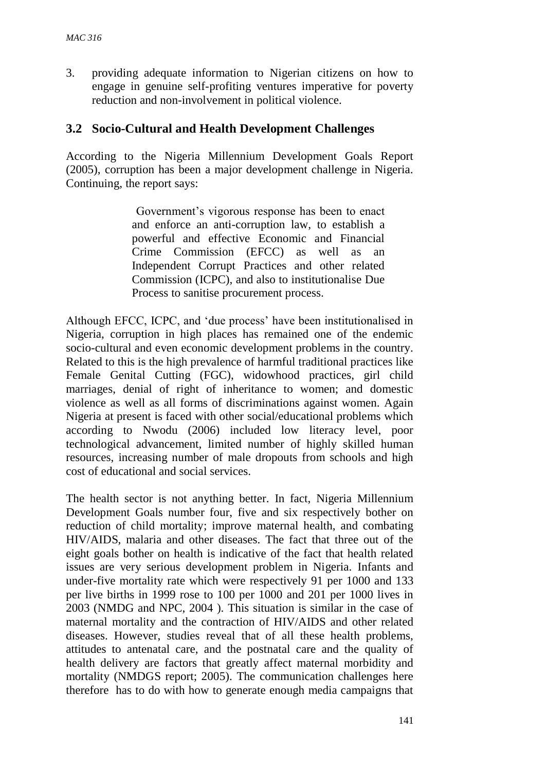3. providing adequate information to Nigerian citizens on how to engage in genuine self-profiting ventures imperative for poverty reduction and non-involvement in political violence.

### 3.2 Socio-Cultural and Health Development Challenges

According to the Nigeria Millennium Development Goals Report (2005), corruption has been a major development challenge in Nigeria. Continuing, the report says:

> Government's vigorous response has been to enact and enforce an anti-corruption law, to establish a powerful and effective Economic and Financial Crime Commission (EFCC) as well as an Independent Corrupt Practices and other related Commission (ICPC), and also to institutionalise Due Process to sanitise procurement process.

Although EFCC, ICPC, and 'due process' have been institutionalised in Nigeria, corruption in high places has remained one of the endemic socio-cultural and even economic development problems in the country. Related to this is the high prevalence of harmful traditional practices like Female Genital Cutting (FGC), widowhood practices, girl child marriages, denial of right of inheritance to women; and domestic violence as well as all forms of discriminations against women. Again Nigeria at present is faced with other social/educational problems which according to Nwodu (2006) included low literacy level, poor technological advancement, limited number of highly skilled human resources, increasing number of male dropouts from schools and high cost of educational and social services.

The health sector is not anything better. In fact, Nigeria Millennium Development Goals number four, five and six respectively bother on reduction of child mortality; improve maternal health, and combating HIV/AIDS, malaria and other diseases. The fact that three out of the eight goals bother on health is indicative of the fact that health related issues are very serious development problem in Nigeria. Infants and under-five mortality rate which were respectively 91 per 1000 and 133 per live births in 1999 rose to 100 per 1000 and 201 per 1000 lives in 2003 (NMDG and NPC, 2004 ). This situation is similar in the case of maternal mortality and the contraction of HIV/AIDS and other related diseases. However, studies reveal that of all these health problems, attitudes to antenatal care, and the postnatal care and the quality of health delivery are factors that greatly affect maternal morbidity and mortality (NMDGS report; 2005). The communication challenges here therefore has to do with how to generate enough media campaigns that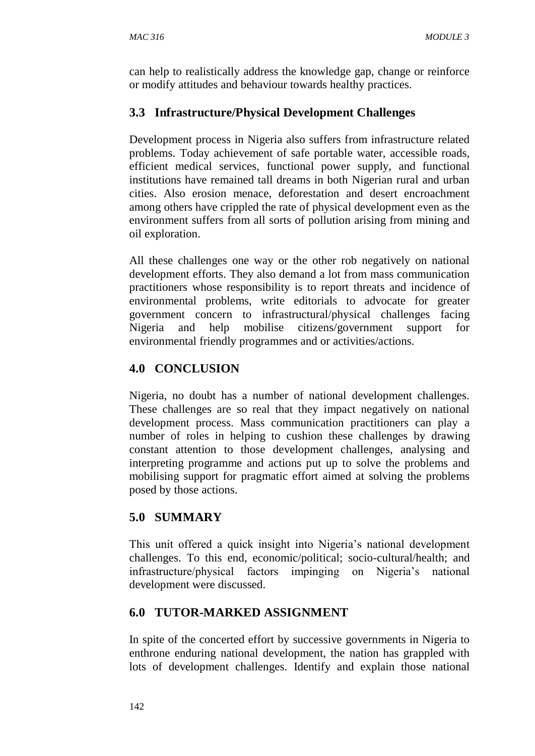can help to realistically address the knowledge gap, change or reinforce or modify attitudes and behaviour towards healthy practices.

### 3.3 Infrastructure/Physical Development Challenges

Development process in Nigeria also suffers from infrastructure related problems. Today achievement of safe portable water, accessible roads, efficient medical services, functional power supply, and functional institutions have remained tall dreams in both Nigerian rural and urban cities. Also erosion menace, deforestation and desert encroachment among others have crippled the rate of physical development even as the environment suffers from all sorts of pollution arising from mining and oil exploration.

All these challenges one way or the other rob negatively on national development efforts. They also demand a lot from mass communication practitioners whose responsibility is to report threats and incidence of environmental problems, write editorials to advocate for greater government concern to infrastructural/physical challenges facing Nigeria and help mobilise citizens/government support for environmental friendly programmes and or activities/actions.

## 4.0 CONCLUSION

Nigeria, no doubt has a number of national development challenges. These challenges are so real that they impact negatively on national development process. Mass communication practitioners can play a number of roles in helping to cushion these challenges by drawing constant attention to those development challenges, analysing and interpreting programme and actions put up to solve the problems and mobilising support for pragmatic effort aimed at solving the problems posed by those actions.

## 5.0 SUMMARY

This unit offered a quick insight into Nigeria's national development challenges. To this end, economic/political; socio-cultural/health; and infrastructure/physical factors impinging on Nigeria's national development were discussed.

## 6.0 TUTOR-MARKED ASSIGNMENT

In spite of the concerted effort by successive governments in Nigeria to enthrone enduring national development, the nation has grappled with lots of development challenges. Identify and explain those national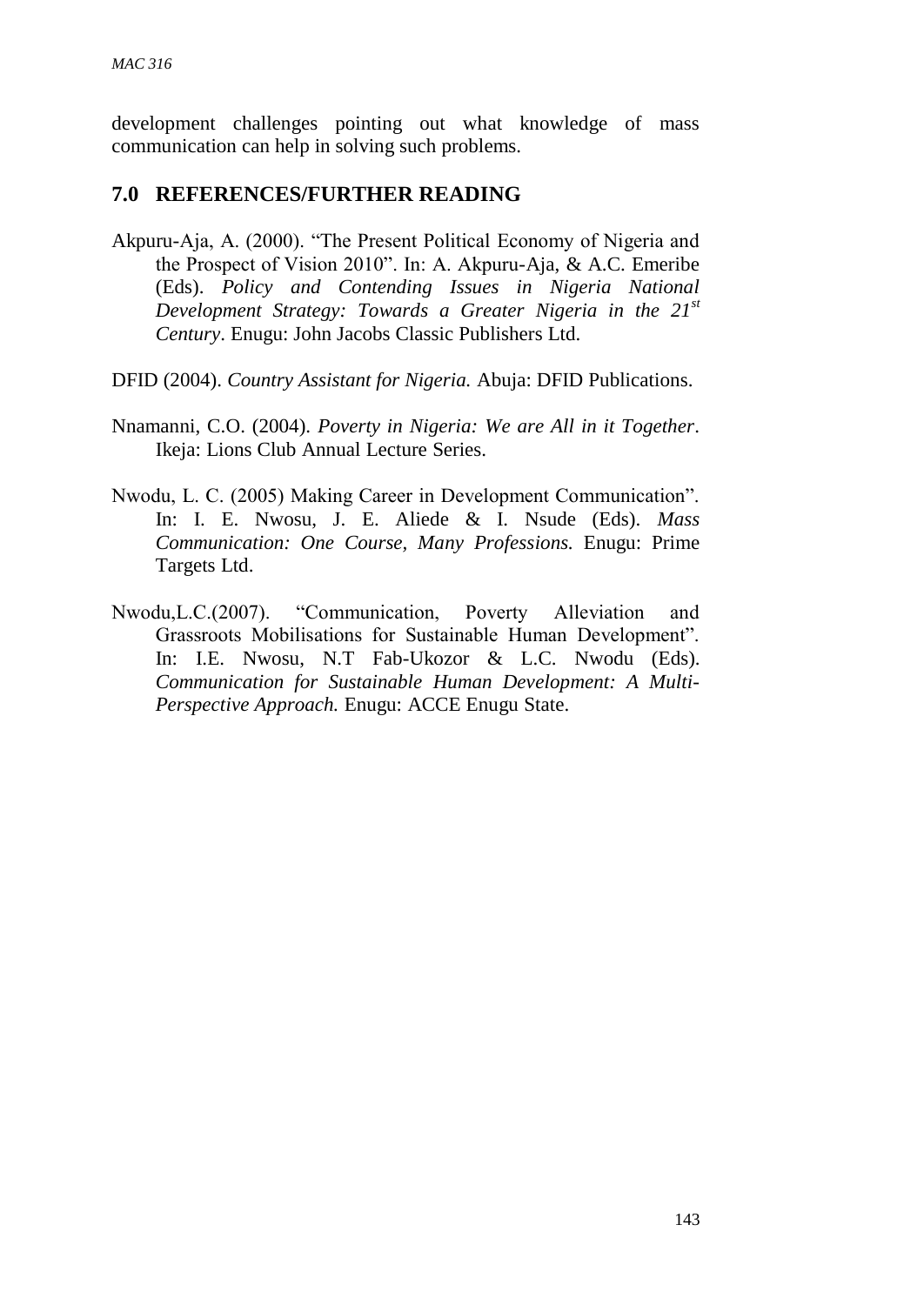development challenges pointing out what knowledge of mass communication can help in solving such problems.

## 7.0 REFERENCES/FURTHER READING

Akpuru-Aja, A. (2000). "The Present Political Economy of Nigeria and the Prospect of Vision 2010". In: A. Akpuru-Aja, & A.C. Emeribe (Eds). *Policy and Contending Issues in Nigeria National Development Strategy: Towards a Greater Nigeria in the 21st Century*. Enugu: John Jacobs Classic Publishers Ltd.

DFID (2004). *Country Assistant for Nigeria.* Abuja: DFID Publications.

Nnamanni, C.O. (2004). *Poverty in Nigeria: We are All in it Together*. Ikeja: Lions Club Annual Lecture Series.

Nwodu, L. C. (2005) Making Career in Development Communication". In: I. E. Nwosu, J. E. Aliede & I. Nsude (Eds). *Mass Communication: One Course, Many Professions.* Enugu: Prime Targets Ltd.

Nwodu,L.C.(2007). "Communication, Poverty Alleviation and Grassroots Mobilisations for Sustainable Human Development". In: I.E. Nwosu, N.T Fab-Ukozor & L.C. Nwodu (Eds). *Communication for Sustainable Human Development: A Multi-Perspective Approach.* Enugu: ACCE Enugu State.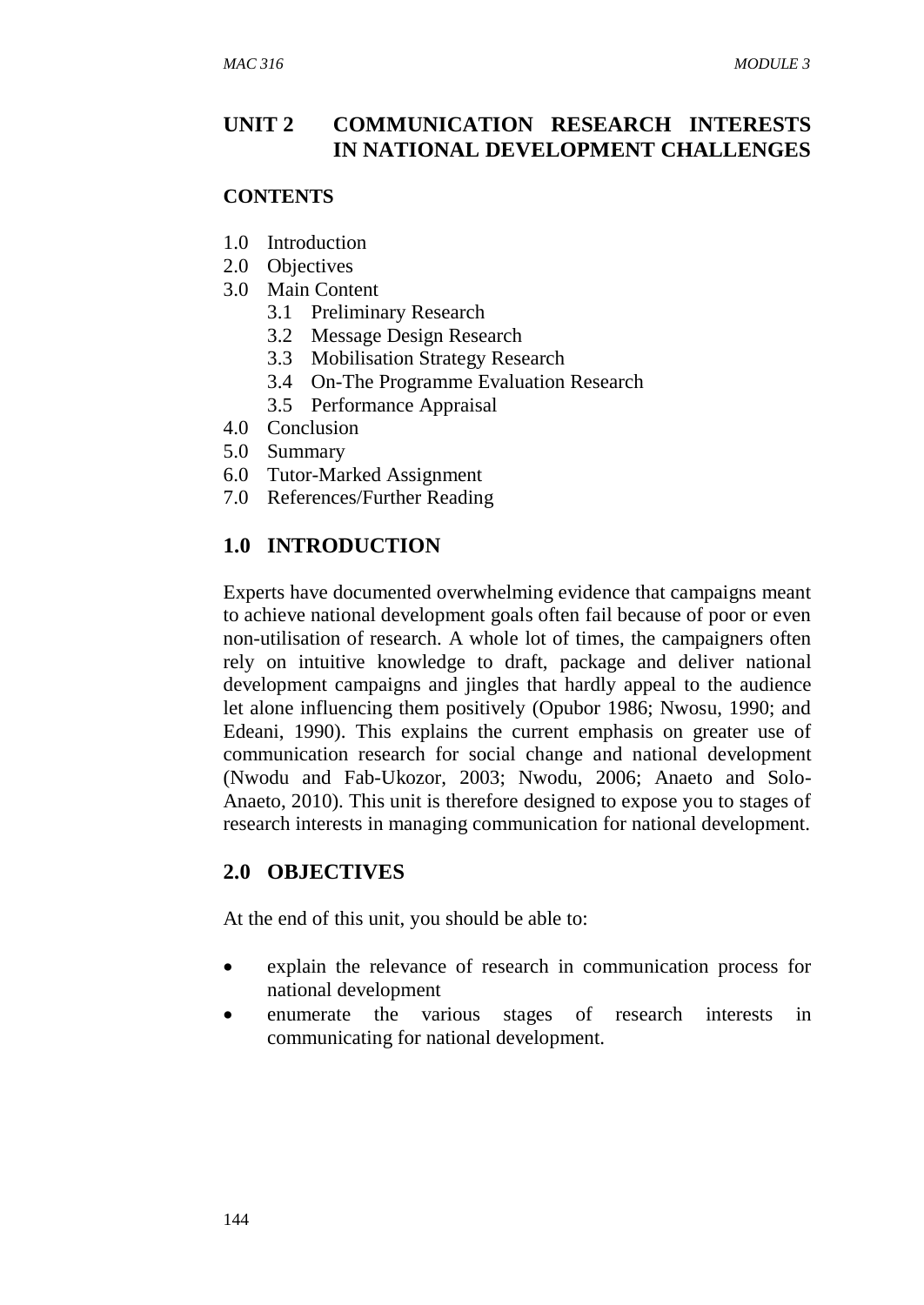# UNIT 2 COMMUNICATION RESEARCH INTERESTS IN NATIONAL DEVELOPMENT CHALLENGES

**CONTENTS**

1.0 Introduction
2.0 Objectives
3.0 Main Content
   3.1 Preliminary Research
   3.2 Message Design Research
   3.3 Mobilisation Strategy Research
   3.4 On-The Programme Evaluation Research
   3.5 Performance Appraisal
4.0 Conclusion
5.0 Summary
6.0 Tutor-Marked Assignment
7.0 References/Further Reading

## 1.0 INTRODUCTION

Experts have documented overwhelming evidence that campaigns meant to achieve national development goals often fail because of poor or even non-utilisation of research. A whole lot of times, the campaigners often rely on intuitive knowledge to draft, package and deliver national development campaigns and jingles that hardly appeal to the audience let alone influencing them positively (Opubor 1986; Nwosu, 1990; and Edeani, 1990). This explains the current emphasis on greater use of communication research for social change and national development (Nwodu and Fab-Ukozor, 2003; Nwodu, 2006; Anaeto and Solo-Anaeto, 2010). This unit is therefore designed to expose you to stages of research interests in managing communication for national development.

## 2.0 OBJECTIVES

At the end of this unit, you should be able to:

- explain the relevance of research in communication process for national development
- enumerate the various stages of research interests in communicating for national development.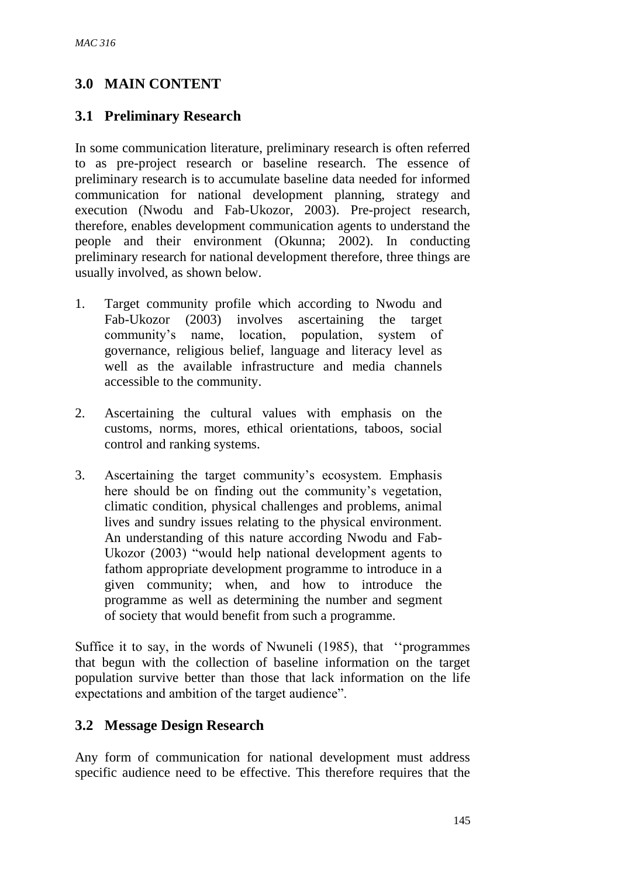## 3.0 MAIN CONTENT

### 3.1 Preliminary Research

In some communication literature, preliminary research is often referred to as pre-project research or baseline research. The essence of preliminary research is to accumulate baseline data needed for informed communication for national development planning, strategy and execution (Nwodu and Fab-Ukozor, 2003). Pre-project research, therefore, enables development communication agents to understand the people and their environment (Okunna; 2002). In conducting preliminary research for national development therefore, three things are usually involved, as shown below.

1. Target community profile which according to Nwodu and Fab-Ukozor (2003) involves ascertaining the target community's name, location, population, system of governance, religious belief, language and literacy level as well as the available infrastructure and media channels accessible to the community.

2. Ascertaining the cultural values with emphasis on the customs, norms, mores, ethical orientations, taboos, social control and ranking systems.

3. Ascertaining the target community's ecosystem. Emphasis here should be on finding out the community's vegetation, climatic condition, physical challenges and problems, animal lives and sundry issues relating to the physical environment. An understanding of this nature according Nwodu and Fab-Ukozor (2003) "would help national development agents to fathom appropriate development programme to introduce in a given community; when, and how to introduce the programme as well as determining the number and segment of society that would benefit from such a programme.

Suffice it to say, in the words of Nwuneli (1985), that ''programmes that begun with the collection of baseline information on the target population survive better than those that lack information on the life expectations and ambition of the target audience".

### 3.2 Message Design Research

Any form of communication for national development must address specific audience need to be effective. This therefore requires that the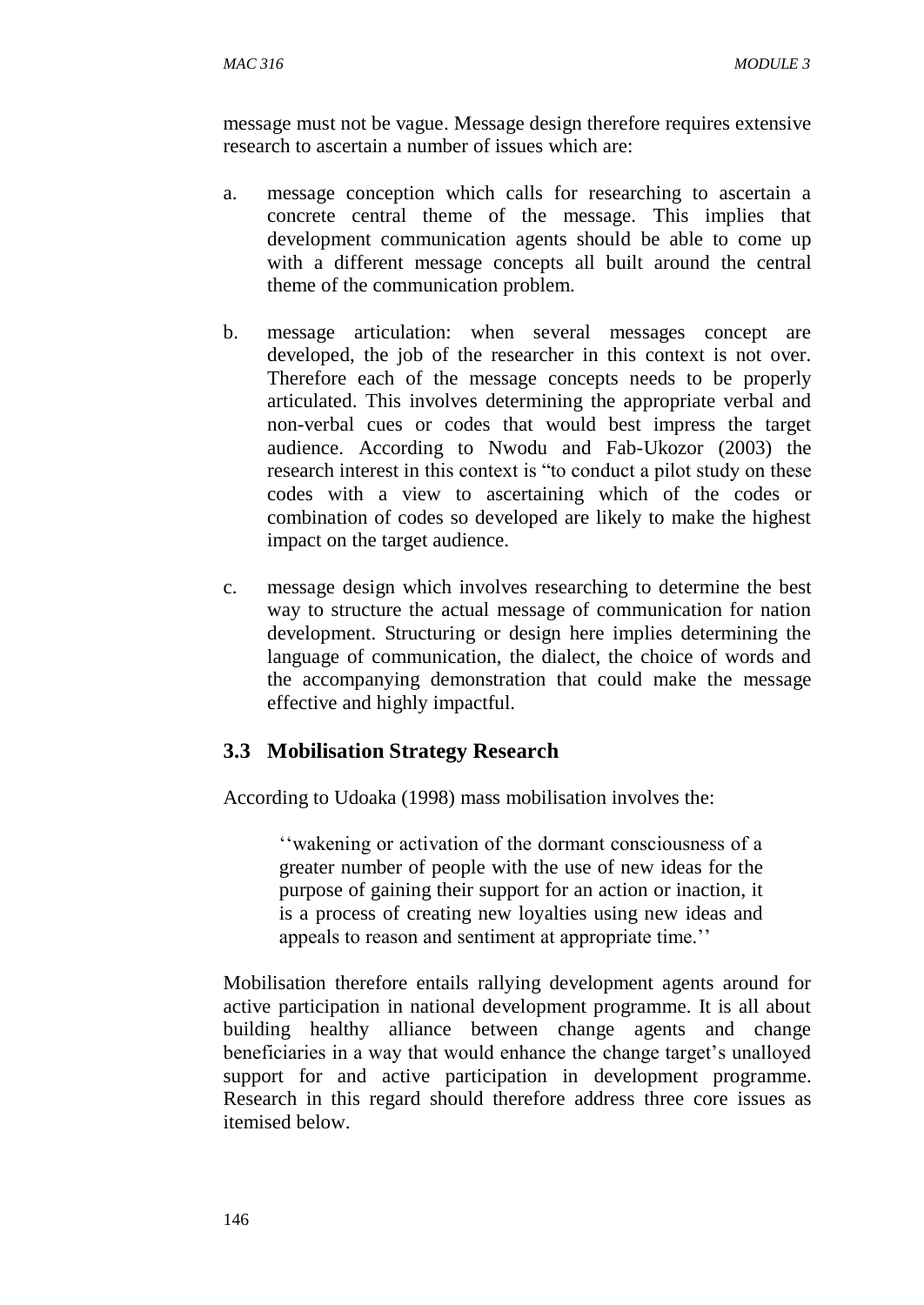message must not be vague. Message design therefore requires extensive research to ascertain a number of issues which are:

a. message conception which calls for researching to ascertain a concrete central theme of the message. This implies that development communication agents should be able to come up with a different message concepts all built around the central theme of the communication problem.

b. message articulation: when several messages concept are developed, the job of the researcher in this context is not over. Therefore each of the message concepts needs to be properly articulated. This involves determining the appropriate verbal and non-verbal cues or codes that would best impress the target audience. According to Nwodu and Fab-Ukozor (2003) the research interest in this context is "to conduct a pilot study on these codes with a view to ascertaining which of the codes or combination of codes so developed are likely to make the highest impact on the target audience.

c. message design which involves researching to determine the best way to structure the actual message of communication for nation development. Structuring or design here implies determining the language of communication, the dialect, the choice of words and the accompanying demonstration that could make the message effective and highly impactful.

## 3.3 Mobilisation Strategy Research

According to Udoaka (1998) mass mobilisation involves the:

> ''wakening or activation of the dormant consciousness of a greater number of people with the use of new ideas for the purpose of gaining their support for an action or inaction, it is a process of creating new loyalties using new ideas and appeals to reason and sentiment at appropriate time.''

Mobilisation therefore entails rallying development agents around for active participation in national development programme. It is all about building healthy alliance between change agents and change beneficiaries in a way that would enhance the change target's unalloyed support for and active participation in development programme. Research in this regard should therefore address three core issues as itemised below.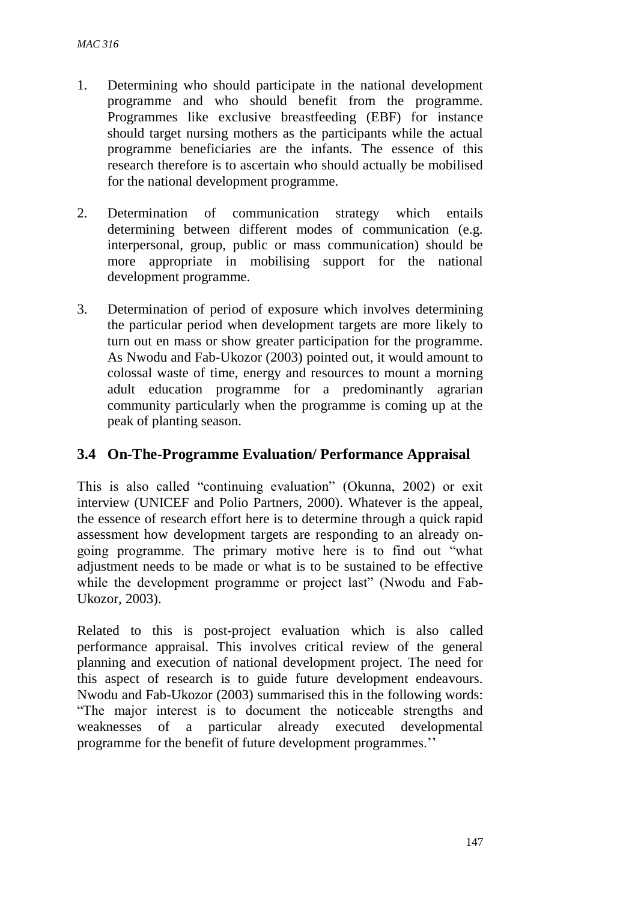1. Determining who should participate in the national development programme and who should benefit from the programme. Programmes like exclusive breastfeeding (EBF) for instance should target nursing mothers as the participants while the actual programme beneficiaries are the infants. The essence of this research therefore is to ascertain who should actually be mobilised for the national development programme.

2. Determination of communication strategy which entails determining between different modes of communication (e.g. interpersonal, group, public or mass communication) should be more appropriate in mobilising support for the national development programme.

3. Determination of period of exposure which involves determining the particular period when development targets are more likely to turn out en mass or show greater participation for the programme. As Nwodu and Fab-Ukozor (2003) pointed out, it would amount to colossal waste of time, energy and resources to mount a morning adult education programme for a predominantly agrarian community particularly when the programme is coming up at the peak of planting season.

### 3.4 On-The-Programme Evaluation/ Performance Appraisal

This is also called "continuing evaluation" (Okunna, 2002) or exit interview (UNICEF and Polio Partners, 2000). Whatever is the appeal, the essence of research effort here is to determine through a quick rapid assessment how development targets are responding to an already on-going programme. The primary motive here is to find out "what adjustment needs to be made or what is to be sustained to be effective while the development programme or project last" (Nwodu and Fab-Ukozor, 2003).

Related to this is post-project evaluation which is also called performance appraisal. This involves critical review of the general planning and execution of national development project. The need for this aspect of research is to guide future development endeavours. Nwodu and Fab-Ukozor (2003) summarised this in the following words: "The major interest is to document the noticeable strengths and weaknesses of a particular already executed developmental programme for the benefit of future development programmes.''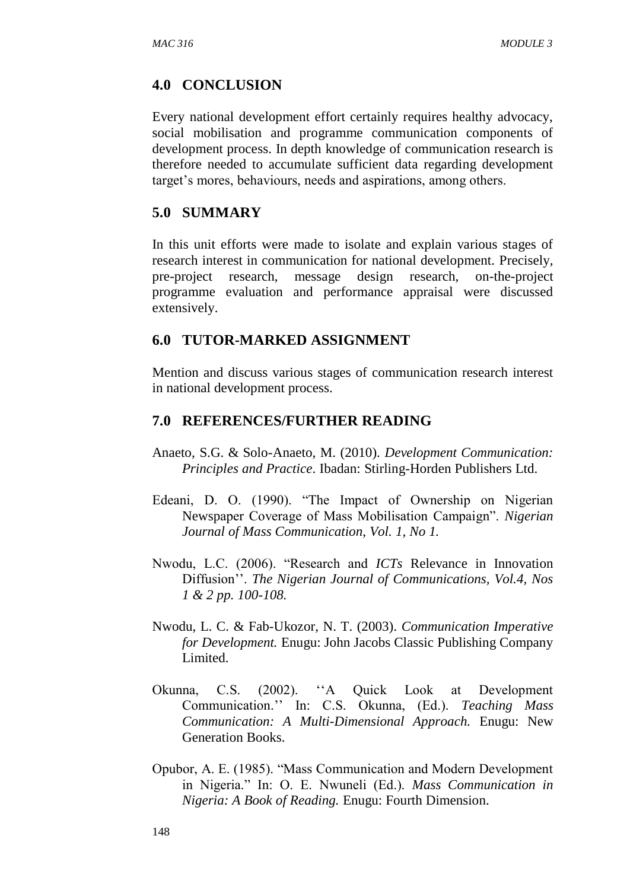## 4.0 CONCLUSION

Every national development effort certainly requires healthy advocacy, social mobilisation and programme communication components of development process. In depth knowledge of communication research is therefore needed to accumulate sufficient data regarding development target's mores, behaviours, needs and aspirations, among others.

## 5.0 SUMMARY

In this unit efforts were made to isolate and explain various stages of research interest in communication for national development. Precisely, pre-project research, message design research, on-the-project programme evaluation and performance appraisal were discussed extensively.

## 6.0 TUTOR-MARKED ASSIGNMENT

Mention and discuss various stages of communication research interest in national development process.

## 7.0 REFERENCES/FURTHER READING

Anaeto, S.G. & Solo-Anaeto, M. (2010). *Development Communication: Principles and Practice*. Ibadan: Stirling-Horden Publishers Ltd.

Edeani, D. O. (1990). "The Impact of Ownership on Nigerian Newspaper Coverage of Mass Mobilisation Campaign". *Nigerian Journal of Mass Communication, Vol. 1, No 1.*

Nwodu, L.C. (2006). "Research and *ICTs* Relevance in Innovation Diffusion''. *The Nigerian Journal of Communications, Vol.4, Nos 1 & 2 pp. 100-108.*

Nwodu, L. C. & Fab-Ukozor, N. T. (2003). *Communication Imperative for Development.* Enugu: John Jacobs Classic Publishing Company Limited.

Okunna, C.S. (2002). ''A Quick Look at Development Communication.'' In: C.S. Okunna, (Ed.). *Teaching Mass Communication: A Multi-Dimensional Approach.* Enugu: New Generation Books.

Opubor, A. E. (1985). "Mass Communication and Modern Development in Nigeria." In: O. E. Nwuneli (Ed.). *Mass Communication in Nigeria: A Book of Reading.* Enugu: Fourth Dimension.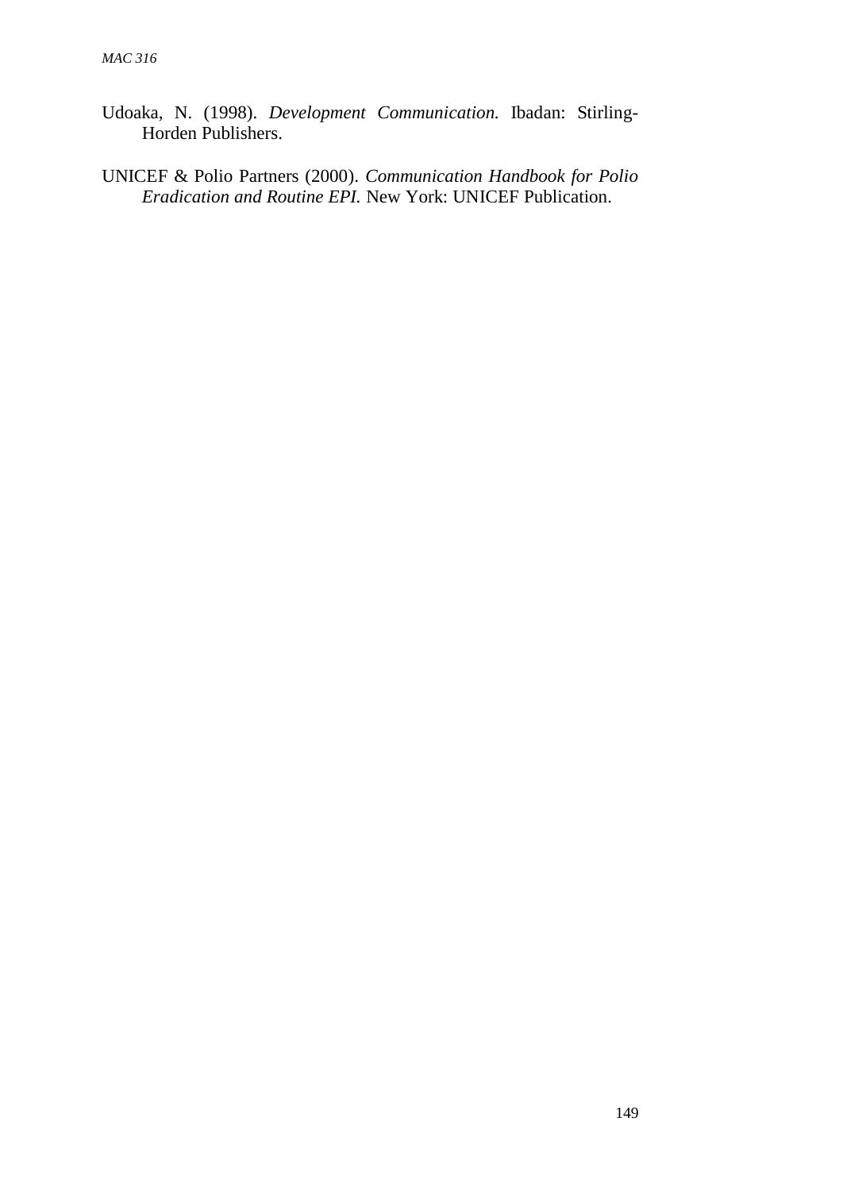Udoaka, N. (1998). *Development Communication.* Ibadan: Stirling-Horden Publishers.

UNICEF & Polio Partners (2000). *Communication Handbook for Polio Eradication and Routine EPI.* New York: UNICEF Publication.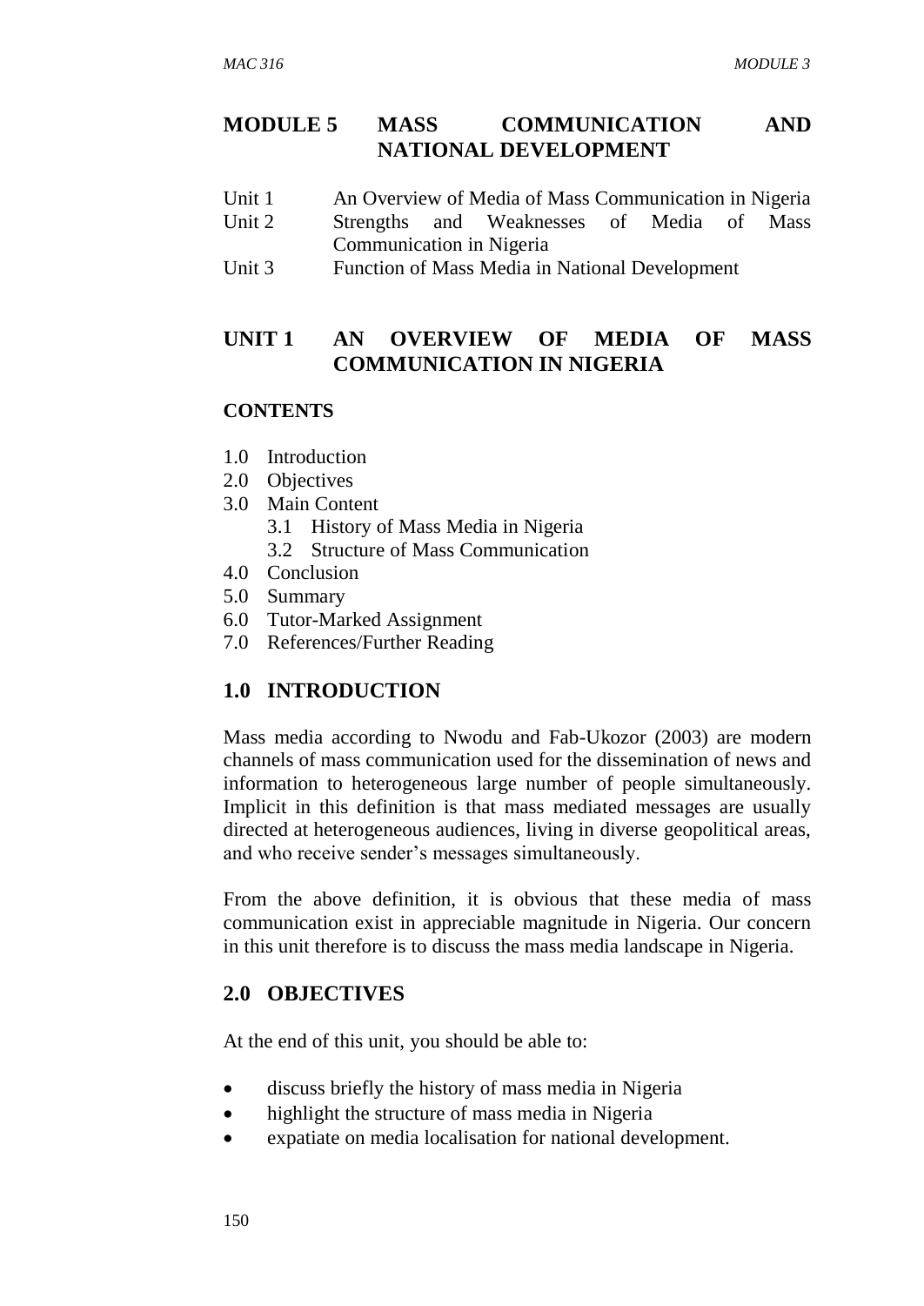# MODULE 5 MASS COMMUNICATION AND NATIONAL DEVELOPMENT

Unit 1 An Overview of Media of Mass Communication in Nigeria
Unit 2 Strengths and Weaknesses of Media of Mass Communication in Nigeria
Unit 3 Function of Mass Media in National Development

## UNIT 1 AN OVERVIEW OF MEDIA OF MASS COMMUNICATION IN NIGERIA

### CONTENTS

1.0 Introduction
2.0 Objectives
3.0 Main Content
 3.1 History of Mass Media in Nigeria
 3.2 Structure of Mass Communication
4.0 Conclusion
5.0 Summary
6.0 Tutor-Marked Assignment
7.0 References/Further Reading

### 1.0 INTRODUCTION

Mass media according to Nwodu and Fab-Ukozor (2003) are modern channels of mass communication used for the dissemination of news and information to heterogeneous large number of people simultaneously. Implicit in this definition is that mass mediated messages are usually directed at heterogeneous audiences, living in diverse geopolitical areas, and who receive sender's messages simultaneously.

From the above definition, it is obvious that these media of mass communication exist in appreciable magnitude in Nigeria. Our concern in this unit therefore is to discuss the mass media landscape in Nigeria.

### 2.0 OBJECTIVES

At the end of this unit, you should be able to:

- discuss briefly the history of mass media in Nigeria
- highlight the structure of mass media in Nigeria
- expatiate on media localisation for national development.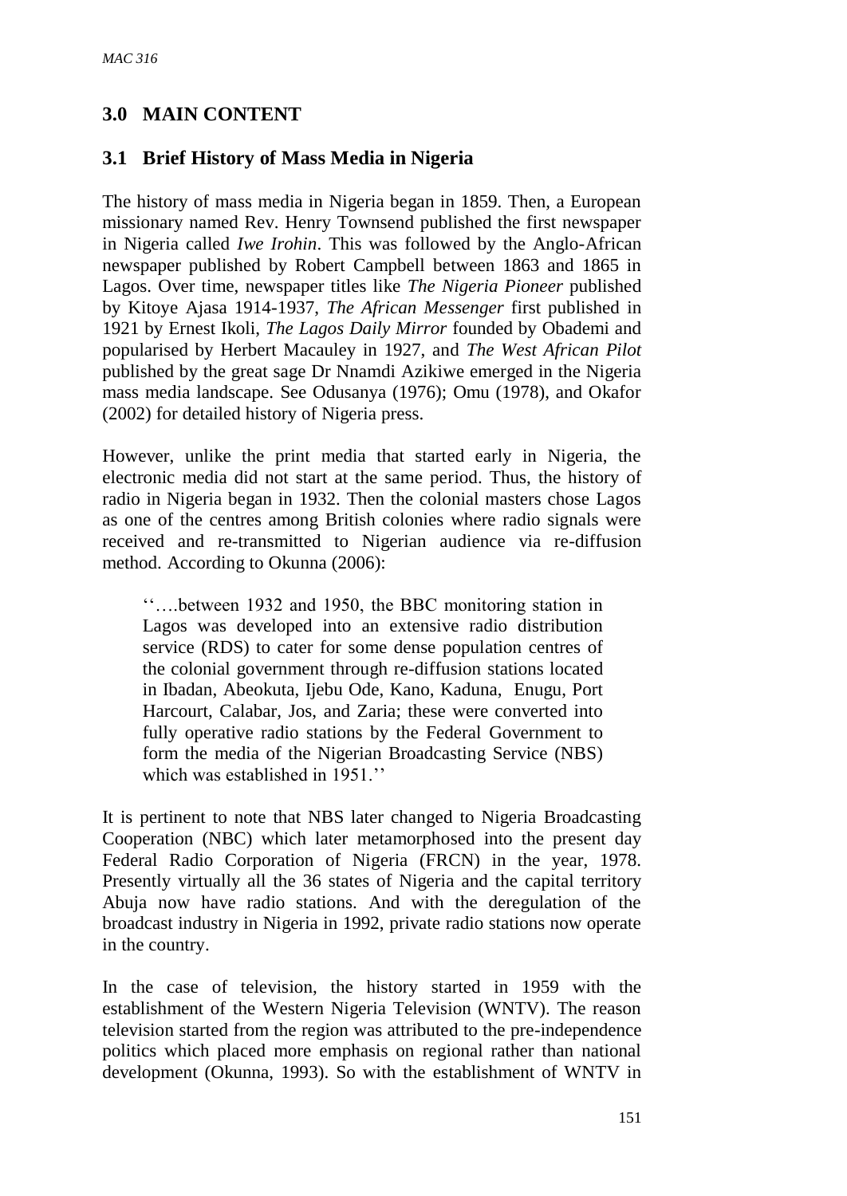## 3.0 MAIN CONTENT

### 3.1 Brief History of Mass Media in Nigeria

The history of mass media in Nigeria began in 1859. Then, a European missionary named Rev. Henry Townsend published the first newspaper in Nigeria called *Iwe Irohin*. This was followed by the Anglo-African newspaper published by Robert Campbell between 1863 and 1865 in Lagos. Over time, newspaper titles like *The Nigeria Pioneer* published by Kitoye Ajasa 1914-1937, *The African Messenger* first published in 1921 by Ernest Ikoli, *The Lagos Daily Mirror* founded by Obademi and popularised by Herbert Macauley in 1927, and *The West African Pilot* published by the great sage Dr Nnamdi Azikiwe emerged in the Nigeria mass media landscape. See Odusanya (1976); Omu (1978), and Okafor (2002) for detailed history of Nigeria press.

However, unlike the print media that started early in Nigeria, the electronic media did not start at the same period. Thus, the history of radio in Nigeria began in 1932. Then the colonial masters chose Lagos as one of the centres among British colonies where radio signals were received and re-transmitted to Nigerian audience via re-diffusion method. According to Okunna (2006):

> ''….between 1932 and 1950, the BBC monitoring station in Lagos was developed into an extensive radio distribution service (RDS) to cater for some dense population centres of the colonial government through re-diffusion stations located in Ibadan, Abeokuta, Ijebu Ode, Kano, Kaduna, Enugu, Port Harcourt, Calabar, Jos, and Zaria; these were converted into fully operative radio stations by the Federal Government to form the media of the Nigerian Broadcasting Service (NBS) which was established in 1951.''

It is pertinent to note that NBS later changed to Nigeria Broadcasting Cooperation (NBC) which later metamorphosed into the present day Federal Radio Corporation of Nigeria (FRCN) in the year, 1978. Presently virtually all the 36 states of Nigeria and the capital territory Abuja now have radio stations. And with the deregulation of the broadcast industry in Nigeria in 1992, private radio stations now operate in the country.

In the case of television, the history started in 1959 with the establishment of the Western Nigeria Television (WNTV). The reason television started from the region was attributed to the pre-independence politics which placed more emphasis on regional rather than national development (Okunna, 1993). So with the establishment of WNTV in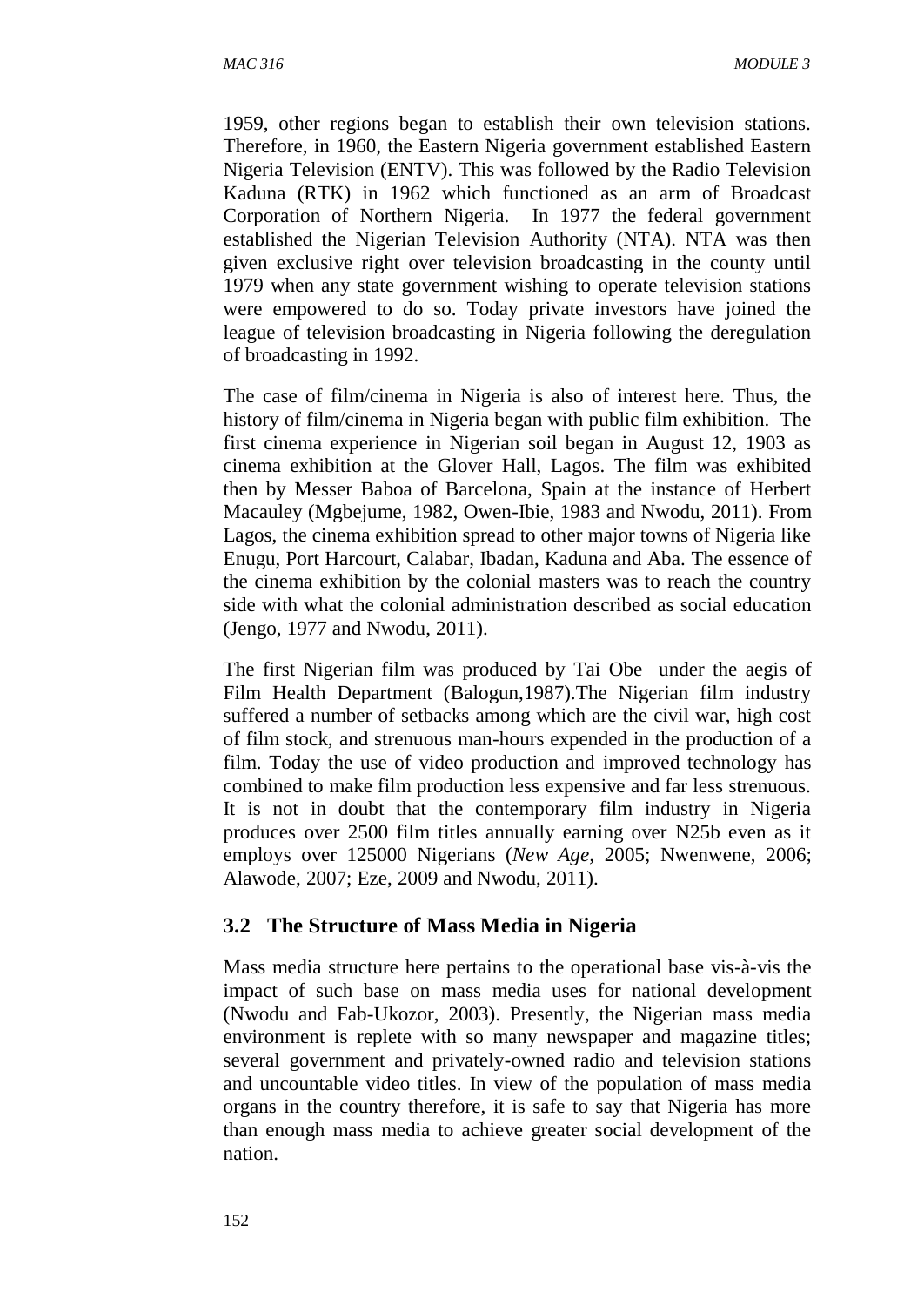1959, other regions began to establish their own television stations. Therefore, in 1960, the Eastern Nigeria government established Eastern Nigeria Television (ENTV). This was followed by the Radio Television Kaduna (RTK) in 1962 which functioned as an arm of Broadcast Corporation of Northern Nigeria. In 1977 the federal government established the Nigerian Television Authority (NTA). NTA was then given exclusive right over television broadcasting in the county until 1979 when any state government wishing to operate television stations were empowered to do so. Today private investors have joined the league of television broadcasting in Nigeria following the deregulation of broadcasting in 1992.

The case of film/cinema in Nigeria is also of interest here. Thus, the history of film/cinema in Nigeria began with public film exhibition. The first cinema experience in Nigerian soil began in August 12, 1903 as cinema exhibition at the Glover Hall, Lagos. The film was exhibited then by Messer Baboa of Barcelona, Spain at the instance of Herbert Macauley (Mgbejume, 1982, Owen-Ibie, 1983 and Nwodu, 2011). From Lagos, the cinema exhibition spread to other major towns of Nigeria like Enugu, Port Harcourt, Calabar, Ibadan, Kaduna and Aba. The essence of the cinema exhibition by the colonial masters was to reach the country side with what the colonial administration described as social education (Jengo, 1977 and Nwodu, 2011).

The first Nigerian film was produced by Tai Obe under the aegis of Film Health Department (Balogun,1987).The Nigerian film industry suffered a number of setbacks among which are the civil war, high cost of film stock, and strenuous man-hours expended in the production of a film. Today the use of video production and improved technology has combined to make film production less expensive and far less strenuous. It is not in doubt that the contemporary film industry in Nigeria produces over 2500 film titles annually earning over N25b even as it employs over 125000 Nigerians (*New Age*, 2005; Nwenwene, 2006; Alawode, 2007; Eze, 2009 and Nwodu, 2011).

## 3.2 The Structure of Mass Media in Nigeria

Mass media structure here pertains to the operational base vis-à-vis the impact of such base on mass media uses for national development (Nwodu and Fab-Ukozor, 2003). Presently, the Nigerian mass media environment is replete with so many newspaper and magazine titles; several government and privately-owned radio and television stations and uncountable video titles. In view of the population of mass media organs in the country therefore, it is safe to say that Nigeria has more than enough mass media to achieve greater social development of the nation.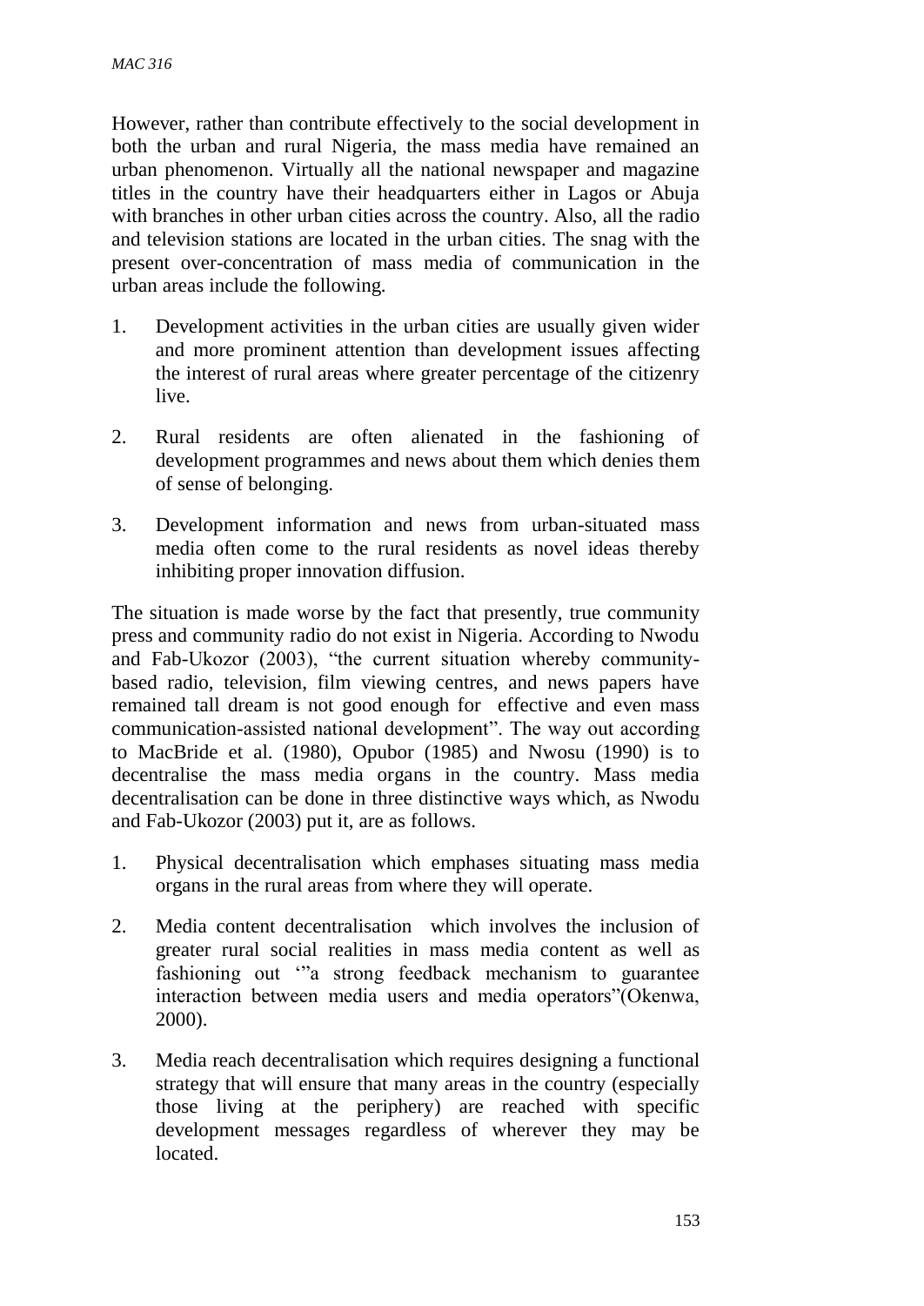However, rather than contribute effectively to the social development in both the urban and rural Nigeria, the mass media have remained an urban phenomenon. Virtually all the national newspaper and magazine titles in the country have their headquarters either in Lagos or Abuja with branches in other urban cities across the country. Also, all the radio and television stations are located in the urban cities. The snag with the present over-concentration of mass media of communication in the urban areas include the following.

1. Development activities in the urban cities are usually given wider and more prominent attention than development issues affecting the interest of rural areas where greater percentage of the citizenry live.

2. Rural residents are often alienated in the fashioning of development programmes and news about them which denies them of sense of belonging.

3. Development information and news from urban-situated mass media often come to the rural residents as novel ideas thereby inhibiting proper innovation diffusion.

The situation is made worse by the fact that presently, true community press and community radio do not exist in Nigeria. According to Nwodu and Fab-Ukozor (2003), "the current situation whereby community-based radio, television, film viewing centres, and news papers have remained tall dream is not good enough for effective and even mass communication-assisted national development". The way out according to MacBride et al. (1980), Opubor (1985) and Nwosu (1990) is to decentralise the mass media organs in the country. Mass media decentralisation can be done in three distinctive ways which, as Nwodu and Fab-Ukozor (2003) put it, are as follows.

1. Physical decentralisation which emphases situating mass media organs in the rural areas from where they will operate.

2. Media content decentralisation which involves the inclusion of greater rural social realities in mass media content as well as fashioning out '"a strong feedback mechanism to guarantee interaction between media users and media operators"(Okenwa, 2000).

3. Media reach decentralisation which requires designing a functional strategy that will ensure that many areas in the country (especially those living at the periphery) are reached with specific development messages regardless of wherever they may be located.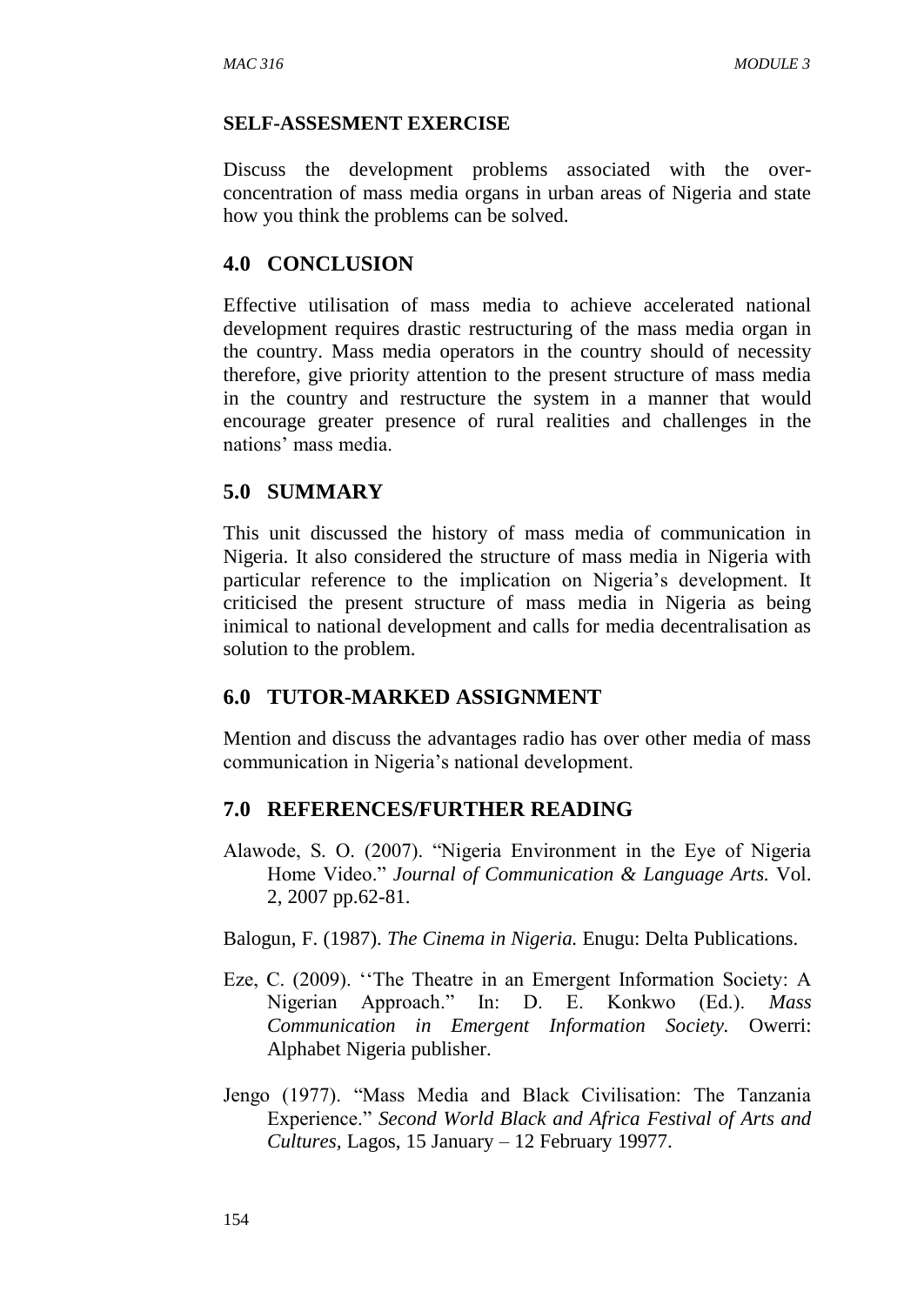**SELF-ASSESMENT EXERCISE**

Discuss the development problems associated with the over-concentration of mass media organs in urban areas of Nigeria and state how you think the problems can be solved.

## 4.0 CONCLUSION

Effective utilisation of mass media to achieve accelerated national development requires drastic restructuring of the mass media organ in the country. Mass media operators in the country should of necessity therefore, give priority attention to the present structure of mass media in the country and restructure the system in a manner that would encourage greater presence of rural realities and challenges in the nations' mass media.

## 5.0 SUMMARY

This unit discussed the history of mass media of communication in Nigeria. It also considered the structure of mass media in Nigeria with particular reference to the implication on Nigeria's development. It criticised the present structure of mass media in Nigeria as being inimical to national development and calls for media decentralisation as solution to the problem.

## 6.0 TUTOR-MARKED ASSIGNMENT

Mention and discuss the advantages radio has over other media of mass communication in Nigeria's national development.

## 7.0 REFERENCES/FURTHER READING

Alawode, S. O. (2007). "Nigeria Environment in the Eye of Nigeria Home Video." *Journal of Communication & Language Arts.* Vol. 2, 2007 pp.62-81.

Balogun, F. (1987). *The Cinema in Nigeria.* Enugu: Delta Publications.

Eze, C. (2009). ''The Theatre in an Emergent Information Society: A Nigerian Approach." In: D. E. Konkwo (Ed.). *Mass Communication in Emergent Information Society.* Owerri: Alphabet Nigeria publisher.

Jengo (1977). "Mass Media and Black Civilisation: The Tanzania Experience." *Second World Black and Africa Festival of Arts and Cultures,* Lagos, 15 January – 12 February 19977.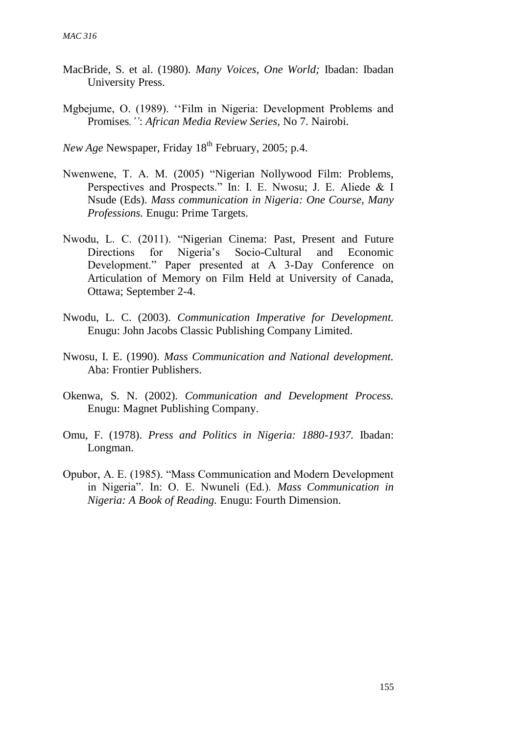MacBride, S. et al. (1980). *Many Voices, One World;* Ibadan: Ibadan University Press.

Mgbejume, O. (1989). ''Film in Nigeria: Development Problems and Promises*.''*: *African Media Review Series*, No 7. Nairobi.

*New Age* Newspaper, Friday 18th February, 2005; p.4.

Nwenwene, T. A. M. (2005) "Nigerian Nollywood Film: Problems, Perspectives and Prospects." In: I. E. Nwosu; J. E. Aliede & I Nsude (Eds). *Mass communication in Nigeria: One Course, Many Professions.* Enugu: Prime Targets.

Nwodu, L. C. (2011). "Nigerian Cinema: Past, Present and Future Directions for Nigeria's Socio-Cultural and Economic Development." Paper presented at A 3-Day Conference on Articulation of Memory on Film Held at University of Canada, Ottawa; September 2-4.

Nwodu, L. C. (2003). *Communication Imperative for Development.* Enugu: John Jacobs Classic Publishing Company Limited.

Nwosu, I. E. (1990). *Mass Communication and National development.* Aba: Frontier Publishers.

Okenwa, S. N. (2002). *Communication and Development Process.* Enugu: Magnet Publishing Company.

Omu, F. (1978). *Press and Politics in Nigeria: 1880-1937.* Ibadan: Longman.

Opubor, A. E. (1985). "Mass Communication and Modern Development in Nigeria". In: O. E. Nwuneli (Ed.). *Mass Communication in Nigeria: A Book of Reading.* Enugu: Fourth Dimension.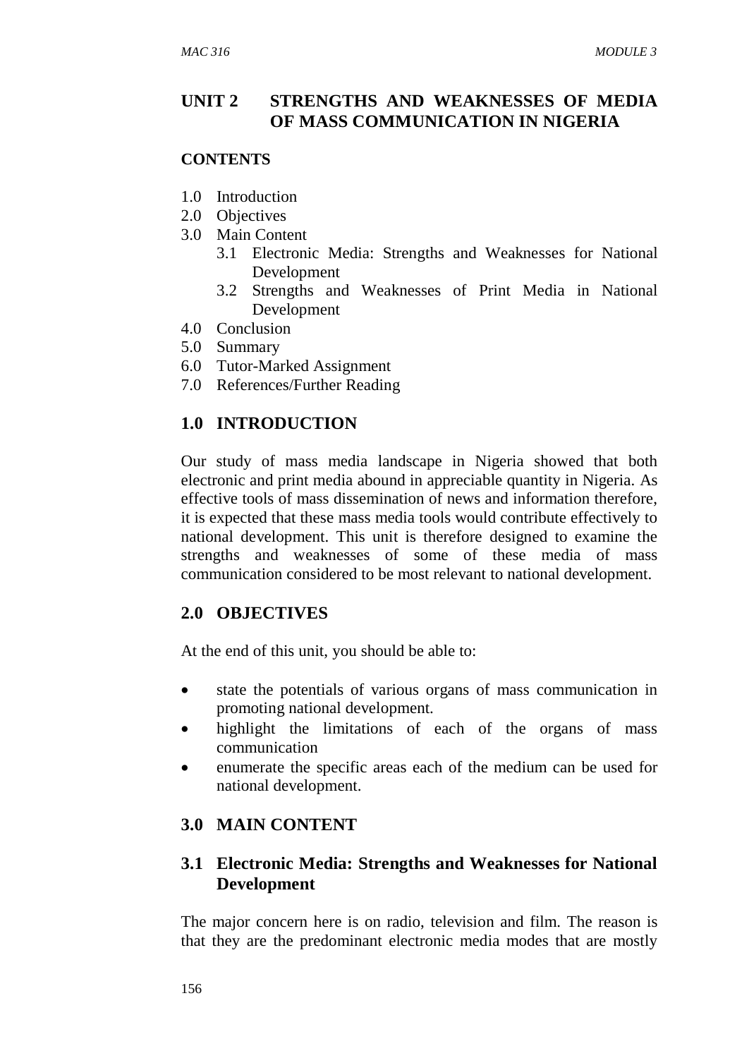# UNIT 2 STRENGTHS AND WEAKNESSES OF MEDIA OF MASS COMMUNICATION IN NIGERIA

**CONTENTS**

1.0 Introduction
2.0 Objectives
3.0 Main Content
   3.1 Electronic Media: Strengths and Weaknesses for National Development
   3.2 Strengths and Weaknesses of Print Media in National Development
4.0 Conclusion
5.0 Summary
6.0 Tutor-Marked Assignment
7.0 References/Further Reading

## 1.0 INTRODUCTION

Our study of mass media landscape in Nigeria showed that both electronic and print media abound in appreciable quantity in Nigeria. As effective tools of mass dissemination of news and information therefore, it is expected that these mass media tools would contribute effectively to national development. This unit is therefore designed to examine the strengths and weaknesses of some of these media of mass communication considered to be most relevant to national development.

## 2.0 OBJECTIVES

At the end of this unit, you should be able to:

- state the potentials of various organs of mass communication in promoting national development.
- highlight the limitations of each of the organs of mass communication
- enumerate the specific areas each of the medium can be used for national development.

## 3.0 MAIN CONTENT

### 3.1 Electronic Media: Strengths and Weaknesses for National Development

The major concern here is on radio, television and film. The reason is that they are the predominant electronic media modes that are mostly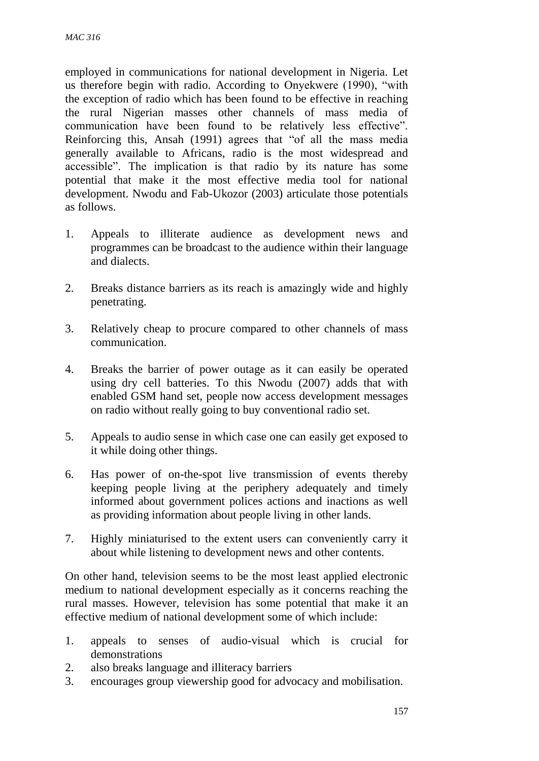employed in communications for national development in Nigeria. Let us therefore begin with radio. According to Onyekwere (1990), "with the exception of radio which has been found to be effective in reaching the rural Nigerian masses other channels of mass media of communication have been found to be relatively less effective". Reinforcing this, Ansah (1991) agrees that "of all the mass media generally available to Africans, radio is the most widespread and accessible". The implication is that radio by its nature has some potential that make it the most effective media tool for national development. Nwodu and Fab-Ukozor (2003) articulate those potentials as follows.

1. Appeals to illiterate audience as development news and programmes can be broadcast to the audience within their language and dialects.
2. Breaks distance barriers as its reach is amazingly wide and highly penetrating.
3. Relatively cheap to procure compared to other channels of mass communication.
4. Breaks the barrier of power outage as it can easily be operated using dry cell batteries. To this Nwodu (2007) adds that with enabled GSM hand set, people now access development messages on radio without really going to buy conventional radio set.
5. Appeals to audio sense in which case one can easily get exposed to it while doing other things.
6. Has power of on-the-spot live transmission of events thereby keeping people living at the periphery adequately and timely informed about government polices actions and inactions as well as providing information about people living in other lands.
7. Highly miniaturised to the extent users can conveniently carry it about while listening to development news and other contents.

On other hand, television seems to be the most least applied electronic medium to national development especially as it concerns reaching the rural masses. However, television has some potential that make it an effective medium of national development some of which include:

1. appeals to senses of audio-visual which is crucial for demonstrations
2. also breaks language and illiteracy barriers
3. encourages group viewership good for advocacy and mobilisation.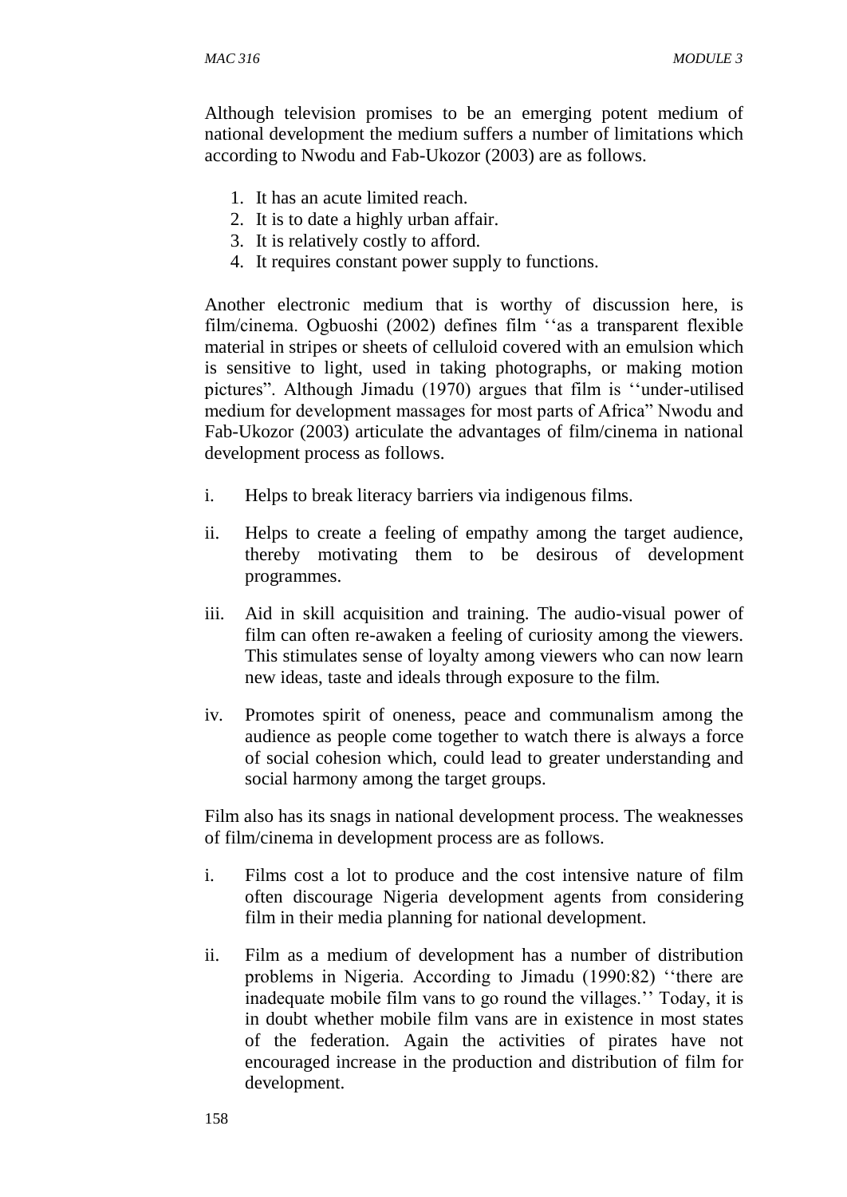Although television promises to be an emerging potent medium of national development the medium suffers a number of limitations which according to Nwodu and Fab-Ukozor (2003) are as follows.

1. It has an acute limited reach.
2. It is to date a highly urban affair.
3. It is relatively costly to afford.
4. It requires constant power supply to functions.

Another electronic medium that is worthy of discussion here, is film/cinema. Ogbuoshi (2002) defines film ''as a transparent flexible material in stripes or sheets of celluloid covered with an emulsion which is sensitive to light, used in taking photographs, or making motion pictures". Although Jimadu (1970) argues that film is ''under-utilised medium for development massages for most parts of Africa" Nwodu and Fab-Ukozor (2003) articulate the advantages of film/cinema in national development process as follows.

i. Helps to break literacy barriers via indigenous films.

ii. Helps to create a feeling of empathy among the target audience, thereby motivating them to be desirous of development programmes.

iii. Aid in skill acquisition and training. The audio-visual power of film can often re-awaken a feeling of curiosity among the viewers. This stimulates sense of loyalty among viewers who can now learn new ideas, taste and ideals through exposure to the film.

iv. Promotes spirit of oneness, peace and communalism among the audience as people come together to watch there is always a force of social cohesion which, could lead to greater understanding and social harmony among the target groups.

Film also has its snags in national development process. The weaknesses of film/cinema in development process are as follows.

i. Films cost a lot to produce and the cost intensive nature of film often discourage Nigeria development agents from considering film in their media planning for national development.

ii. Film as a medium of development has a number of distribution problems in Nigeria. According to Jimadu (1990:82) ''there are inadequate mobile film vans to go round the villages.'' Today, it is in doubt whether mobile film vans are in existence in most states of the federation. Again the activities of pirates have not encouraged increase in the production and distribution of film for development.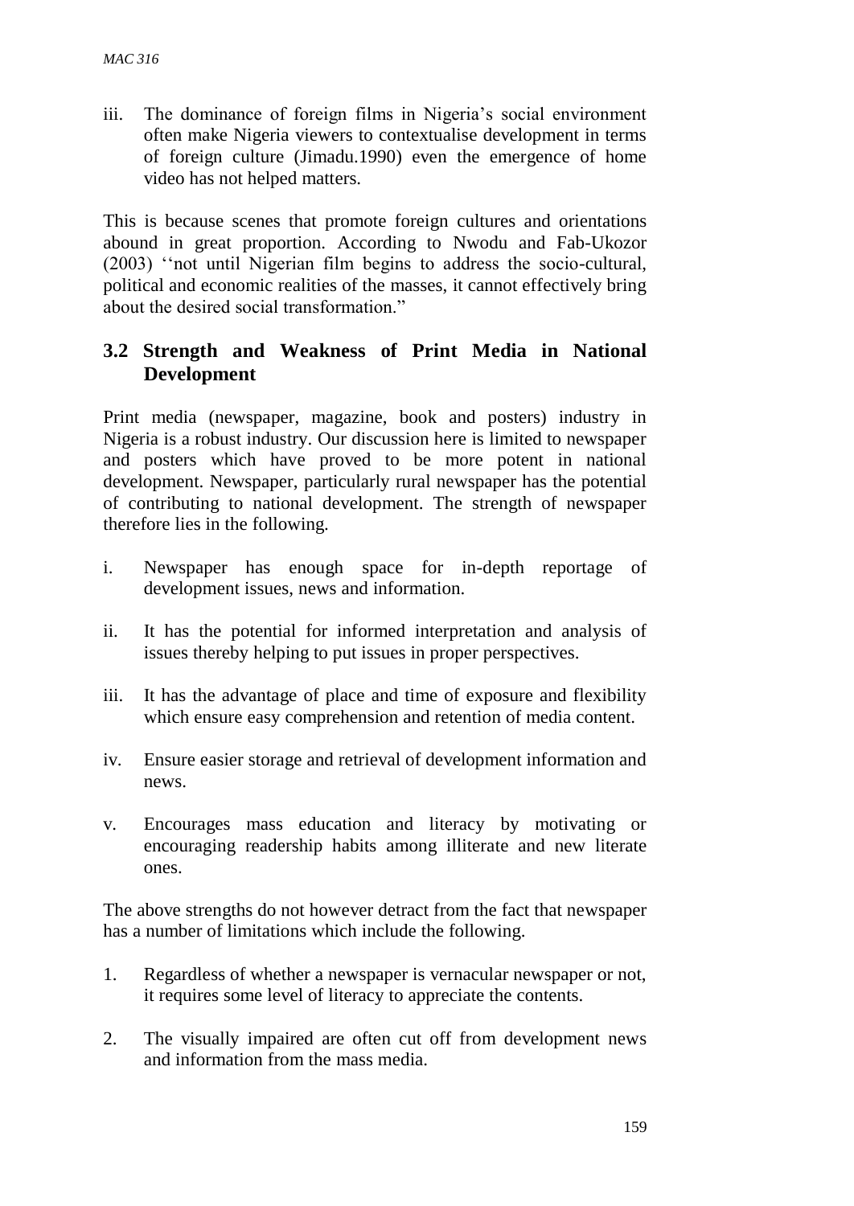iii. The dominance of foreign films in Nigeria's social environment often make Nigeria viewers to contextualise development in terms of foreign culture (Jimadu.1990) even the emergence of home video has not helped matters.

This is because scenes that promote foreign cultures and orientations abound in great proportion. According to Nwodu and Fab-Ukozor (2003) ''not until Nigerian film begins to address the socio-cultural, political and economic realities of the masses, it cannot effectively bring about the desired social transformation."

## 3.2 Strength and Weakness of Print Media in National Development

Print media (newspaper, magazine, book and posters) industry in Nigeria is a robust industry. Our discussion here is limited to newspaper and posters which have proved to be more potent in national development. Newspaper, particularly rural newspaper has the potential of contributing to national development. The strength of newspaper therefore lies in the following.

i. Newspaper has enough space for in-depth reportage of development issues, news and information.

ii. It has the potential for informed interpretation and analysis of issues thereby helping to put issues in proper perspectives.

iii. It has the advantage of place and time of exposure and flexibility which ensure easy comprehension and retention of media content.

iv. Ensure easier storage and retrieval of development information and news.

v. Encourages mass education and literacy by motivating or encouraging readership habits among illiterate and new literate ones.

The above strengths do not however detract from the fact that newspaper has a number of limitations which include the following.

1. Regardless of whether a newspaper is vernacular newspaper or not, it requires some level of literacy to appreciate the contents.
2. The visually impaired are often cut off from development news and information from the mass media.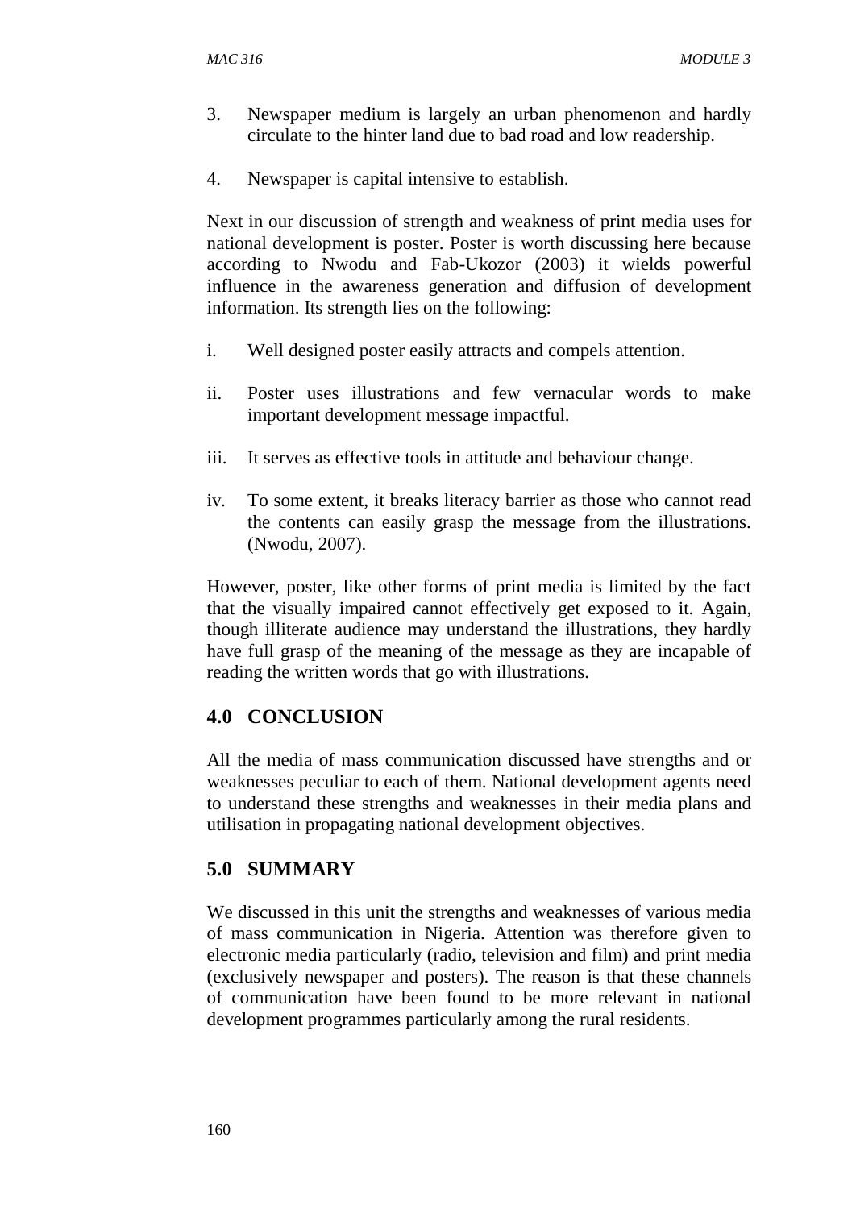3. Newspaper medium is largely an urban phenomenon and hardly circulate to the hinter land due to bad road and low readership.

4. Newspaper is capital intensive to establish.

Next in our discussion of strength and weakness of print media uses for national development is poster. Poster is worth discussing here because according to Nwodu and Fab-Ukozor (2003) it wields powerful influence in the awareness generation and diffusion of development information. Its strength lies on the following:

i. Well designed poster easily attracts and compels attention.

ii. Poster uses illustrations and few vernacular words to make important development message impactful.

iii. It serves as effective tools in attitude and behaviour change.

iv. To some extent, it breaks literacy barrier as those who cannot read the contents can easily grasp the message from the illustrations. (Nwodu, 2007).

However, poster, like other forms of print media is limited by the fact that the visually impaired cannot effectively get exposed to it. Again, though illiterate audience may understand the illustrations, they hardly have full grasp of the meaning of the message as they are incapable of reading the written words that go with illustrations.

## 4.0 CONCLUSION

All the media of mass communication discussed have strengths and or weaknesses peculiar to each of them. National development agents need to understand these strengths and weaknesses in their media plans and utilisation in propagating national development objectives.

## 5.0 SUMMARY

We discussed in this unit the strengths and weaknesses of various media of mass communication in Nigeria. Attention was therefore given to electronic media particularly (radio, television and film) and print media (exclusively newspaper and posters). The reason is that these channels of communication have been found to be more relevant in national development programmes particularly among the rural residents.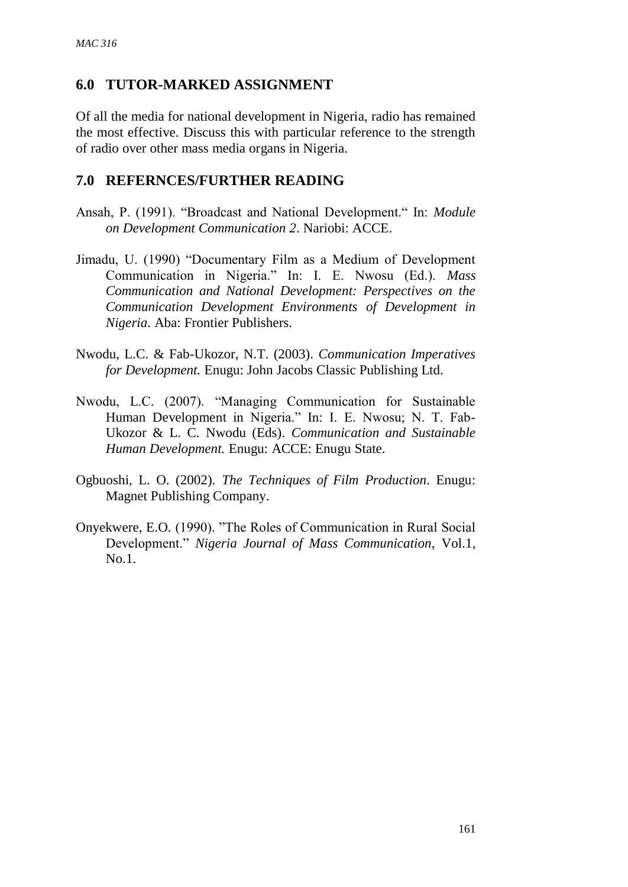## 6.0 TUTOR-MARKED ASSIGNMENT

Of all the media for national development in Nigeria, radio has remained the most effective. Discuss this with particular reference to the strength of radio over other mass media organs in Nigeria.

## 7.0 REFERNCES/FURTHER READING

Ansah, P. (1991). "Broadcast and National Development." In: *Module on Development Communication 2*. Nariobi: ACCE.

Jimadu, U. (1990) "Documentary Film as a Medium of Development Communication in Nigeria." In: I. E. Nwosu (Ed.). *Mass Communication and National Development: Perspectives on the Communication Development Environments of Development in Nigeria*. Aba: Frontier Publishers.

Nwodu, L.C. & Fab-Ukozor, N.T. (2003). *Communication Imperatives for Development.* Enugu: John Jacobs Classic Publishing Ltd.

Nwodu, L.C. (2007). "Managing Communication for Sustainable Human Development in Nigeria." In: I. E. Nwosu; N. T. Fab-Ukozor & L. C. Nwodu (Eds). *Communication and Sustainable Human Development.* Enugu: ACCE: Enugu State.

Ogbuoshi, L. O. (2002). *The Techniques of Film Production*. Enugu: Magnet Publishing Company.

Onyekwere, E.O. (1990). "The Roles of Communication in Rural Social Development." *Nigeria Journal of Mass Communication*, Vol.1, No.1.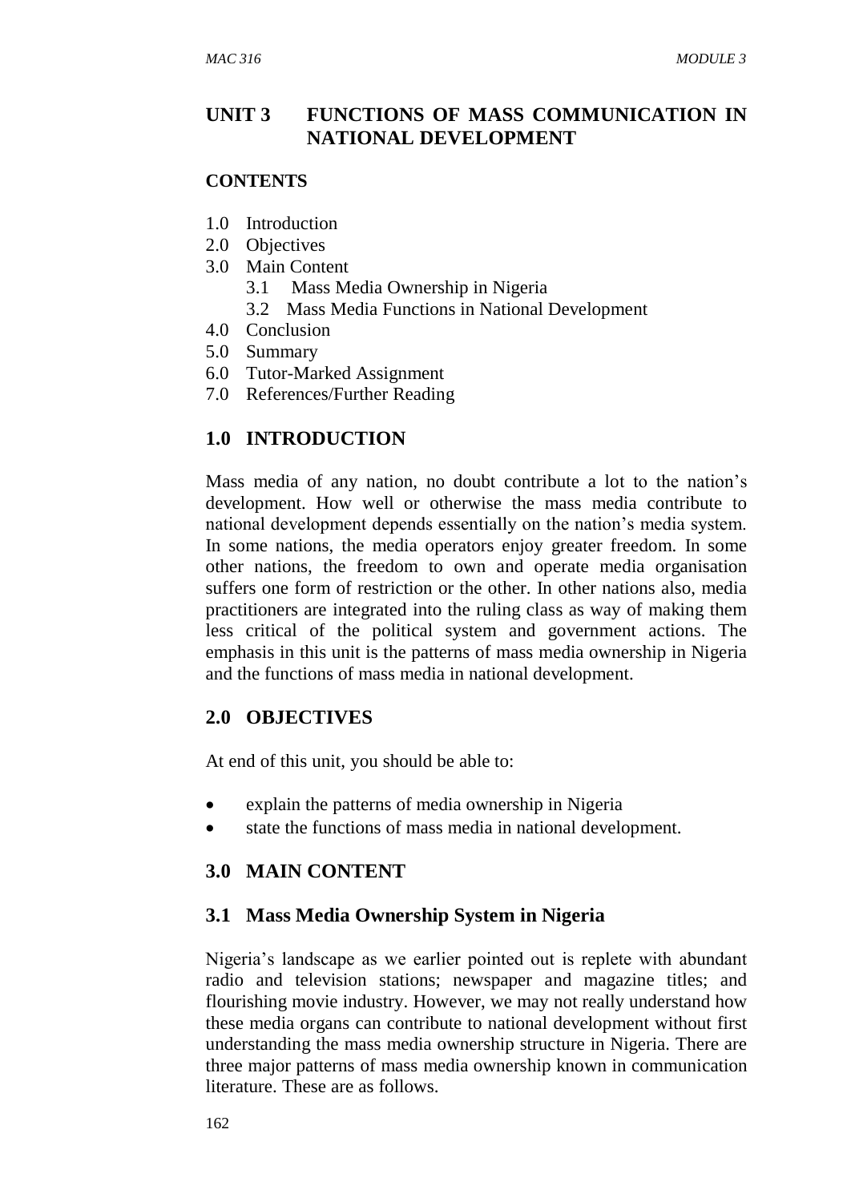## UNIT 3 FUNCTIONS OF MASS COMMUNICATION IN NATIONAL DEVELOPMENT

**CONTENTS**

- 1.0 Introduction
- 2.0 Objectives
- 3.0 Main Content
  - 3.1 Mass Media Ownership in Nigeria
  - 3.2 Mass Media Functions in National Development
- 4.0 Conclusion
- 5.0 Summary
- 6.0 Tutor-Marked Assignment
- 7.0 References/Further Reading

## 1.0 INTRODUCTION

Mass media of any nation, no doubt contribute a lot to the nation's development. How well or otherwise the mass media contribute to national development depends essentially on the nation's media system. In some nations, the media operators enjoy greater freedom. In some other nations, the freedom to own and operate media organisation suffers one form of restriction or the other. In other nations also, media practitioners are integrated into the ruling class as way of making them less critical of the political system and government actions. The emphasis in this unit is the patterns of mass media ownership in Nigeria and the functions of mass media in national development.

## 2.0 OBJECTIVES

At end of this unit, you should be able to:

- explain the patterns of media ownership in Nigeria
- state the functions of mass media in national development.

## 3.0 MAIN CONTENT

### 3.1 Mass Media Ownership System in Nigeria

Nigeria's landscape as we earlier pointed out is replete with abundant radio and television stations; newspaper and magazine titles; and flourishing movie industry. However, we may not really understand how these media organs can contribute to national development without first understanding the mass media ownership structure in Nigeria. There are three major patterns of mass media ownership known in communication literature. These are as follows.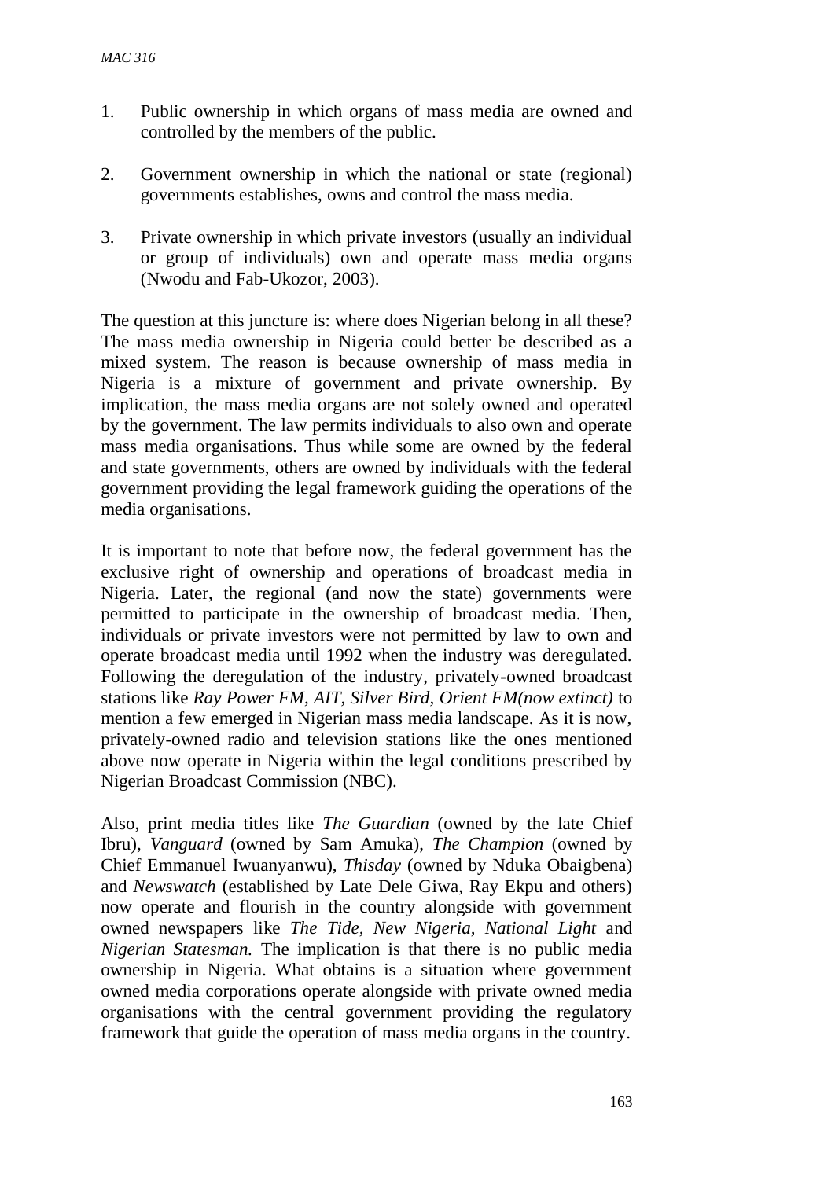1. Public ownership in which organs of mass media are owned and controlled by the members of the public.

2. Government ownership in which the national or state (regional) governments establishes, owns and control the mass media.

3. Private ownership in which private investors (usually an individual or group of individuals) own and operate mass media organs (Nwodu and Fab-Ukozor, 2003).

The question at this juncture is: where does Nigerian belong in all these? The mass media ownership in Nigeria could better be described as a mixed system. The reason is because ownership of mass media in Nigeria is a mixture of government and private ownership. By implication, the mass media organs are not solely owned and operated by the government. The law permits individuals to also own and operate mass media organisations. Thus while some are owned by the federal and state governments, others are owned by individuals with the federal government providing the legal framework guiding the operations of the media organisations.

It is important to note that before now, the federal government has the exclusive right of ownership and operations of broadcast media in Nigeria. Later, the regional (and now the state) governments were permitted to participate in the ownership of broadcast media. Then, individuals or private investors were not permitted by law to own and operate broadcast media until 1992 when the industry was deregulated. Following the deregulation of the industry, privately-owned broadcast stations like *Ray Power FM, AIT, Silver Bird, Orient FM(now extinct)* to mention a few emerged in Nigerian mass media landscape. As it is now, privately-owned radio and television stations like the ones mentioned above now operate in Nigeria within the legal conditions prescribed by Nigerian Broadcast Commission (NBC).

Also, print media titles like *The Guardian* (owned by the late Chief Ibru), *Vanguard* (owned by Sam Amuka), *The Champion* (owned by Chief Emmanuel Iwuanyanwu), *Thisday* (owned by Nduka Obaigbena) and *Newswatch* (established by Late Dele Giwa, Ray Ekpu and others) now operate and flourish in the country alongside with government owned newspapers like *The Tide, New Nigeria, National Light* and *Nigerian Statesman.* The implication is that there is no public media ownership in Nigeria. What obtains is a situation where government owned media corporations operate alongside with private owned media organisations with the central government providing the regulatory framework that guide the operation of mass media organs in the country.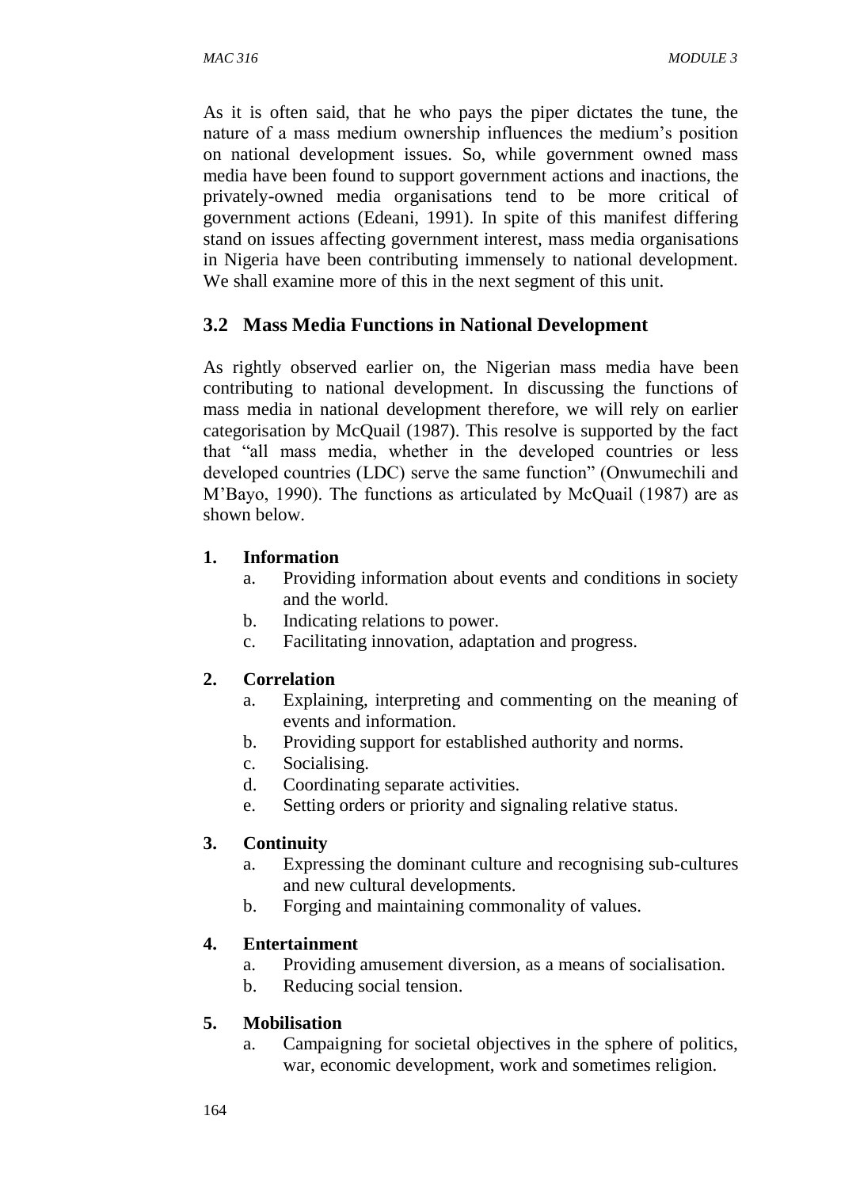As it is often said, that he who pays the piper dictates the tune, the nature of a mass medium ownership influences the medium's position on national development issues. So, while government owned mass media have been found to support government actions and inactions, the privately-owned media organisations tend to be more critical of government actions (Edeani, 1991). In spite of this manifest differing stand on issues affecting government interest, mass media organisations in Nigeria have been contributing immensely to national development. We shall examine more of this in the next segment of this unit.

## 3.2 Mass Media Functions in National Development

As rightly observed earlier on, the Nigerian mass media have been contributing to national development. In discussing the functions of mass media in national development therefore, we will rely on earlier categorisation by McQuail (1987). This resolve is supported by the fact that "all mass media, whether in the developed countries or less developed countries (LDC) serve the same function" (Onwumechili and M'Bayo, 1990). The functions as articulated by McQuail (1987) are as shown below.

1. **Information**
   a. Providing information about events and conditions in society and the world.
   b. Indicating relations to power.
   c. Facilitating innovation, adaptation and progress.

2. **Correlation**
   a. Explaining, interpreting and commenting on the meaning of events and information.
   b. Providing support for established authority and norms.
   c. Socialising.
   d. Coordinating separate activities.
   e. Setting orders or priority and signaling relative status.

3. **Continuity**
   a. Expressing the dominant culture and recognising sub-cultures and new cultural developments.
   b. Forging and maintaining commonality of values.

4. **Entertainment**
   a. Providing amusement diversion, as a means of socialisation.
   b. Reducing social tension.

5. **Mobilisation**
   a. Campaigning for societal objectives in the sphere of politics, war, economic development, work and sometimes religion.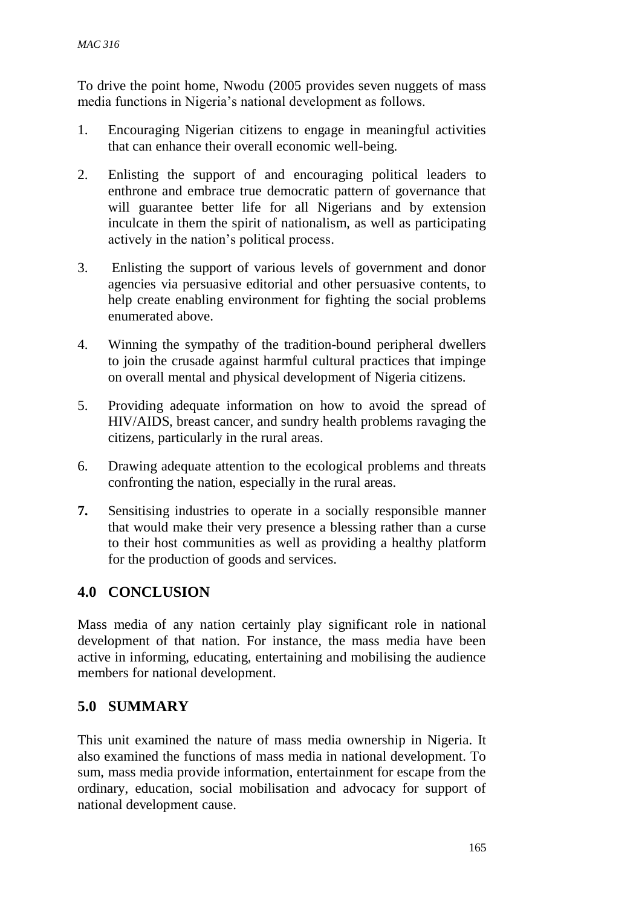To drive the point home, Nwodu (2005 provides seven nuggets of mass media functions in Nigeria's national development as follows.

1. Encouraging Nigerian citizens to engage in meaningful activities that can enhance their overall economic well-being.
2. Enlisting the support of and encouraging political leaders to enthrone and embrace true democratic pattern of governance that will guarantee better life for all Nigerians and by extension inculcate in them the spirit of nationalism, as well as participating actively in the nation's political process.
3. Enlisting the support of various levels of government and donor agencies via persuasive editorial and other persuasive contents, to help create enabling environment for fighting the social problems enumerated above.
4. Winning the sympathy of the tradition-bound peripheral dwellers to join the crusade against harmful cultural practices that impinge on overall mental and physical development of Nigeria citizens.
5. Providing adequate information on how to avoid the spread of HIV/AIDS, breast cancer, and sundry health problems ravaging the citizens, particularly in the rural areas.
6. Drawing adequate attention to the ecological problems and threats confronting the nation, especially in the rural areas.
7. Sensitising industries to operate in a socially responsible manner that would make their very presence a blessing rather than a curse to their host communities as well as providing a healthy platform for the production of goods and services.

## 4.0 CONCLUSION

Mass media of any nation certainly play significant role in national development of that nation. For instance, the mass media have been active in informing, educating, entertaining and mobilising the audience members for national development.

## 5.0 SUMMARY

This unit examined the nature of mass media ownership in Nigeria. It also examined the functions of mass media in national development. To sum, mass media provide information, entertainment for escape from the ordinary, education, social mobilisation and advocacy for support of national development cause.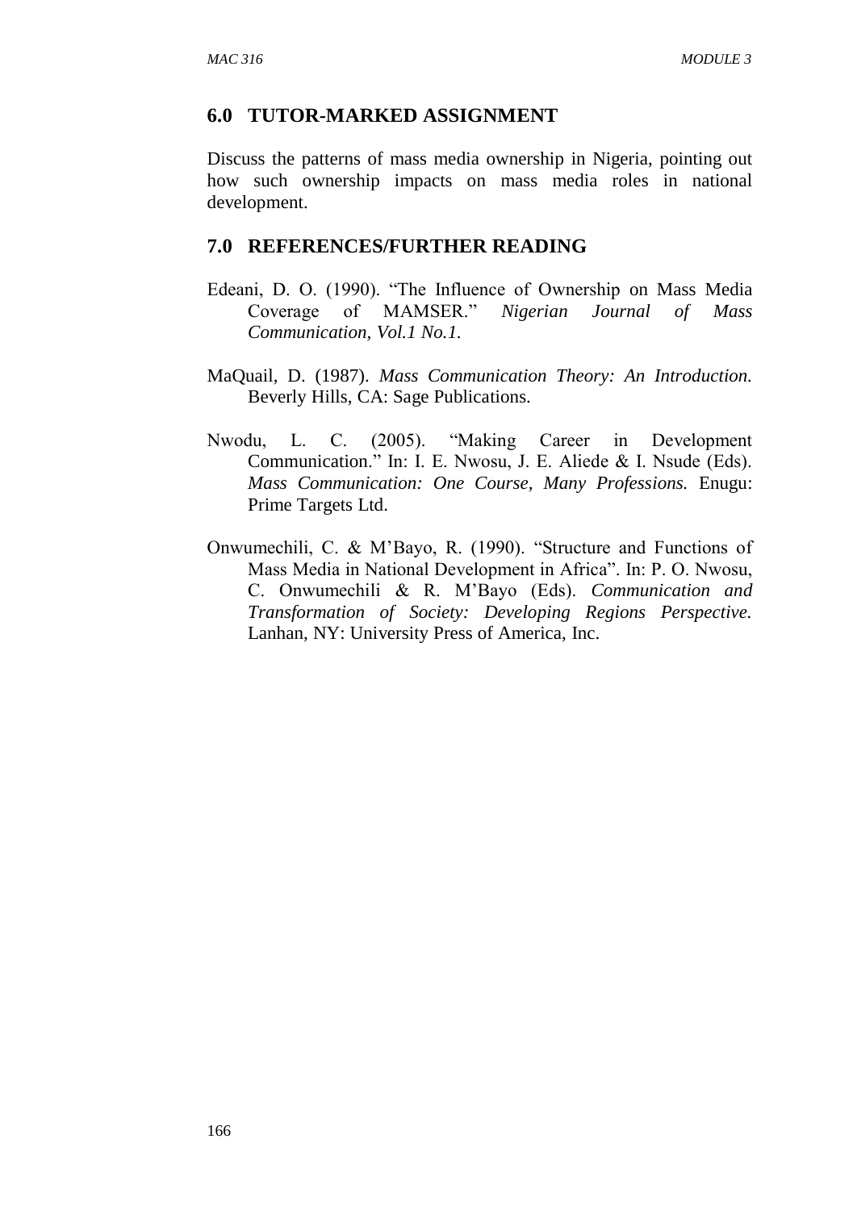## 6.0 TUTOR-MARKED ASSIGNMENT

Discuss the patterns of mass media ownership in Nigeria, pointing out how such ownership impacts on mass media roles in national development.

## 7.0 REFERENCES/FURTHER READING

Edeani, D. O. (1990). "The Influence of Ownership on Mass Media Coverage of MAMSER." *Nigerian Journal of Mass Communication, Vol.1 No.1.*

MaQuail, D. (1987). *Mass Communication Theory: An Introduction.* Beverly Hills, CA: Sage Publications.

Nwodu, L. C. (2005). "Making Career in Development Communication." In: I. E. Nwosu, J. E. Aliede & I. Nsude (Eds). *Mass Communication: One Course, Many Professions.* Enugu: Prime Targets Ltd.

Onwumechili, C. & M'Bayo, R. (1990). "Structure and Functions of Mass Media in National Development in Africa". In: P. O. Nwosu, C. Onwumechili & R. M'Bayo (Eds). *Communication and Transformation of Society: Developing Regions Perspective.* Lanhan, NY: University Press of America, Inc.